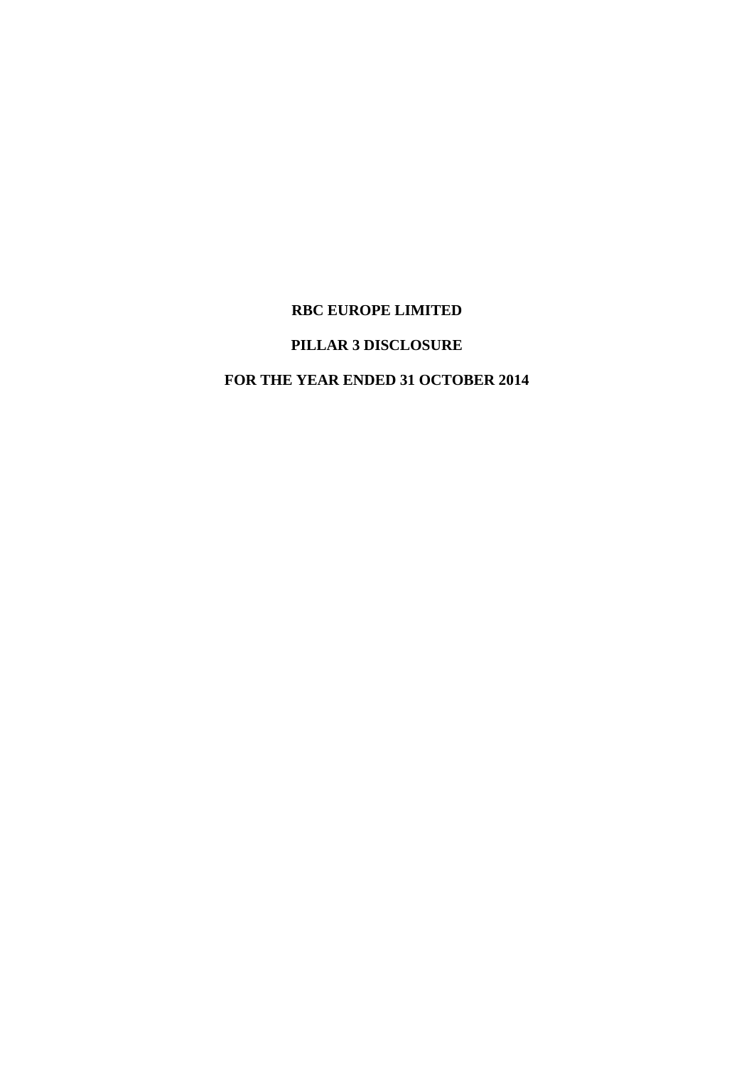# RBC EUROPE LIMITED

# PILLAR 3 DISCLOSURE

# FOR THE YEAR ENDED 31 OCTOBER 2014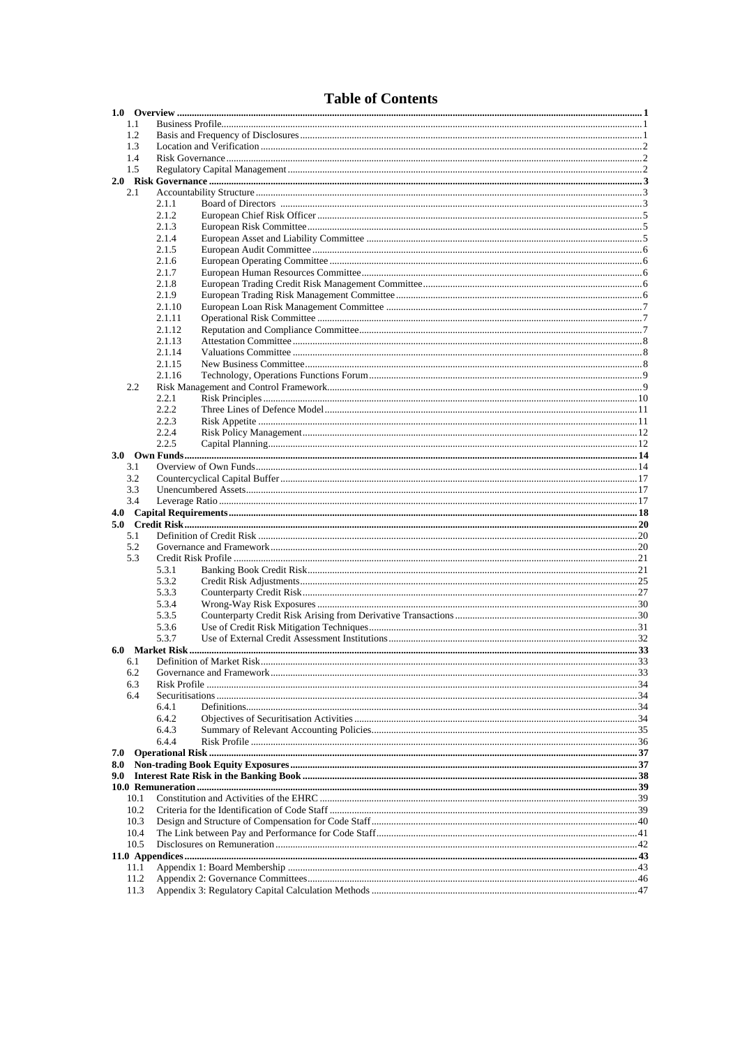# Table of Contents

- **1.0 Overview** ..... 1
  - 1.1 Business Profile ..... 1
  - 1.2 Basis and Frequency of Disclosures ..... 1
  - 1.3 Location and Verification ..... 2
  - 1.4 Risk Governance ..... 2
  - 1.5 Regulatory Capital Management ..... 2
- **2.0 Risk Governance** ..... 3
  - 2.1 Accountability Structure ..... 3
    - 2.1.1 Board of Directors ..... 3
    - 2.1.2 European Chief Risk Officer ..... 5
    - 2.1.3 European Risk Committee ..... 5
    - 2.1.4 European Asset and Liability Committee ..... 5
    - 2.1.5 European Audit Committee ..... 6
    - 2.1.6 European Operating Committee ..... 6
    - 2.1.7 European Human Resources Committee ..... 6
    - 2.1.8 European Trading Credit Risk Management Committee ..... 6
    - 2.1.9 European Trading Risk Management Committee ..... 6
    - 2.1.10 European Loan Risk Management Committee ..... 7
    - 2.1.11 Operational Risk Committee ..... 7
    - 2.1.12 Reputation and Compliance Committee ..... 7
    - 2.1.13 Attestation Committee ..... 8
    - 2.1.14 Valuations Committee ..... 8
    - 2.1.15 New Business Committee ..... 8
    - 2.1.16 Technology, Operations Functions Forum ..... 9
  - 2.2 Risk Management and Control Framework ..... 9
    - 2.2.1 Risk Principles ..... 10
    - 2.2.2 Three Lines of Defence Model ..... 11
    - 2.2.3 Risk Appetite ..... 11
    - 2.2.4 Risk Policy Management ..... 12
    - 2.2.5 Capital Planning ..... 12
- **3.0 Own Funds** ..... 14
  - 3.1 Overview of Own Funds ..... 14
  - 3.2 Countercyclical Capital Buffer ..... 17
  - 3.3 Unencumbered Assets ..... 17
  - 3.4 Leverage Ratio ..... 17
- **4.0 Capital Requirements** ..... 18
- **5.0 Credit Risk** ..... 20
  - 5.1 Definition of Credit Risk ..... 20
  - 5.2 Governance and Framework ..... 20
  - 5.3 Credit Risk Profile ..... 21
    - 5.3.1 Banking Book Credit Risk ..... 21
    - 5.3.2 Credit Risk Adjustments ..... 25
    - 5.3.3 Counterparty Credit Risk ..... 27
    - 5.3.4 Wrong-Way Risk Exposures ..... 30
    - 5.3.5 Counterparty Credit Risk Arising from Derivative Transactions ..... 30
    - 5.3.6 Use of Credit Risk Mitigation Techniques ..... 31
    - 5.3.7 Use of External Credit Assessment Institutions ..... 32
- **6.0 Market Risk** ..... 33
  - 6.1 Definition of Market Risk ..... 33
  - 6.2 Governance and Framework ..... 33
  - 6.3 Risk Profile ..... 34
  - 6.4 Securitisations ..... 34
    - 6.4.1 Definitions ..... 34
    - 6.4.2 Objectives of Securitisation Activities ..... 34
    - 6.4.3 Summary of Relevant Accounting Policies ..... 35
    - 6.4.4 Risk Profile ..... 36
- **7.0 Operational Risk** ..... 37
- **8.0 Non-trading Book Equity Exposures** ..... 37
- **9.0 Interest Rate Risk in the Banking Book** ..... 38
- **10.0 Remuneration** ..... 39
  - 10.1 Constitution and Activities of the EHRC ..... 39
  - 10.2 Criteria for the Identification of Code Staff ..... 39
  - 10.3 Design and Structure of Compensation for Code Staff ..... 40
  - 10.4 The Link between Pay and Performance for Code Staff ..... 41
  - 10.5 Disclosures on Remuneration ..... 42
- **11.0 Appendices** ..... 43
  - 11.1 Appendix 1: Board Membership ..... 43
  - 11.2 Appendix 2: Governance Committees ..... 46
  - 11.3 Appendix 3: Regulatory Capital Calculation Methods ..... 47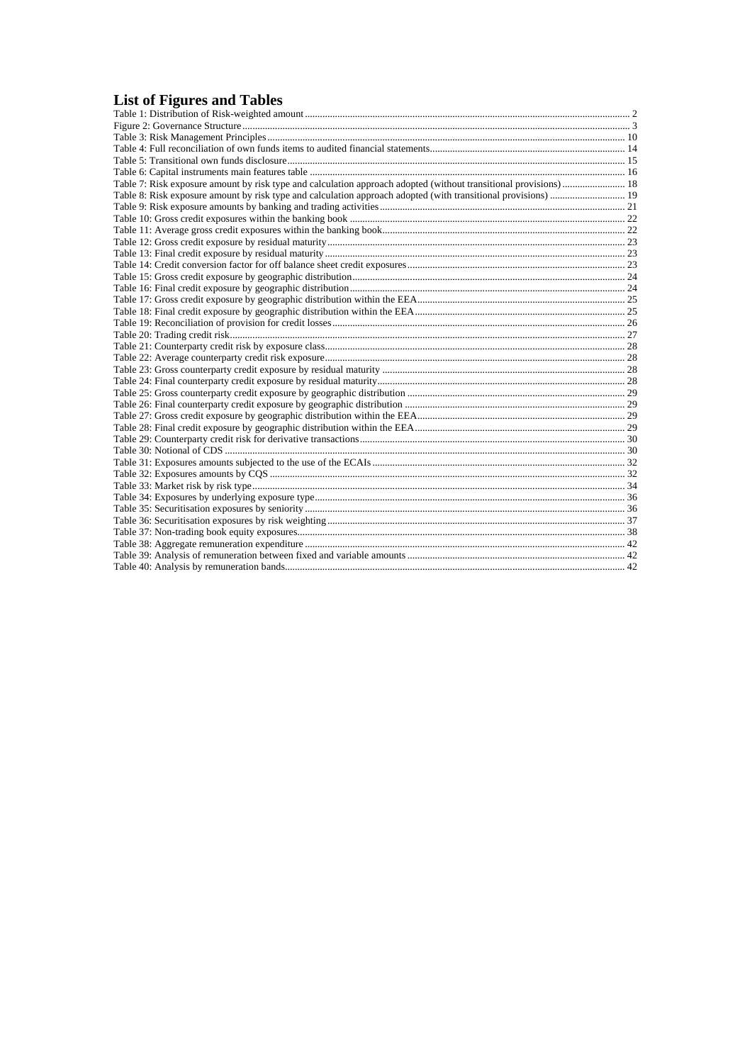# List of Figures and Tables

Table 1: Distribution of Risk-weighted amount ........ 2
Figure 2: Governance Structure ........ 3
Table 3: Risk Management Principles ........ 10
Table 4: Full reconciliation of own funds items to audited financial statements ........ 14
Table 5: Transitional own funds disclosure ........ 15
Table 6: Capital instruments main features table ........ 16
Table 7: Risk exposure amount by risk type and calculation approach adopted (without transitional provisions) ........ 18
Table 8: Risk exposure amount by risk type and calculation approach adopted (with transitional provisions) ........ 19
Table 9: Risk exposure amounts by banking and trading activities ........ 21
Table 10: Gross credit exposures within the banking book ........ 22
Table 11: Average gross credit exposures within the banking book ........ 22
Table 12: Gross credit exposure by residual maturity ........ 23
Table 13: Final credit exposure by residual maturity ........ 23
Table 14: Credit conversion factor for off balance sheet credit exposures ........ 23
Table 15: Gross credit exposure by geographic distribution ........ 24
Table 16: Final credit exposure by geographic distribution ........ 24
Table 17: Gross credit exposure by geographic distribution within the EEA ........ 25
Table 18: Final credit exposure by geographic distribution within the EEA ........ 25
Table 19: Reconciliation of provision for credit losses ........ 26
Table 20: Trading credit risk ........ 27
Table 21: Counterparty credit risk by exposure class ........ 28
Table 22: Average counterparty credit risk exposure ........ 28
Table 23: Gross counterparty credit exposure by residual maturity ........ 28
Table 24: Final counterparty credit exposure by residual maturity ........ 28
Table 25: Gross counterparty credit exposure by geographic distribution ........ 29
Table 26: Final counterparty credit exposure by geographic distribution ........ 29
Table 27: Gross credit exposure by geographic distribution within the EEA ........ 29
Table 28: Final credit exposure by geographic distribution within the EEA ........ 29
Table 29: Counterparty credit risk for derivative transactions ........ 30
Table 30: Notional of CDS ........ 30
Table 31: Exposures amounts subjected to the use of the ECAIs ........ 32
Table 32: Exposures amounts by CQS ........ 32
Table 33: Market risk by risk type ........ 34
Table 34: Exposures by underlying exposure type ........ 36
Table 35: Securitisation exposures by seniority ........ 36
Table 36: Securitisation exposures by risk weighting ........ 37
Table 37: Non-trading book equity exposures ........ 38
Table 38: Aggregate remuneration expenditure ........ 42
Table 39: Analysis of remuneration between fixed and variable amounts ........ 42
Table 40: Analysis by remuneration bands ........ 42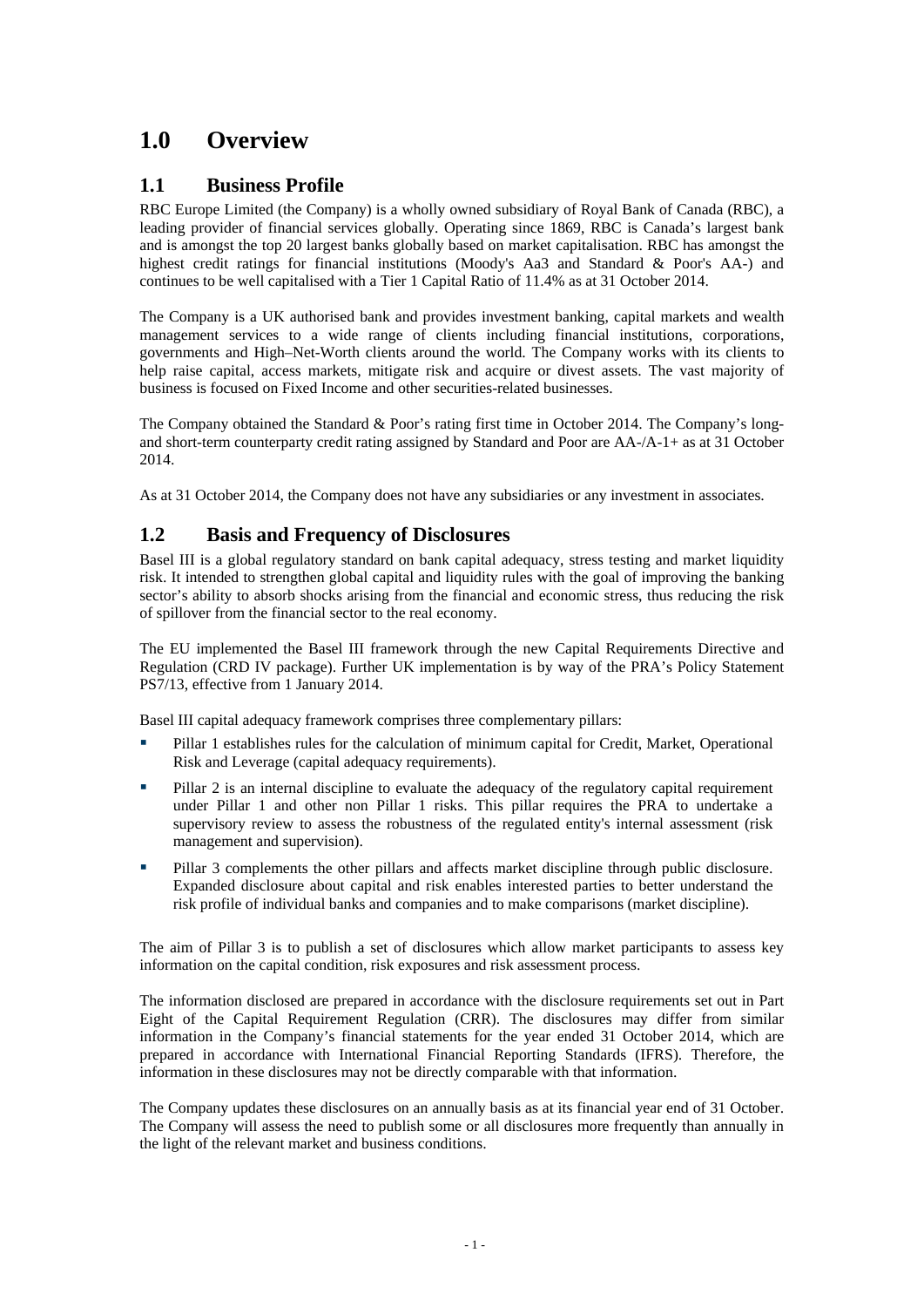# 1.0 Overview

## 1.1 Business Profile

RBC Europe Limited (the Company) is a wholly owned subsidiary of Royal Bank of Canada (RBC), a leading provider of financial services globally. Operating since 1869, RBC is Canada's largest bank and is amongst the top 20 largest banks globally based on market capitalisation. RBC has amongst the highest credit ratings for financial institutions (Moody's Aa3 and Standard & Poor's AA-) and continues to be well capitalised with a Tier 1 Capital Ratio of 11.4% as at 31 October 2014.

The Company is a UK authorised bank and provides investment banking, capital markets and wealth management services to a wide range of clients including financial institutions, corporations, governments and High–Net-Worth clients around the world. The Company works with its clients to help raise capital, access markets, mitigate risk and acquire or divest assets. The vast majority of business is focused on Fixed Income and other securities-related businesses.

The Company obtained the Standard & Poor's rating first time in October 2014. The Company's long- and short-term counterparty credit rating assigned by Standard and Poor are AA-/A-1+ as at 31 October 2014.

As at 31 October 2014, the Company does not have any subsidiaries or any investment in associates.

## 1.2 Basis and Frequency of Disclosures

Basel III is a global regulatory standard on bank capital adequacy, stress testing and market liquidity risk. It intended to strengthen global capital and liquidity rules with the goal of improving the banking sector's ability to absorb shocks arising from the financial and economic stress, thus reducing the risk of spillover from the financial sector to the real economy.

The EU implemented the Basel III framework through the new Capital Requirements Directive and Regulation (CRD IV package). Further UK implementation is by way of the PRA's Policy Statement PS7/13, effective from 1 January 2014.

Basel III capital adequacy framework comprises three complementary pillars:

- Pillar 1 establishes rules for the calculation of minimum capital for Credit, Market, Operational Risk and Leverage (capital adequacy requirements).
- Pillar 2 is an internal discipline to evaluate the adequacy of the regulatory capital requirement under Pillar 1 and other non Pillar 1 risks. This pillar requires the PRA to undertake a supervisory review to assess the robustness of the regulated entity's internal assessment (risk management and supervision).
- Pillar 3 complements the other pillars and affects market discipline through public disclosure. Expanded disclosure about capital and risk enables interested parties to better understand the risk profile of individual banks and companies and to make comparisons (market discipline).

The aim of Pillar 3 is to publish a set of disclosures which allow market participants to assess key information on the capital condition, risk exposures and risk assessment process.

The information disclosed are prepared in accordance with the disclosure requirements set out in Part Eight of the Capital Requirement Regulation (CRR). The disclosures may differ from similar information in the Company's financial statements for the year ended 31 October 2014, which are prepared in accordance with International Financial Reporting Standards (IFRS). Therefore, the information in these disclosures may not be directly comparable with that information.

The Company updates these disclosures on an annually basis as at its financial year end of 31 October. The Company will assess the need to publish some or all disclosures more frequently than annually in the light of the relevant market and business conditions.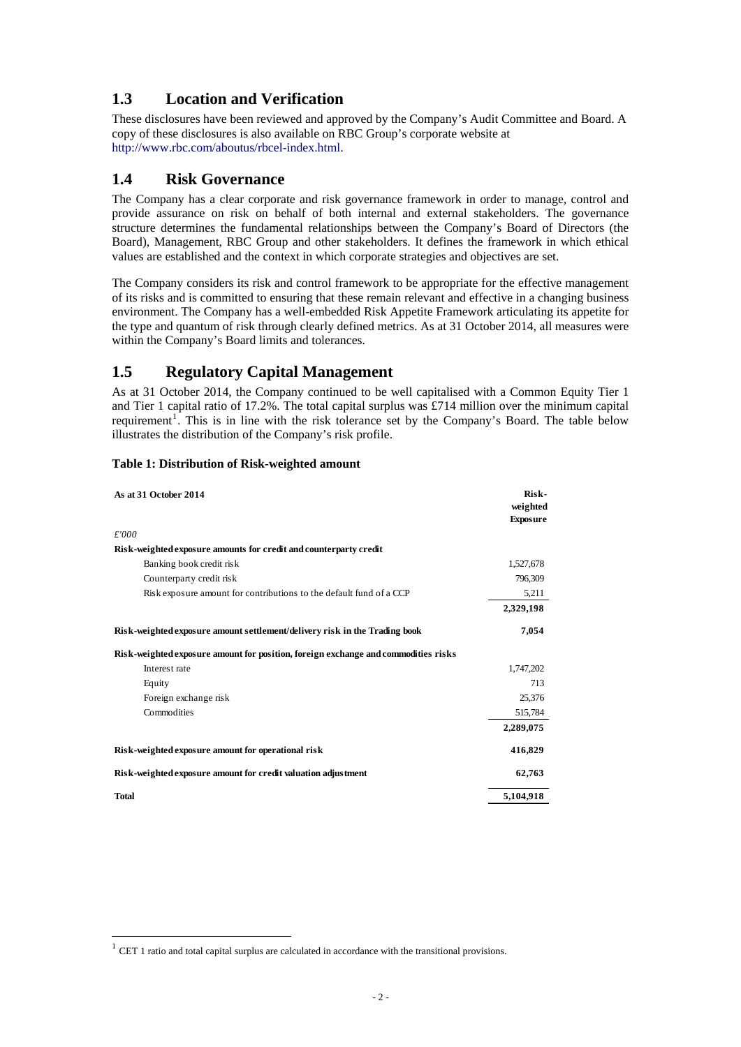## 1.3 Location and Verification

These disclosures have been reviewed and approved by the Company's Audit Committee and Board. A copy of these disclosures is also available on RBC Group's corporate website at http://www.rbc.com/aboutus/rbcel-index.html.

## 1.4 Risk Governance

The Company has a clear corporate and risk governance framework in order to manage, control and provide assurance on risk on behalf of both internal and external stakeholders. The governance structure determines the fundamental relationships between the Company's Board of Directors (the Board), Management, RBC Group and other stakeholders. It defines the framework in which ethical values are established and the context in which corporate strategies and objectives are set.

The Company considers its risk and control framework to be appropriate for the effective management of its risks and is committed to ensuring that these remain relevant and effective in a changing business environment. The Company has a well-embedded Risk Appetite Framework articulating its appetite for the type and quantum of risk through clearly defined metrics. As at 31 October 2014, all measures were within the Company's Board limits and tolerances.

## 1.5 Regulatory Capital Management

As at 31 October 2014, the Company continued to be well capitalised with a Common Equity Tier 1 and Tier 1 capital ratio of 17.2%. The total capital surplus was £714 million over the minimum capital requirement[1]. This is in line with the risk tolerance set by the Company's Board. The table below illustrates the distribution of the Company's risk profile.

**Table 1: Distribution of Risk-weighted amount**

| **As at 31 October 2014** | **Risk-weighted Exposure** |
|---|---|
| *£'000* | |
| **Risk-weighted exposure amounts for credit and counterparty credit** | |
| Banking book credit risk | 1,527,678 |
| Counterparty credit risk | 796,309 |
| Risk exposure amount for contributions to the default fund of a CCP | 5,211 |
| | **2,329,198** |
| **Risk-weighted exposure amount settlement/delivery risk in the Trading book** | **7,054** |
| **Risk-weighted exposure amount for position, foreign exchange and commodities risks** | |
| Interest rate | 1,747,202 |
| Equity | 713 |
| Foreign exchange risk | 25,376 |
| Commodities | 515,784 |
| | **2,289,075** |
| **Risk-weighted exposure amount for operational risk** | **416,829** |
| **Risk-weighted exposure amount for credit valuation adjustment** | **62,763** |
| **Total** | **5,104,918** |

[1] CET 1 ratio and total capital surplus are calculated in accordance with the transitional provisions.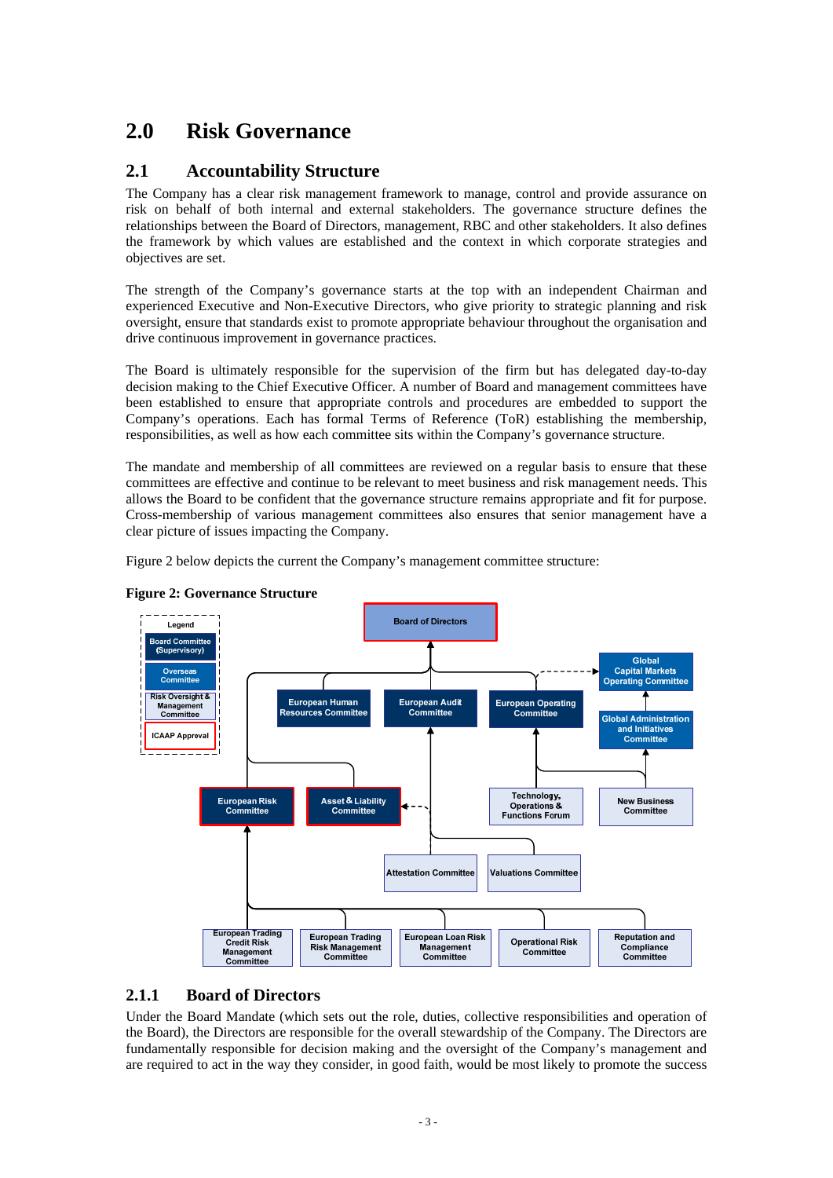# 2.0 Risk Governance

## 2.1 Accountability Structure

The Company has a clear risk management framework to manage, control and provide assurance on risk on behalf of both internal and external stakeholders. The governance structure defines the relationships between the Board of Directors, management, RBC and other stakeholders. It also defines the framework by which values are established and the context in which corporate strategies and objectives are set.

The strength of the Company's governance starts at the top with an independent Chairman and experienced Executive and Non-Executive Directors, who give priority to strategic planning and risk oversight, ensure that standards exist to promote appropriate behaviour throughout the organisation and drive continuous improvement in governance practices.

The Board is ultimately responsible for the supervision of the firm but has delegated day-to-day decision making to the Chief Executive Officer. A number of Board and management committees have been established to ensure that appropriate controls and procedures are embedded to support the Company's operations. Each has formal Terms of Reference (ToR) establishing the membership, responsibilities, as well as how each committee sits within the Company's governance structure.

The mandate and membership of all committees are reviewed on a regular basis to ensure that these committees are effective and continue to be relevant to meet business and risk management needs. This allows the Board to be confident that the governance structure remains appropriate and fit for purpose. Cross-membership of various management committees also ensures that senior management have a clear picture of issues impacting the Company.

Figure 2 below depicts the current the Company's management committee structure:

**Figure 2: Governance Structure**

Legend: Board Committee (Supervisory); Overseas Committee; Risk Oversight & Management Committee; ICAAP Approval

Board of Directors

European Human Resources Committee

European Audit Committee

European Operating Committee

Global Capital Markets Operating Committee

Global Administration and Initiatives Committee

European Risk Committee

Asset & Liability Committee

Technology, Operations & Functions Forum

New Business Committee

Attestation Committee

Valuations Committee

European Trading Credit Risk Management Committee

European Trading Risk Management Committee

European Loan Risk Management Committee

Operational Risk Committee

Reputation and Compliance Committee

### 2.1.1 Board of Directors

Under the Board Mandate (which sets out the role, duties, collective responsibilities and operation of the Board), the Directors are responsible for the overall stewardship of the Company. The Directors are fundamentally responsible for decision making and the oversight of the Company's management and are required to act in the way they consider, in good faith, would be most likely to promote the success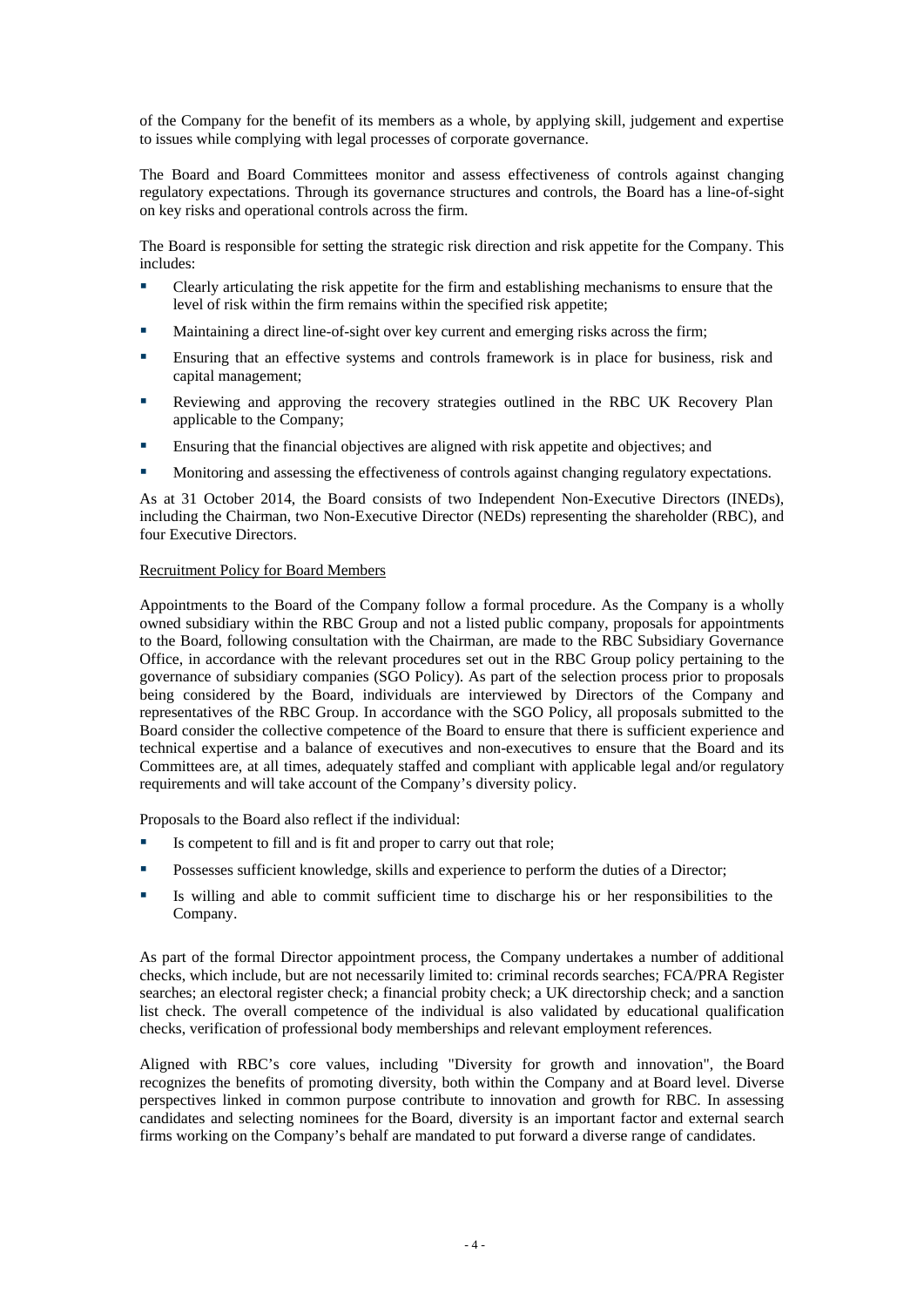of the Company for the benefit of its members as a whole, by applying skill, judgement and expertise to issues while complying with legal processes of corporate governance.

The Board and Board Committees monitor and assess effectiveness of controls against changing regulatory expectations. Through its governance structures and controls, the Board has a line-of-sight on key risks and operational controls across the firm.

The Board is responsible for setting the strategic risk direction and risk appetite for the Company. This includes:

- Clearly articulating the risk appetite for the firm and establishing mechanisms to ensure that the level of risk within the firm remains within the specified risk appetite;
- Maintaining a direct line-of-sight over key current and emerging risks across the firm;
- Ensuring that an effective systems and controls framework is in place for business, risk and capital management;
- Reviewing and approving the recovery strategies outlined in the RBC UK Recovery Plan applicable to the Company;
- Ensuring that the financial objectives are aligned with risk appetite and objectives; and
- Monitoring and assessing the effectiveness of controls against changing regulatory expectations.

As at 31 October 2014, the Board consists of two Independent Non-Executive Directors (INEDs), including the Chairman, two Non-Executive Director (NEDs) representing the shareholder (RBC), and four Executive Directors.

Recruitment Policy for Board Members

Appointments to the Board of the Company follow a formal procedure. As the Company is a wholly owned subsidiary within the RBC Group and not a listed public company, proposals for appointments to the Board, following consultation with the Chairman, are made to the RBC Subsidiary Governance Office, in accordance with the relevant procedures set out in the RBC Group policy pertaining to the governance of subsidiary companies (SGO Policy). As part of the selection process prior to proposals being considered by the Board, individuals are interviewed by Directors of the Company and representatives of the RBC Group. In accordance with the SGO Policy, all proposals submitted to the Board consider the collective competence of the Board to ensure that there is sufficient experience and technical expertise and a balance of executives and non-executives to ensure that the Board and its Committees are, at all times, adequately staffed and compliant with applicable legal and/or regulatory requirements and will take account of the Company's diversity policy.

Proposals to the Board also reflect if the individual:

- Is competent to fill and is fit and proper to carry out that role;
- Possesses sufficient knowledge, skills and experience to perform the duties of a Director;
- Is willing and able to commit sufficient time to discharge his or her responsibilities to the Company.

As part of the formal Director appointment process, the Company undertakes a number of additional checks, which include, but are not necessarily limited to: criminal records searches; FCA/PRA Register searches; an electoral register check; a financial probity check; a UK directorship check; and a sanction list check. The overall competence of the individual is also validated by educational qualification checks, verification of professional body memberships and relevant employment references.

Aligned with RBC's core values, including "Diversity for growth and innovation", the Board recognizes the benefits of promoting diversity, both within the Company and at Board level. Diverse perspectives linked in common purpose contribute to innovation and growth for RBC. In assessing candidates and selecting nominees for the Board, diversity is an important factor and external search firms working on the Company's behalf are mandated to put forward a diverse range of candidates.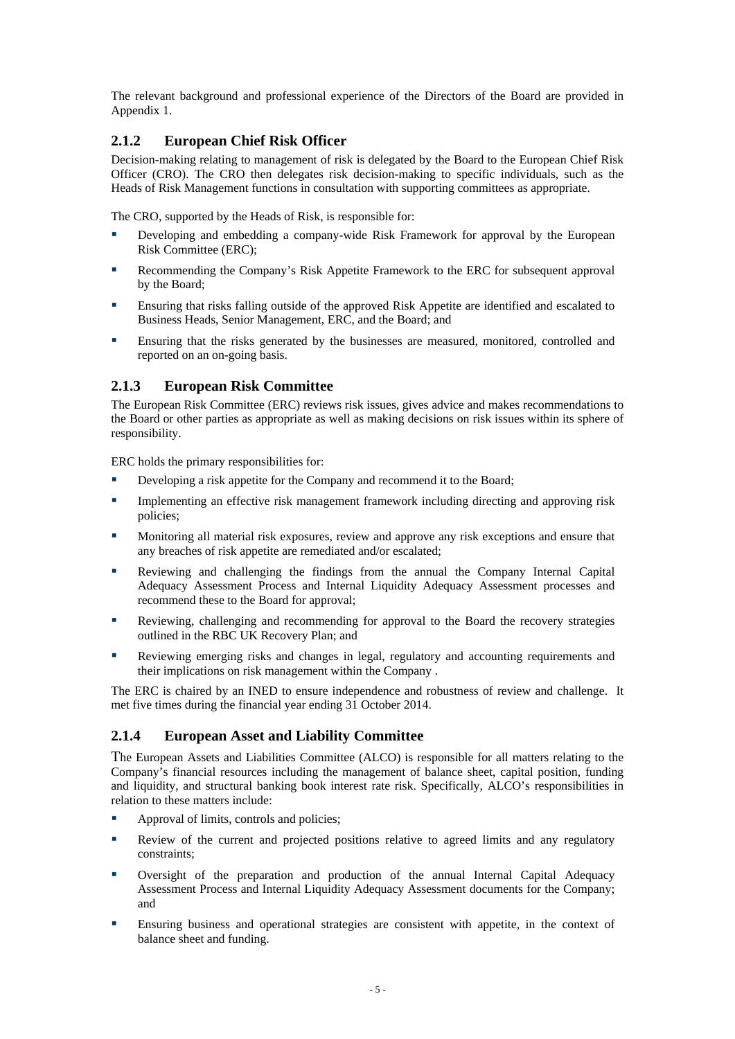The relevant background and professional experience of the Directors of the Board are provided in Appendix 1.

### 2.1.2 European Chief Risk Officer

Decision-making relating to management of risk is delegated by the Board to the European Chief Risk Officer (CRO). The CRO then delegates risk decision-making to specific individuals, such as the Heads of Risk Management functions in consultation with supporting committees as appropriate.

The CRO, supported by the Heads of Risk, is responsible for:

- Developing and embedding a company-wide Risk Framework for approval by the European Risk Committee (ERC);
- Recommending the Company's Risk Appetite Framework to the ERC for subsequent approval by the Board;
- Ensuring that risks falling outside of the approved Risk Appetite are identified and escalated to Business Heads, Senior Management, ERC, and the Board; and
- Ensuring that the risks generated by the businesses are measured, monitored, controlled and reported on an on-going basis.

### 2.1.3 European Risk Committee

The European Risk Committee (ERC) reviews risk issues, gives advice and makes recommendations to the Board or other parties as appropriate as well as making decisions on risk issues within its sphere of responsibility.

ERC holds the primary responsibilities for:

- Developing a risk appetite for the Company and recommend it to the Board;
- Implementing an effective risk management framework including directing and approving risk policies;
- Monitoring all material risk exposures, review and approve any risk exceptions and ensure that any breaches of risk appetite are remediated and/or escalated;
- Reviewing and challenging the findings from the annual the Company Internal Capital Adequacy Assessment Process and Internal Liquidity Adequacy Assessment processes and recommend these to the Board for approval;
- Reviewing, challenging and recommending for approval to the Board the recovery strategies outlined in the RBC UK Recovery Plan; and
- Reviewing emerging risks and changes in legal, regulatory and accounting requirements and their implications on risk management within the Company .

The ERC is chaired by an INED to ensure independence and robustness of review and challenge. It met five times during the financial year ending 31 October 2014.

### 2.1.4 European Asset and Liability Committee

The European Assets and Liabilities Committee (ALCO) is responsible for all matters relating to the Company's financial resources including the management of balance sheet, capital position, funding and liquidity, and structural banking book interest rate risk. Specifically, ALCO's responsibilities in relation to these matters include:

- Approval of limits, controls and policies;
- Review of the current and projected positions relative to agreed limits and any regulatory constraints;
- Oversight of the preparation and production of the annual Internal Capital Adequacy Assessment Process and Internal Liquidity Adequacy Assessment documents for the Company; and
- Ensuring business and operational strategies are consistent with appetite, in the context of balance sheet and funding.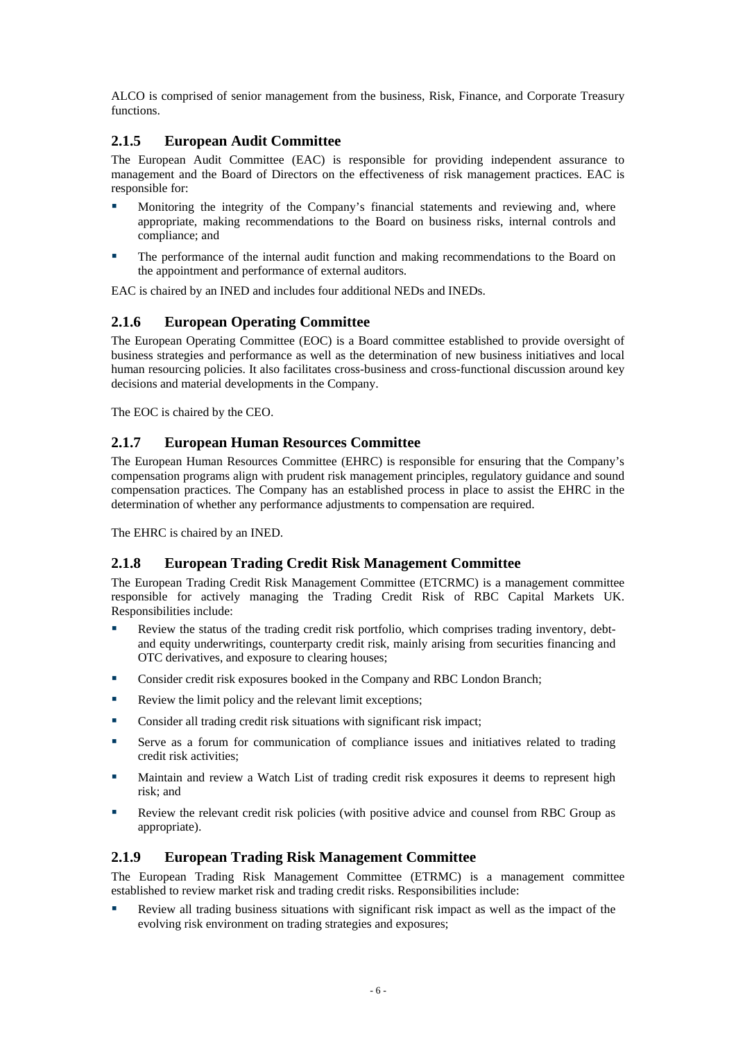ALCO is comprised of senior management from the business, Risk, Finance, and Corporate Treasury functions.

### 2.1.5 European Audit Committee

The European Audit Committee (EAC) is responsible for providing independent assurance to management and the Board of Directors on the effectiveness of risk management practices. EAC is responsible for:

- Monitoring the integrity of the Company's financial statements and reviewing and, where appropriate, making recommendations to the Board on business risks, internal controls and compliance; and
- The performance of the internal audit function and making recommendations to the Board on the appointment and performance of external auditors.

EAC is chaired by an INED and includes four additional NEDs and INEDs.

### 2.1.6 European Operating Committee

The European Operating Committee (EOC) is a Board committee established to provide oversight of business strategies and performance as well as the determination of new business initiatives and local human resourcing policies. It also facilitates cross-business and cross-functional discussion around key decisions and material developments in the Company.

The EOC is chaired by the CEO.

### 2.1.7 European Human Resources Committee

The European Human Resources Committee (EHRC) is responsible for ensuring that the Company's compensation programs align with prudent risk management principles, regulatory guidance and sound compensation practices. The Company has an established process in place to assist the EHRC in the determination of whether any performance adjustments to compensation are required.

The EHRC is chaired by an INED.

### 2.1.8 European Trading Credit Risk Management Committee

The European Trading Credit Risk Management Committee (ETCRMC) is a management committee responsible for actively managing the Trading Credit Risk of RBC Capital Markets UK. Responsibilities include:

- Review the status of the trading credit risk portfolio, which comprises trading inventory, debt- and equity underwritings, counterparty credit risk, mainly arising from securities financing and OTC derivatives, and exposure to clearing houses;
- Consider credit risk exposures booked in the Company and RBC London Branch;
- Review the limit policy and the relevant limit exceptions;
- Consider all trading credit risk situations with significant risk impact;
- Serve as a forum for communication of compliance issues and initiatives related to trading credit risk activities;
- Maintain and review a Watch List of trading credit risk exposures it deems to represent high risk; and
- Review the relevant credit risk policies (with positive advice and counsel from RBC Group as appropriate).

### 2.1.9 European Trading Risk Management Committee

The European Trading Risk Management Committee (ETRMC) is a management committee established to review market risk and trading credit risks. Responsibilities include:

- Review all trading business situations with significant risk impact as well as the impact of the evolving risk environment on trading strategies and exposures;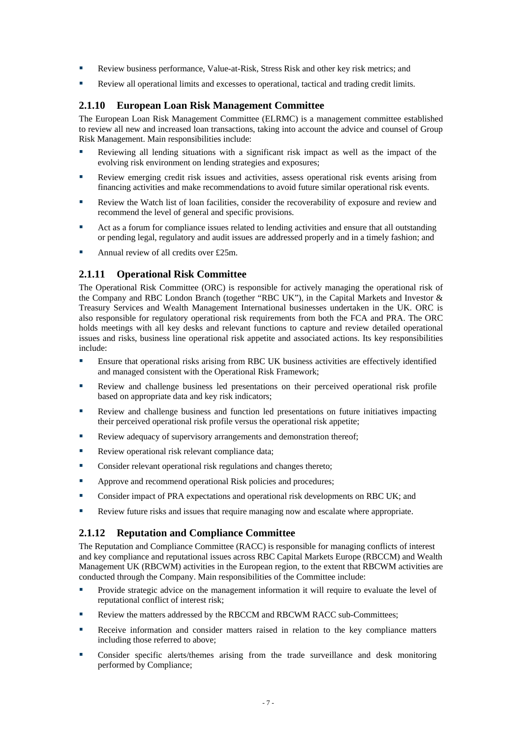- Review business performance, Value-at-Risk, Stress Risk and other key risk metrics; and
- Review all operational limits and excesses to operational, tactical and trading credit limits.

### 2.1.10 European Loan Risk Management Committee

The European Loan Risk Management Committee (ELRMC) is a management committee established to review all new and increased loan transactions, taking into account the advice and counsel of Group Risk Management. Main responsibilities include:

- Reviewing all lending situations with a significant risk impact as well as the impact of the evolving risk environment on lending strategies and exposures;
- Review emerging credit risk issues and activities, assess operational risk events arising from financing activities and make recommendations to avoid future similar operational risk events.
- Review the Watch list of loan facilities, consider the recoverability of exposure and review and recommend the level of general and specific provisions.
- Act as a forum for compliance issues related to lending activities and ensure that all outstanding or pending legal, regulatory and audit issues are addressed properly and in a timely fashion; and
- Annual review of all credits over £25m.

### 2.1.11 Operational Risk Committee

The Operational Risk Committee (ORC) is responsible for actively managing the operational risk of the Company and RBC London Branch (together "RBC UK"), in the Capital Markets and Investor & Treasury Services and Wealth Management International businesses undertaken in the UK. ORC is also responsible for regulatory operational risk requirements from both the FCA and PRA. The ORC holds meetings with all key desks and relevant functions to capture and review detailed operational issues and risks, business line operational risk appetite and associated actions. Its key responsibilities include:

- Ensure that operational risks arising from RBC UK business activities are effectively identified and managed consistent with the Operational Risk Framework;
- Review and challenge business led presentations on their perceived operational risk profile based on appropriate data and key risk indicators;
- Review and challenge business and function led presentations on future initiatives impacting their perceived operational risk profile versus the operational risk appetite;
- Review adequacy of supervisory arrangements and demonstration thereof;
- Review operational risk relevant compliance data;
- Consider relevant operational risk regulations and changes thereto;
- Approve and recommend operational Risk policies and procedures;
- Consider impact of PRA expectations and operational risk developments on RBC UK; and
- Review future risks and issues that require managing now and escalate where appropriate.

### 2.1.12 Reputation and Compliance Committee

The Reputation and Compliance Committee (RACC) is responsible for managing conflicts of interest and key compliance and reputational issues across RBC Capital Markets Europe (RBCCM) and Wealth Management UK (RBCWM) activities in the European region, to the extent that RBCWM activities are conducted through the Company. Main responsibilities of the Committee include:

- Provide strategic advice on the management information it will require to evaluate the level of reputational conflict of interest risk;
- Review the matters addressed by the RBCCM and RBCWM RACC sub-Committees;
- Receive information and consider matters raised in relation to the key compliance matters including those referred to above;
- Consider specific alerts/themes arising from the trade surveillance and desk monitoring performed by Compliance;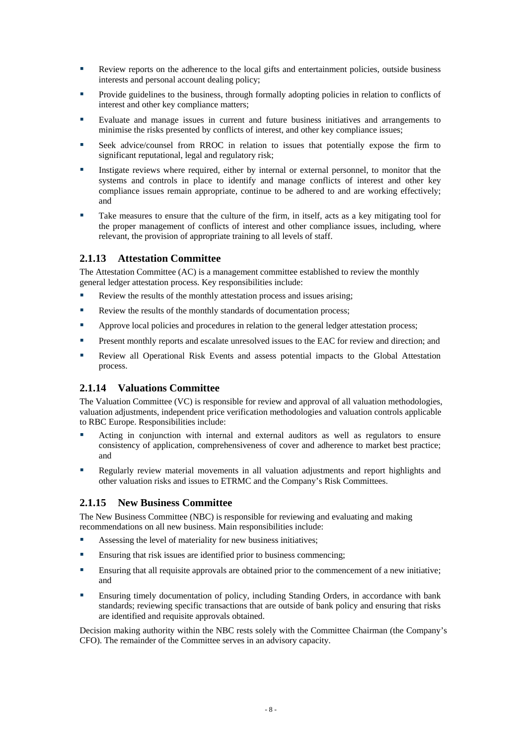- Review reports on the adherence to the local gifts and entertainment policies, outside business interests and personal account dealing policy;
- Provide guidelines to the business, through formally adopting policies in relation to conflicts of interest and other key compliance matters;
- Evaluate and manage issues in current and future business initiatives and arrangements to minimise the risks presented by conflicts of interest, and other key compliance issues;
- Seek advice/counsel from RROC in relation to issues that potentially expose the firm to significant reputational, legal and regulatory risk;
- Instigate reviews where required, either by internal or external personnel, to monitor that the systems and controls in place to identify and manage conflicts of interest and other key compliance issues remain appropriate, continue to be adhered to and are working effectively; and
- Take measures to ensure that the culture of the firm, in itself, acts as a key mitigating tool for the proper management of conflicts of interest and other compliance issues, including, where relevant, the provision of appropriate training to all levels of staff.

### 2.1.13 Attestation Committee

The Attestation Committee (AC) is a management committee established to review the monthly general ledger attestation process. Key responsibilities include:

- Review the results of the monthly attestation process and issues arising;
- Review the results of the monthly standards of documentation process;
- Approve local policies and procedures in relation to the general ledger attestation process;
- Present monthly reports and escalate unresolved issues to the EAC for review and direction; and
- Review all Operational Risk Events and assess potential impacts to the Global Attestation process.

### 2.1.14 Valuations Committee

The Valuation Committee (VC) is responsible for review and approval of all valuation methodologies, valuation adjustments, independent price verification methodologies and valuation controls applicable to RBC Europe. Responsibilities include:

- Acting in conjunction with internal and external auditors as well as regulators to ensure consistency of application, comprehensiveness of cover and adherence to market best practice; and
- Regularly review material movements in all valuation adjustments and report highlights and other valuation risks and issues to ETRMC and the Company's Risk Committees.

### 2.1.15 New Business Committee

The New Business Committee (NBC) is responsible for reviewing and evaluating and making recommendations on all new business. Main responsibilities include:

- Assessing the level of materiality for new business initiatives;
- Ensuring that risk issues are identified prior to business commencing;
- Ensuring that all requisite approvals are obtained prior to the commencement of a new initiative; and
- Ensuring timely documentation of policy, including Standing Orders, in accordance with bank standards; reviewing specific transactions that are outside of bank policy and ensuring that risks are identified and requisite approvals obtained.

Decision making authority within the NBC rests solely with the Committee Chairman (the Company's CFO). The remainder of the Committee serves in an advisory capacity.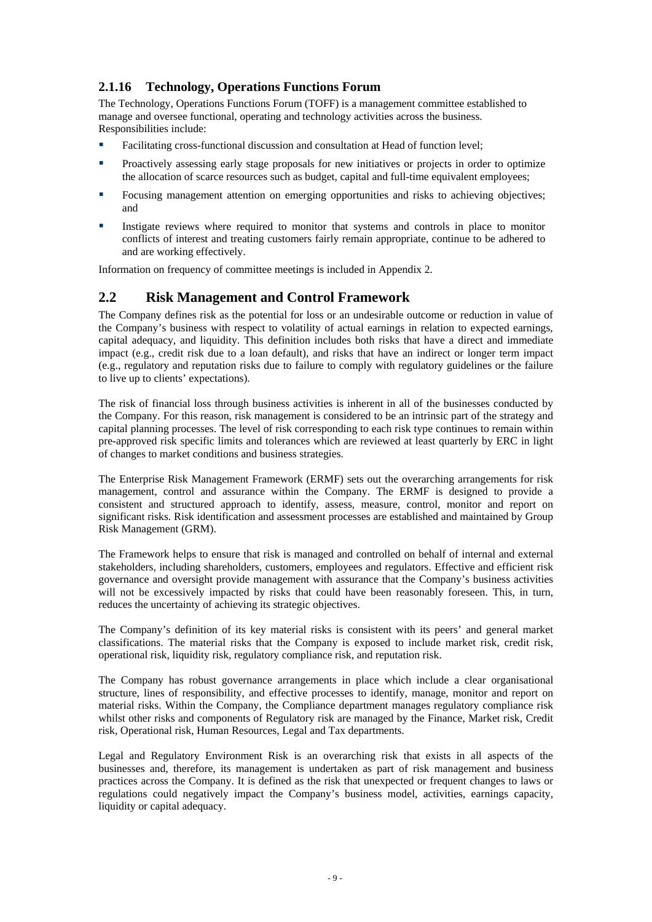### 2.1.16 Technology, Operations Functions Forum

The Technology, Operations Functions Forum (TOFF) is a management committee established to manage and oversee functional, operating and technology activities across the business. Responsibilities include:

- Facilitating cross-functional discussion and consultation at Head of function level;
- Proactively assessing early stage proposals for new initiatives or projects in order to optimize the allocation of scarce resources such as budget, capital and full-time equivalent employees;
- Focusing management attention on emerging opportunities and risks to achieving objectives; and
- Instigate reviews where required to monitor that systems and controls in place to monitor conflicts of interest and treating customers fairly remain appropriate, continue to be adhered to and are working effectively.

Information on frequency of committee meetings is included in Appendix 2.

## 2.2 Risk Management and Control Framework

The Company defines risk as the potential for loss or an undesirable outcome or reduction in value of the Company's business with respect to volatility of actual earnings in relation to expected earnings, capital adequacy, and liquidity. This definition includes both risks that have a direct and immediate impact (e.g., credit risk due to a loan default), and risks that have an indirect or longer term impact (e.g., regulatory and reputation risks due to failure to comply with regulatory guidelines or the failure to live up to clients' expectations).

The risk of financial loss through business activities is inherent in all of the businesses conducted by the Company. For this reason, risk management is considered to be an intrinsic part of the strategy and capital planning processes. The level of risk corresponding to each risk type continues to remain within pre-approved risk specific limits and tolerances which are reviewed at least quarterly by ERC in light of changes to market conditions and business strategies.

The Enterprise Risk Management Framework (ERMF) sets out the overarching arrangements for risk management, control and assurance within the Company. The ERMF is designed to provide a consistent and structured approach to identify, assess, measure, control, monitor and report on significant risks. Risk identification and assessment processes are established and maintained by Group Risk Management (GRM).

The Framework helps to ensure that risk is managed and controlled on behalf of internal and external stakeholders, including shareholders, customers, employees and regulators. Effective and efficient risk governance and oversight provide management with assurance that the Company's business activities will not be excessively impacted by risks that could have been reasonably foreseen. This, in turn, reduces the uncertainty of achieving its strategic objectives.

The Company's definition of its key material risks is consistent with its peers' and general market classifications. The material risks that the Company is exposed to include market risk, credit risk, operational risk, liquidity risk, regulatory compliance risk, and reputation risk.

The Company has robust governance arrangements in place which include a clear organisational structure, lines of responsibility, and effective processes to identify, manage, monitor and report on material risks. Within the Company, the Compliance department manages regulatory compliance risk whilst other risks and components of Regulatory risk are managed by the Finance, Market risk, Credit risk, Operational risk, Human Resources, Legal and Tax departments.

Legal and Regulatory Environment Risk is an overarching risk that exists in all aspects of the businesses and, therefore, its management is undertaken as part of risk management and business practices across the Company. It is defined as the risk that unexpected or frequent changes to laws or regulations could negatively impact the Company's business model, activities, earnings capacity, liquidity or capital adequacy.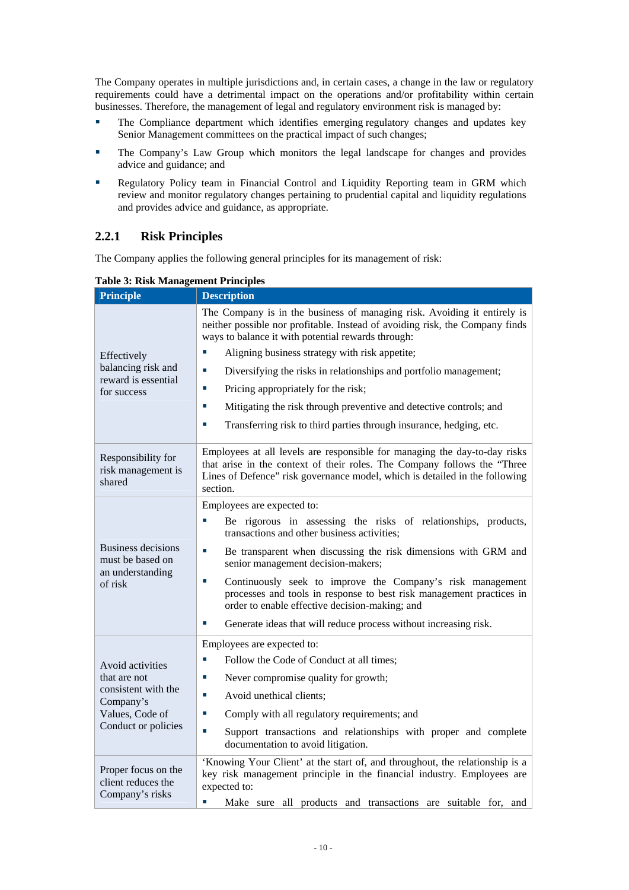The Company operates in multiple jurisdictions and, in certain cases, a change in the law or regulatory requirements could have a detrimental impact on the operations and/or profitability within certain businesses. Therefore, the management of legal and regulatory environment risk is managed by:

- The Compliance department which identifies emerging regulatory changes and updates key Senior Management committees on the practical impact of such changes;
- The Company's Law Group which monitors the legal landscape for changes and provides advice and guidance; and
- Regulatory Policy team in Financial Control and Liquidity Reporting team in GRM which review and monitor regulatory changes pertaining to prudential capital and liquidity regulations and provides advice and guidance, as appropriate.

### 2.2.1 Risk Principles

The Company applies the following general principles for its management of risk:

**Table 3: Risk Management Principles**

| Principle | Description |
|---|---|
| Effectively balancing risk and reward is essential for success | The Company is in the business of managing risk. Avoiding it entirely is neither possible nor profitable. Instead of avoiding risk, the Company finds ways to balance it with potential rewards through:<br>▪ Aligning business strategy with risk appetite;<br>▪ Diversifying the risks in relationships and portfolio management;<br>▪ Pricing appropriately for the risk;<br>▪ Mitigating the risk through preventive and detective controls; and<br>▪ Transferring risk to third parties through insurance, hedging, etc. |
| Responsibility for risk management is shared | Employees at all levels are responsible for managing the day-to-day risks that arise in the context of their roles. The Company follows the "Three Lines of Defence" risk governance model, which is detailed in the following section. |
| Business decisions must be based on an understanding of risk | Employees are expected to:<br>▪ Be rigorous in assessing the risks of relationships, products, transactions and other business activities;<br>▪ Be transparent when discussing the risk dimensions with GRM and senior management decision-makers;<br>▪ Continuously seek to improve the Company's risk management processes and tools in response to best risk management practices in order to enable effective decision-making; and<br>▪ Generate ideas that will reduce process without increasing risk. |
| Avoid activities that are not consistent with the Company's Values, Code of Conduct or policies | Employees are expected to:<br>▪ Follow the Code of Conduct at all times;<br>▪ Never compromise quality for growth;<br>▪ Avoid unethical clients;<br>▪ Comply with all regulatory requirements; and<br>▪ Support transactions and relationships with proper and complete documentation to avoid litigation. |
| Proper focus on the client reduces the Company's risks | 'Knowing Your Client' at the start of, and throughout, the relationship is a key risk management principle in the financial industry. Employees are expected to:<br>▪ Make sure all products and transactions are suitable for, and |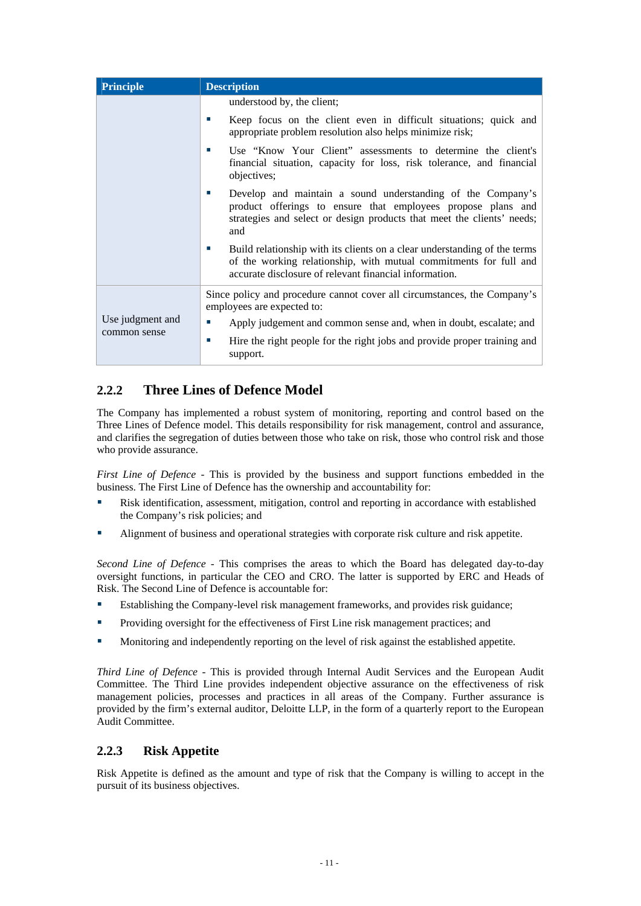| Principle | Description |
| --- | --- |
| | understood by, the client;<br>▪ Keep focus on the client even in difficult situations; quick and appropriate problem resolution also helps minimize risk;<br>▪ Use "Know Your Client" assessments to determine the client's financial situation, capacity for loss, risk tolerance, and financial objectives;<br>▪ Develop and maintain a sound understanding of the Company's product offerings to ensure that employees propose plans and strategies and select or design products that meet the clients' needs; and<br>▪ Build relationship with its clients on a clear understanding of the terms of the working relationship, with mutual commitments for full and accurate disclosure of relevant financial information. |
| Use judgment and common sense | Since policy and procedure cannot cover all circumstances, the Company's employees are expected to:<br>▪ Apply judgement and common sense and, when in doubt, escalate; and<br>▪ Hire the right people for the right jobs and provide proper training and support. |

### 2.2.2 Three Lines of Defence Model

The Company has implemented a robust system of monitoring, reporting and control based on the Three Lines of Defence model. This details responsibility for risk management, control and assurance, and clarifies the segregation of duties between those who take on risk, those who control risk and those who provide assurance.

*First Line of Defence* - This is provided by the business and support functions embedded in the business. The First Line of Defence has the ownership and accountability for:

- Risk identification, assessment, mitigation, control and reporting in accordance with established the Company's risk policies; and
- Alignment of business and operational strategies with corporate risk culture and risk appetite.

*Second Line of Defence* - This comprises the areas to which the Board has delegated day-to-day oversight functions, in particular the CEO and CRO. The latter is supported by ERC and Heads of Risk. The Second Line of Defence is accountable for:

- Establishing the Company-level risk management frameworks, and provides risk guidance;
- Providing oversight for the effectiveness of First Line risk management practices; and
- Monitoring and independently reporting on the level of risk against the established appetite.

*Third Line of Defence* - This is provided through Internal Audit Services and the European Audit Committee. The Third Line provides independent objective assurance on the effectiveness of risk management policies, processes and practices in all areas of the Company. Further assurance is provided by the firm's external auditor, Deloitte LLP, in the form of a quarterly report to the European Audit Committee.

### 2.2.3 Risk Appetite

Risk Appetite is defined as the amount and type of risk that the Company is willing to accept in the pursuit of its business objectives.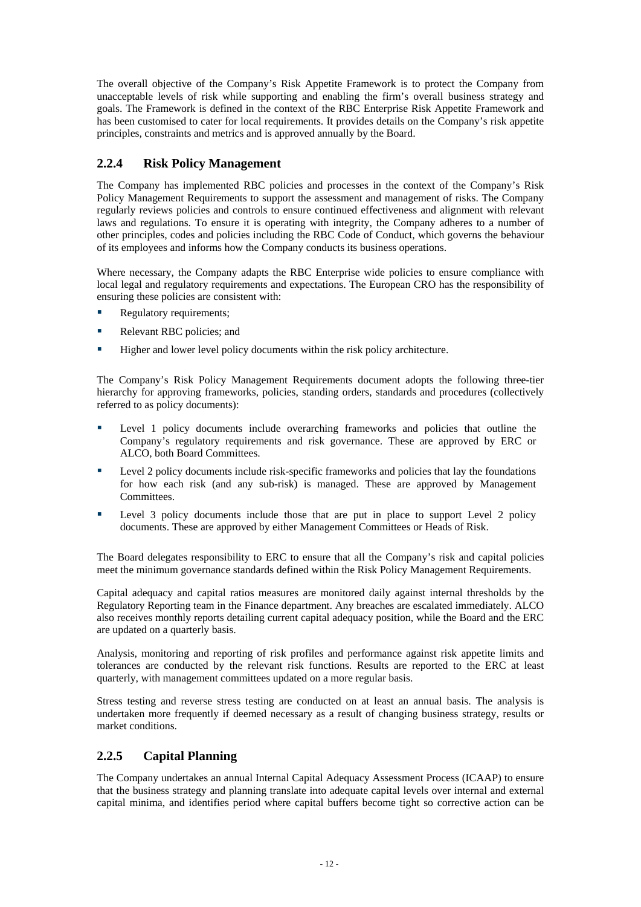The overall objective of the Company's Risk Appetite Framework is to protect the Company from unacceptable levels of risk while supporting and enabling the firm's overall business strategy and goals. The Framework is defined in the context of the RBC Enterprise Risk Appetite Framework and has been customised to cater for local requirements. It provides details on the Company's risk appetite principles, constraints and metrics and is approved annually by the Board.

### 2.2.4 Risk Policy Management

The Company has implemented RBC policies and processes in the context of the Company's Risk Policy Management Requirements to support the assessment and management of risks. The Company regularly reviews policies and controls to ensure continued effectiveness and alignment with relevant laws and regulations. To ensure it is operating with integrity, the Company adheres to a number of other principles, codes and policies including the RBC Code of Conduct, which governs the behaviour of its employees and informs how the Company conducts its business operations.

Where necessary, the Company adapts the RBC Enterprise wide policies to ensure compliance with local legal and regulatory requirements and expectations. The European CRO has the responsibility of ensuring these policies are consistent with:

- Regulatory requirements;
- Relevant RBC policies; and
- Higher and lower level policy documents within the risk policy architecture.

The Company's Risk Policy Management Requirements document adopts the following three-tier hierarchy for approving frameworks, policies, standing orders, standards and procedures (collectively referred to as policy documents):

- Level 1 policy documents include overarching frameworks and policies that outline the Company's regulatory requirements and risk governance. These are approved by ERC or ALCO, both Board Committees.
- Level 2 policy documents include risk-specific frameworks and policies that lay the foundations for how each risk (and any sub-risk) is managed. These are approved by Management Committees.
- Level 3 policy documents include those that are put in place to support Level 2 policy documents. These are approved by either Management Committees or Heads of Risk.

The Board delegates responsibility to ERC to ensure that all the Company's risk and capital policies meet the minimum governance standards defined within the Risk Policy Management Requirements.

Capital adequacy and capital ratios measures are monitored daily against internal thresholds by the Regulatory Reporting team in the Finance department. Any breaches are escalated immediately. ALCO also receives monthly reports detailing current capital adequacy position, while the Board and the ERC are updated on a quarterly basis.

Analysis, monitoring and reporting of risk profiles and performance against risk appetite limits and tolerances are conducted by the relevant risk functions. Results are reported to the ERC at least quarterly, with management committees updated on a more regular basis.

Stress testing and reverse stress testing are conducted on at least an annual basis. The analysis is undertaken more frequently if deemed necessary as a result of changing business strategy, results or market conditions.

### 2.2.5 Capital Planning

The Company undertakes an annual Internal Capital Adequacy Assessment Process (ICAAP) to ensure that the business strategy and planning translate into adequate capital levels over internal and external capital minima, and identifies period where capital buffers become tight so corrective action can be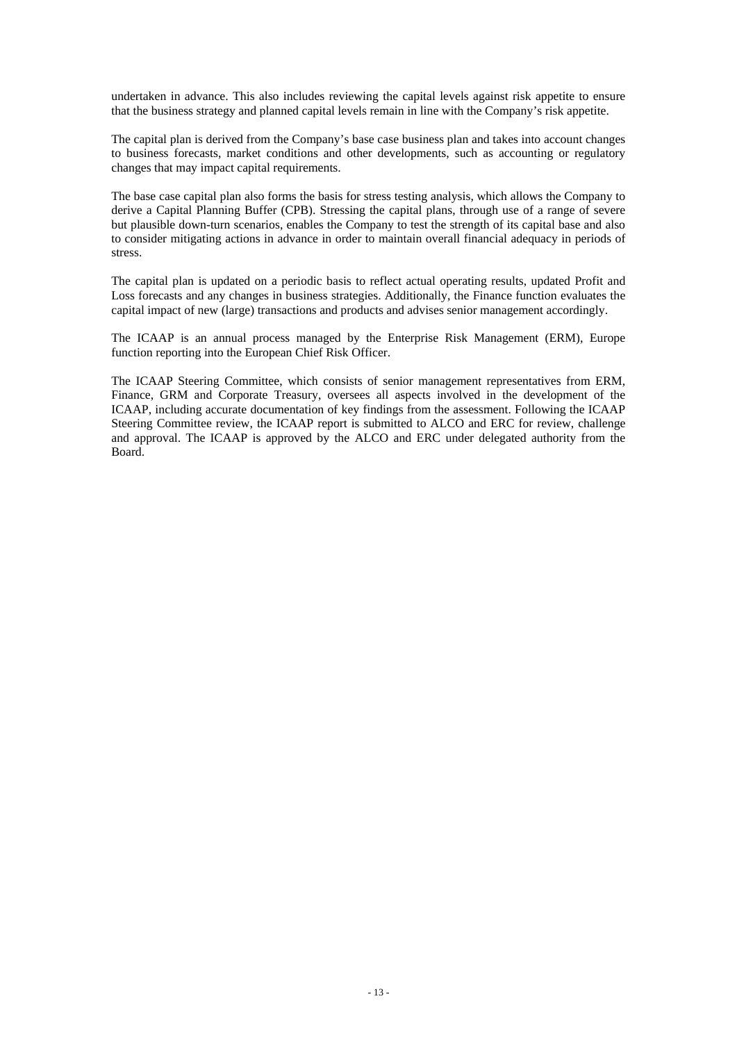undertaken in advance. This also includes reviewing the capital levels against risk appetite to ensure that the business strategy and planned capital levels remain in line with the Company's risk appetite.

The capital plan is derived from the Company's base case business plan and takes into account changes to business forecasts, market conditions and other developments, such as accounting or regulatory changes that may impact capital requirements.

The base case capital plan also forms the basis for stress testing analysis, which allows the Company to derive a Capital Planning Buffer (CPB). Stressing the capital plans, through use of a range of severe but plausible down-turn scenarios, enables the Company to test the strength of its capital base and also to consider mitigating actions in advance in order to maintain overall financial adequacy in periods of stress.

The capital plan is updated on a periodic basis to reflect actual operating results, updated Profit and Loss forecasts and any changes in business strategies. Additionally, the Finance function evaluates the capital impact of new (large) transactions and products and advises senior management accordingly.

The ICAAP is an annual process managed by the Enterprise Risk Management (ERM), Europe function reporting into the European Chief Risk Officer.

The ICAAP Steering Committee, which consists of senior management representatives from ERM, Finance, GRM and Corporate Treasury, oversees all aspects involved in the development of the ICAAP, including accurate documentation of key findings from the assessment. Following the ICAAP Steering Committee review, the ICAAP report is submitted to ALCO and ERC for review, challenge and approval. The ICAAP is approved by the ALCO and ERC under delegated authority from the Board.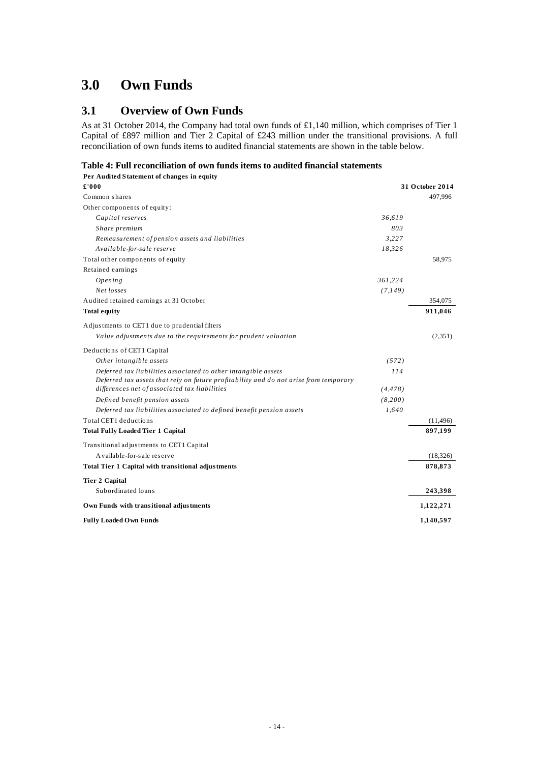# 3.0 Own Funds

## 3.1 Overview of Own Funds

As at 31 October 2014, the Company had total own funds of £1,140 million, which comprises of Tier 1 Capital of £897 million and Tier 2 Capital of £243 million under the transitional provisions. A full reconciliation of own funds items to audited financial statements are shown in the table below.

**Table 4: Full reconciliation of own funds items to audited financial statements**

| **Per Audited Statement of changes in equity** | | |
|---|---|---|
| **£'000** | | **31 October 2014** |
| Common shares | | 497,996 |
| Other components of equity: | | |
| *Capital reserves* | *36,619* | |
| *Share premium* | *803* | |
| *Remeasurement of pension assets and liabilities* | *3,227* | |
| *Available-for-sale reserve* | *18,326* | |
| Total other components of equity | | 58,975 |
| Retained earnings | | |
| *Opening* | *361,224* | |
| *Net losses* | *(7,149)* | |
| Audited retained earnings at 31 October | | 354,075 |
| **Total equity** | | **911,046** |
| Adjustments to CET1 due to prudential filters | | |
| *Value adjustments due to the requirements for prudent valuation* | | (2,351) |
| Deductions of CET1 Capital | | |
| *Other intangible assets* | *(572)* | |
| *Deferred tax liabilities associated to other intangible assets* | *114* | |
| *Deferred tax assets that rely on future profitability and do not arise from temporary differences net of associated tax liabilities* | *(4,478)* | |
| *Defined benefit pension assets* | *(8,200)* | |
| *Deferred tax liabilities associated to defined benefit pension assets* | *1,640* | |
| Total CET1 deductions | | (11,496) |
| **Total Fully Loaded Tier 1 Capital** | | **897,199** |
| Transitional adjustments to CET1 Capital | | |
| Available-for-sale reserve | | (18,326) |
| **Total Tier 1 Capital with transitional adjustments** | | **878,873** |
| **Tier 2 Capital** | | |
| Subordinated loans | | **243,398** |
| **Own Funds with transitional adjustments** | | **1,122,271** |
| **Fully Loaded Own Funds** | | **1,140,597** |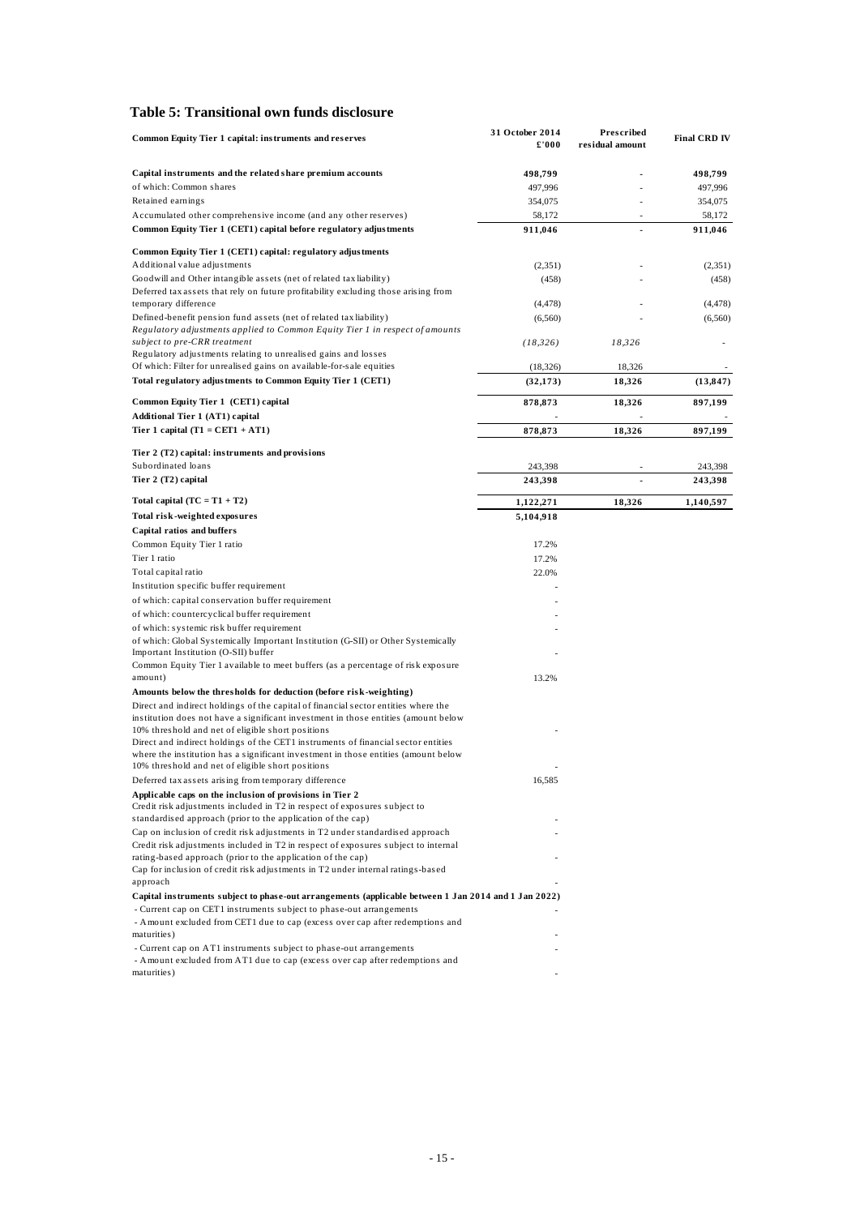## Table 5: Transitional own funds disclosure

| Common Equity Tier 1 capital: instruments and reserves | 31 October 2014 £'000 | Prescribed residual amount | Final CRD IV |
|---|---|---|---|
| **Capital instruments and the related share premium accounts** | **498,799** | - | **498,799** |
| of which: Common shares | 497,996 | - | 497,996 |
| Retained earnings | 354,075 | - | 354,075 |
| Accumulated other comprehensive income (and any other reserves) | 58,172 | - | 58,172 |
| **Common Equity Tier 1 (CET1) capital before regulatory adjustments** | **911,046** | - | **911,046** |
| **Common Equity Tier 1 (CET1) capital: regulatory adjustments** | | | |
| Additional value adjustments | (2,351) | - | (2,351) |
| Goodwill and Other intangible assets (net of related tax liability) | (458) | - | (458) |
| Deferred tax assets that rely on future profitability excluding those arising from temporary difference | (4,478) | - | (4,478) |
| Defined-benefit pension fund assets (net of related tax liability) | (6,560) | - | (6,560) |
| *Regulatory adjustments applied to Common Equity Tier 1 in respect of amounts subject to pre-CRR treatment* | *(18,326)* | *18,326* | - |
| Regulatory adjustments relating to unrealised gains and losses | | | |
| Of which: Filter for unrealised gains on available-for-sale equities | (18,326) | 18,326 | - |
| **Total regulatory adjustments to Common Equity Tier 1 (CET1)** | **(32,173)** | **18,326** | **(13,847)** |
| **Common Equity Tier 1 (CET1) capital** | **878,873** | **18,326** | **897,199** |
| **Additional Tier 1 (AT1) capital** | - | - | - |
| **Tier 1 capital (T1 = CET1 + AT1)** | **878,873** | **18,326** | **897,199** |
| **Tier 2 (T2) capital: instruments and provisions** | | | |
| Subordinated loans | 243,398 | - | 243,398 |
| **Tier 2 (T2) capital** | **243,398** | - | **243,398** |
| **Total capital (TC = T1 + T2)** | **1,122,271** | **18,326** | **1,140,597** |
| **Total risk-weighted exposures** | **5,104,918** | | |
| **Capital ratios and buffers** | | | |
| Common Equity Tier 1 ratio | 17.2% | | |
| Tier 1 ratio | 17.2% | | |
| Total capital ratio | 22.0% | | |
| Institution specific buffer requirement | - | | |
| of which: capital conservation buffer requirement | - | | |
| of which: countercyclical buffer requirement | - | | |
| of which: systemic risk buffer requirement | - | | |
| of which: Global Systemically Important Institution (G-SII) or Other Systemically Important Institution (O-SII) buffer | - | | |
| Common Equity Tier 1 available to meet buffers (as a percentage of risk exposure amount) | 13.2% | | |
| **Amounts below the thresholds for deduction (before risk-weighting)** | | | |
| Direct and indirect holdings of the capital of financial sector entities where the institution does not have a significant investment in those entities (amount below 10% threshold and net of eligible short positions | - | | |
| Direct and indirect holdings of the CET1 instruments of financial sector entities where the institution has a significant investment in those entities (amount below 10% threshold and net of eligible short positions | - | | |
| Deferred tax assets arising from temporary difference | 16,585 | | |
| **Applicable caps on the inclusion of provisions in Tier 2** | | | |
| Credit risk adjustments included in T2 in respect of exposures subject to standardised approach (prior to the application of the cap) | - | | |
| Cap on inclusion of credit risk adjustments in T2 under standardised approach | - | | |
| Credit risk adjustments included in T2 in respect of exposures subject to internal rating-based approach (prior to the application of the cap) | - | | |
| Cap for inclusion of credit risk adjustments in T2 under internal ratings-based approach | - | | |
| **Capital instruments subject to phase-out arrangements (applicable between 1 Jan 2014 and 1 Jan 2022)** | | | |
| - Current cap on CET1 instruments subject to phase-out arrangements | - | | |
| - Amount excluded from CET1 due to cap (excess over cap after redemptions and maturities) | - | | |
| - Current cap on AT1 instruments subject to phase-out arrangements | - | | |
| - Amount excluded from AT1 due to cap (excess over cap after redemptions and maturities) | - | | |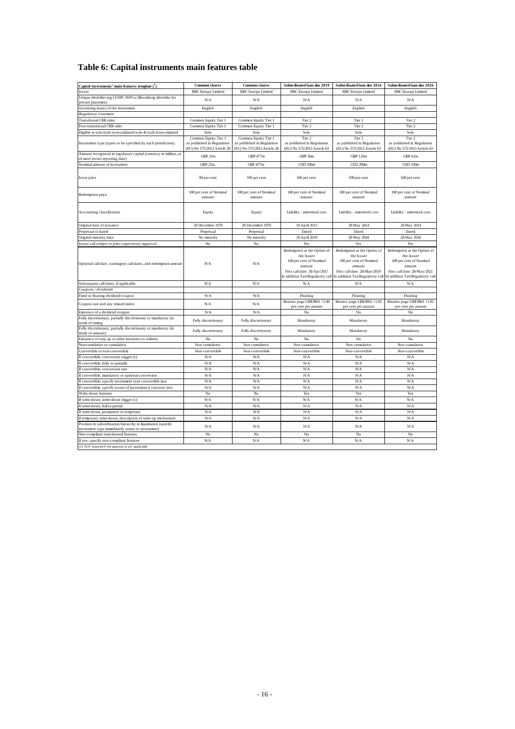## Table 6: Capital instruments main features table

| Capital instruments' main features template ([1]) | Common shares | Common shares | Subordinated loan due 2019 | Subordinated loan due 2024 | Subordinated loan due 2026 |
|---|---|---|---|---|---|
| Issuer | RBC Europe Limited | RBC Europe Limited | RBC Europe Limited | RBC Europe Limited | RBC Europe Limited |
| Unique identifier (eg CUSIP, ISIN or Bloomberg identifier for private placement | N/A | N/A | N/A | N/A | N/A |
| Governing law(s) of the instrument | English | English | English | English | English |
| *Regulatory treatment* | | | | | |
| Transitional CRR rules | Common Equity Tier 1 | Common Equity Tier 1 | Tier 2 | Tier 2 | Tier 2 |
| Post-transitional CRR rules | Common Equity Tier 1 | Common Equity Tier 1 | Tier 2 | Tier 2 | Tier 2 |
| Eligible at solo/(sub-)consolidated/solo & (sub-)consolidated | Solo | Solo | Solo | Solo | Solo |
| Instrument type (types to be specified by each jurisdiction) | Common Equity Tier 1 as published in Regulation (EU) No 575/2013 Article 28 | Common Equity Tier 1 as published in Regulation (EU) No 575/2013 Article 28 | Tier 2 as published in Regulation (EU) No 575/2013 Article 63 | Tier 2 as published in Regulation (EU) No 575/2013 Article 63 | Tier 2 as published in Regulation (EU) No 575/2013 Article 63 |
| Amount recognised in regulatory capital (currency in million, as of most recent reporting date) | GBP 21m | GBP 477m | GBP 56m | GBP 125m | GBP 62m |
| Nominal amount of instrument | GBP 25m | GBP 477m | USD 100m | USD 200m | USD 100m |
| Issue price | 84 per cent | 100 per cent | 100 per cent | 100 per cent | 100 per cent |
| Redemption price | 100 per cent of Nominal amount | 100 per cent of Nominal amount | 100 per cent of Nominal amount | 100 per cent of Nominal amount | 100 per cent of Nominal amount |
| Accounting classification | Equity | Equity | Liability - amortised cost | Liability - amortised cost | Liability - amortised cost |
| Original date of issuance | 20 December 1970 | 20 December 1970 | 18 April 2012 | 28 May 2014 | 28 May 2014 |
| Perpetual or dated | Perpetual | Perpetual | Dated | Dated | Dated |
| Original maturity date | No maturity | No maturity | 18 April 2019 | 28 May 2024 | 28 May 2026 |
| Issuer call subject to prior supervisory approval | No | No | Yes | Yes | Yes |
| Optional call date, contingent call dates, and redemption amount | N/A | N/A | Redemption at the Option of the Issuer 100 per cent of Nominal amount First call date: 18/Apr/2017 In addition Tax/Regulatory call | Redemption at the Option of the Issuer 100 per cent of Nominal amount First call date: 28/May/2019 In addition Tax/Regulatory call | Redemption at the Option of the Issuer 100 per cent of Nominal amount First call date: 28/May/2021 In addition Tax/Regulatory call |
| Subsequent call dates, if applicable | N/A | N/A | N/A | N/A | N/A |
| *Coupons / dividends* | | | | | |
| Fixed or floating dividend/coupon | N/A | N/A | Floating | Floating | Floating |
| Coupon rate and any related index | N/A | N/A | Reuters page LIBOR01 +2.40 per cent per annum | Reuters page LIBOR01 +1.82 per cent per annum | Reuters page LIBOR01 +1.92 per cent per annum |
| Existence of a dividend stopper | N/A | N/A | No | No | No |
| Fully discretionary, partially discretionary or mandatory (in terms of timing | Fully discretionary | Fully discretionary | Mandatory | Mandatory | Mandatory |
| Fully discretionary, partially discretionary or mandatory (in terms of amount) | Fully discretionary | Fully discretionary | Mandatory | Mandatory | Mandatory |
| Existence of step up or other incentive to redeem | No | No | No | No | No |
| Noncumulative or cumulative | Non cumulative | Non cumulative | Non cumulative | Non cumulative | Non cumulative |
| Convertible or non-convertible | Non-convertible | Non-convertible | Non-convertible | Non-convertible | Non-convertible |
| If convertible, conversion trigger (s) | N/A | N/A | N/A | N/A | N/A |
| If convertible, fully or partially | N/A | N/A | N/A | N/A | N/A |
| If convertible, conversion rate | N/A | N/A | N/A | N/A | N/A |
| If convertible, mandatory or optional conversion | N/A | N/A | N/A | N/A | N/A |
| If convertible, specify instrument type convertible into | N/A | N/A | N/A | N/A | N/A |
| If convertible, specify issuer of instrument it converts into | N/A | N/A | N/A | N/A | N/A |
| Write-down features | No | No | Yes | Yes | Yes |
| If write-down, write-down trigger (s) | N/A | N/A | N/A | N/A | N/A |
| If write-down, full or partial | N/A | N/A | N/A | N/A | N/A |
| If write-down, permanent or temporary | N/A | N/A | N/A | N/A | N/A |
| If temporary write-down, description of write-up mechanism | N/A | N/A | N/A | N/A | N/A |
| Position in subordination hierarchy in liquidation (specify instrument type immediately senior to instrument) | N/A | N/A | N/A | N/A | N/A |
| Non-compliant transitioned features | No | No | No | No | No |
| If yes, specify non-compliant features | N/A | N/A | N/A | N/A | N/A |

(1) 'N/A' inserted if the question is not applicable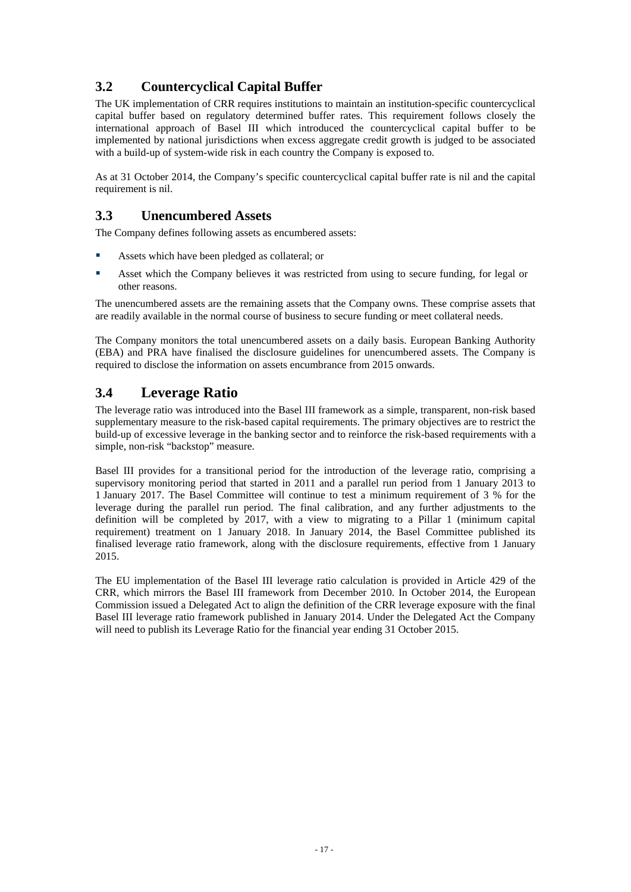## 3.2 Countercyclical Capital Buffer

The UK implementation of CRR requires institutions to maintain an institution-specific countercyclical capital buffer based on regulatory determined buffer rates. This requirement follows closely the international approach of Basel III which introduced the countercyclical capital buffer to be implemented by national jurisdictions when excess aggregate credit growth is judged to be associated with a build-up of system-wide risk in each country the Company is exposed to.

As at 31 October 2014, the Company's specific countercyclical capital buffer rate is nil and the capital requirement is nil.

## 3.3 Unencumbered Assets

The Company defines following assets as encumbered assets:

- Assets which have been pledged as collateral; or
- Asset which the Company believes it was restricted from using to secure funding, for legal or other reasons.

The unencumbered assets are the remaining assets that the Company owns. These comprise assets that are readily available in the normal course of business to secure funding or meet collateral needs.

The Company monitors the total unencumbered assets on a daily basis. European Banking Authority (EBA) and PRA have finalised the disclosure guidelines for unencumbered assets. The Company is required to disclose the information on assets encumbrance from 2015 onwards.

## 3.4 Leverage Ratio

The leverage ratio was introduced into the Basel III framework as a simple, transparent, non-risk based supplementary measure to the risk-based capital requirements. The primary objectives are to restrict the build-up of excessive leverage in the banking sector and to reinforce the risk-based requirements with a simple, non-risk "backstop" measure.

Basel III provides for a transitional period for the introduction of the leverage ratio, comprising a supervisory monitoring period that started in 2011 and a parallel run period from 1 January 2013 to 1 January 2017. The Basel Committee will continue to test a minimum requirement of 3 % for the leverage during the parallel run period. The final calibration, and any further adjustments to the definition will be completed by 2017, with a view to migrating to a Pillar 1 (minimum capital requirement) treatment on 1 January 2018. In January 2014, the Basel Committee published its finalised leverage ratio framework, along with the disclosure requirements, effective from 1 January 2015.

The EU implementation of the Basel III leverage ratio calculation is provided in Article 429 of the CRR, which mirrors the Basel III framework from December 2010. In October 2014, the European Commission issued a Delegated Act to align the definition of the CRR leverage exposure with the final Basel III leverage ratio framework published in January 2014. Under the Delegated Act the Company will need to publish its Leverage Ratio for the financial year ending 31 October 2015.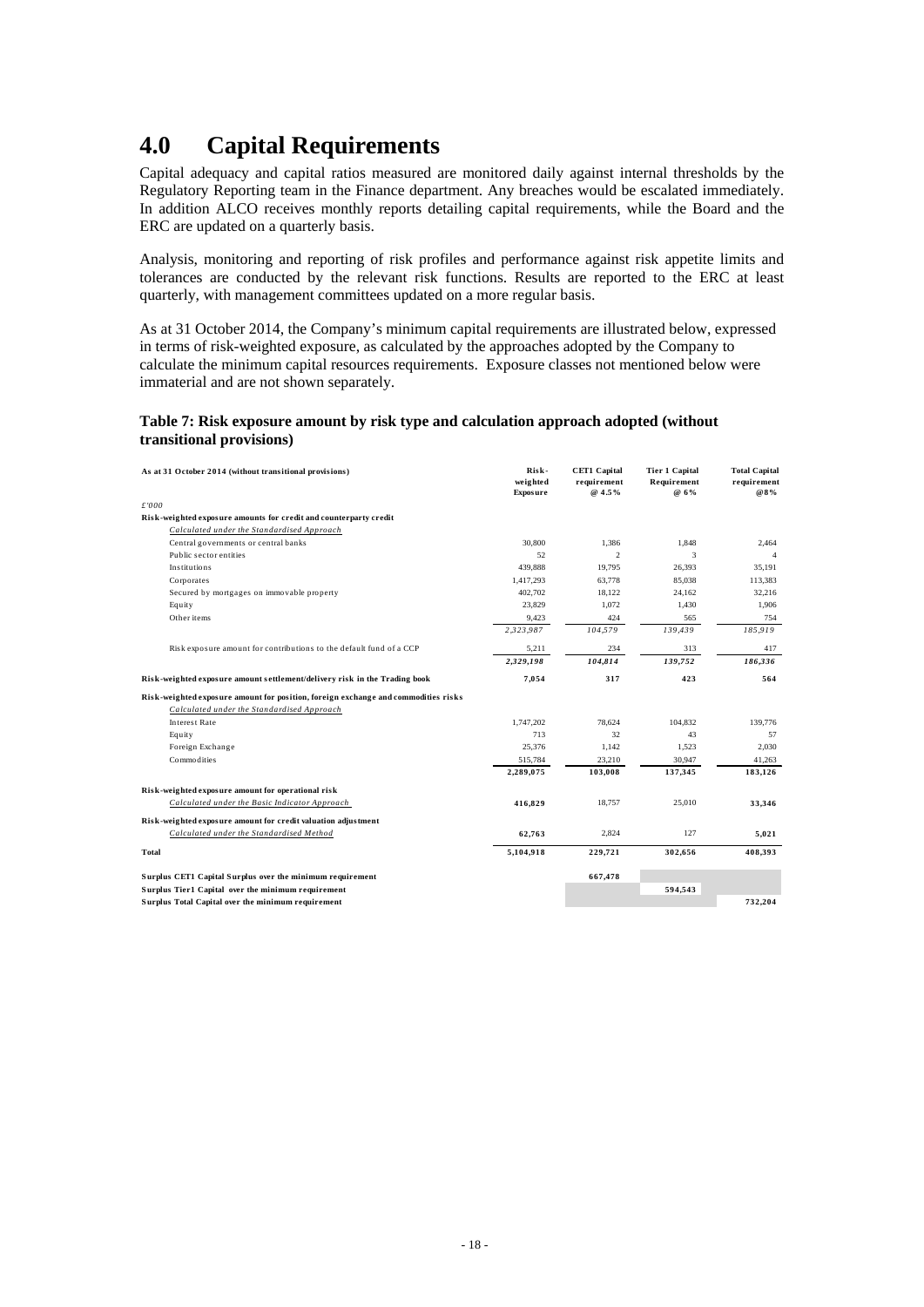# 4.0 Capital Requirements

Capital adequacy and capital ratios measured are monitored daily against internal thresholds by the Regulatory Reporting team in the Finance department. Any breaches would be escalated immediately. In addition ALCO receives monthly reports detailing capital requirements, while the Board and the ERC are updated on a quarterly basis.

Analysis, monitoring and reporting of risk profiles and performance against risk appetite limits and tolerances are conducted by the relevant risk functions. Results are reported to the ERC at least quarterly, with management committees updated on a more regular basis.

As at 31 October 2014, the Company's minimum capital requirements are illustrated below, expressed in terms of risk-weighted exposure, as calculated by the approaches adopted by the Company to calculate the minimum capital resources requirements. Exposure classes not mentioned below were immaterial and are not shown separately.

**Table 7: Risk exposure amount by risk type and calculation approach adopted (without transitional provisions)**

| As at 31 October 2014 (without transitional provisions) | Risk-weighted Exposure | CET1 Capital requirement @ 4.5% | Tier 1 Capital Requirement @ 6% | Total Capital requirement @8% |
|---|---|---|---|---|
| *£'000* | | | | |
| **Risk-weighted exposure amounts for credit and counterparty credit** | | | | |
| *Calculated under the Standardised Approach* | | | | |
| Central governments or central banks | 30,800 | 1,386 | 1,848 | 2,464 |
| Public sector entities | 52 | 2 | 3 | 4 |
| Institutions | 439,888 | 19,795 | 26,393 | 35,191 |
| Corporates | 1,417,293 | 63,778 | 85,038 | 113,383 |
| Secured by mortgages on immovable property | 402,702 | 18,122 | 24,162 | 32,216 |
| Equity | 23,829 | 1,072 | 1,430 | 1,906 |
| Other items | 9,423 | 424 | 565 | 754 |
| | *2,323,987* | *104,579* | *139,439* | *185,919* |
| Risk exposure amount for contributions to the default fund of a CCP | 5,211 | 234 | 313 | 417 |
| | *2,329,198* | *104,814* | *139,752* | *186,336* |
| **Risk-weighted exposure amount settlement/delivery risk in the Trading book** | **7,054** | **317** | **423** | **564** |
| **Risk-weighted exposure amount for position, foreign exchange and commodities risks** | | | | |
| *Calculated under the Standardised Approach* | | | | |
| Interest Rate | 1,747,202 | 78,624 | 104,832 | 139,776 |
| Equity | 713 | 32 | 43 | 57 |
| Foreign Exchange | 25,376 | 1,142 | 1,523 | 2,030 |
| Commodities | 515,784 | 23,210 | 30,947 | 41,263 |
| | **2,289,075** | **103,008** | **137,345** | **183,126** |
| **Risk-weighted exposure amount for operational risk** | | | | |
| *Calculated under the Basic Indicator Approach* | **416,829** | 18,757 | 25,010 | **33,346** |
| **Risk-weighted exposure amount for credit valuation adjustment** | | | | |
| *Calculated under the Standardised Method* | **62,763** | 2,824 | 127 | **5,021** |
| **Total** | **5,104,918** | **229,721** | **302,656** | **408,393** |
| **Surplus CET1 Capital Surplus over the minimum requirement** | | **667,478** | | |
| **Surplus Tier1 Capital over the minimum requirement** | | | **594,543** | |
| **Surplus Total Capital over the minimum requirement** | | | | **732,204** |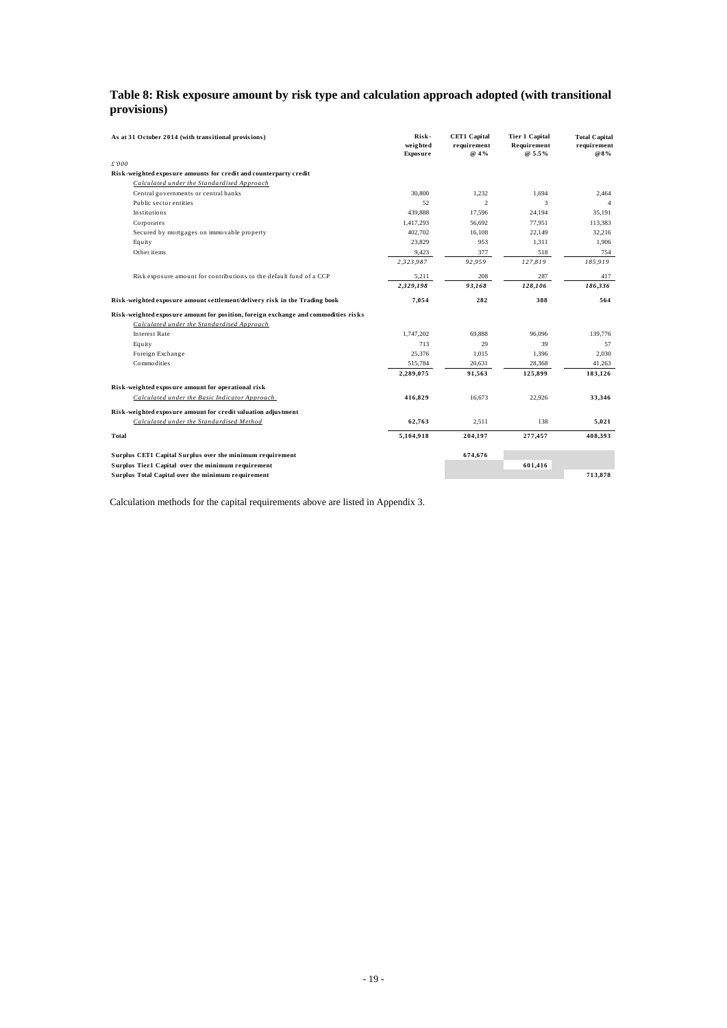## Table 8: Risk exposure amount by risk type and calculation approach adopted (with transitional provisions)

| As at 31 October 2014 (with transitional provisions) | Risk-weighted Exposure | CET1 Capital requirement @ 4% | Tier 1 Capital Requirement @ 5.5% | Total Capital requirement @8% |
|---|---|---|---|---|
| *£'000* | | | | |
| **Risk-weighted exposure amounts for credit and counterparty credit** | | | | |
| *Calculated under the Standardised Approach* | | | | |
| Central governments or central banks | 30,800 | 1,232 | 1,694 | 2,464 |
| Public sector entities | 52 | 2 | 3 | 4 |
| Institutions | 439,888 | 17,596 | 24,194 | 35,191 |
| Corporates | 1,417,293 | 56,692 | 77,951 | 113,383 |
| Secured by mortgages on immovable property | 402,702 | 16,108 | 22,149 | 32,216 |
| Equity | 23,829 | 953 | 1,311 | 1,906 |
| Other items | 9,423 | 377 | 518 | 754 |
| | *2,323,987* | *92,959* | *127,819* | *185,919* |
| Risk exposure amount for contributions to the default fund of a CCP | 5,211 | 208 | 287 | 417 |
| | ***2,329,198*** | ***93,168*** | ***128,106*** | ***186,336*** |
| **Risk-weighted exposure amount settlement/delivery risk in the Trading book** | **7,054** | **282** | **388** | **564** |
| **Risk-weighted exposure amount for position, foreign exchange and commodities risks** | | | | |
| *Calculated under the Standardised Approach* | | | | |
| Interest Rate | 1,747,202 | 69,888 | 96,096 | 139,776 |
| Equity | 713 | 29 | 39 | 57 |
| Foreign Exchange | 25,376 | 1,015 | 1,396 | 2,030 |
| Commodities | 515,784 | 20,631 | 28,368 | 41,263 |
| | **2,289,075** | **91,563** | **125,899** | **183,126** |
| **Risk-weighted exposure amount for operational risk** | | | | |
| *Calculated under the Basic Indicator Approach* | **416,829** | 16,673 | 22,926 | **33,346** |
| **Risk-weighted exposure amount for credit valuation adjustment** | | | | |
| *Calculated under the Standardised Method* | **62,763** | 2,511 | 138 | **5,021** |
| **Total** | **5,104,918** | **204,197** | **277,457** | **408,393** |
| **Surplus CET1 Capital Surplus over the minimum requirement** | | **674,676** | | |
| **Surplus Tier1 Capital over the minimum requirement** | | | **601,416** | |
| **Surplus Total Capital over the minimum requirement** | | | | **713,878** |

Calculation methods for the capital requirements above are listed in Appendix 3.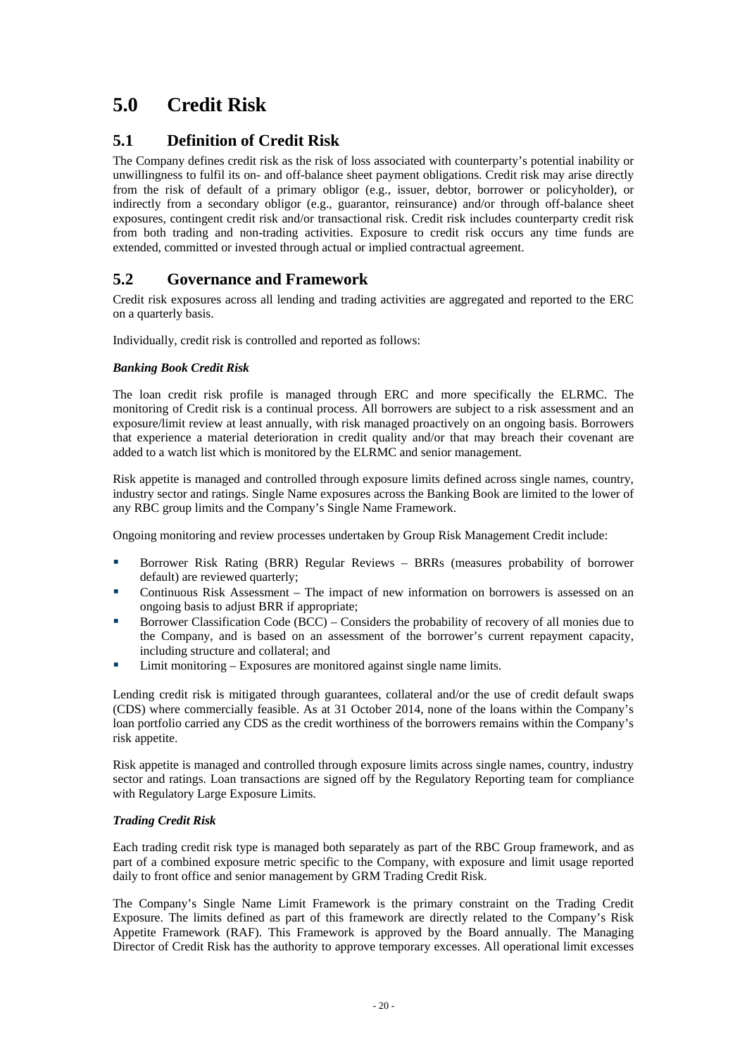# 5.0 Credit Risk

## 5.1 Definition of Credit Risk

The Company defines credit risk as the risk of loss associated with counterparty's potential inability or unwillingness to fulfil its on- and off-balance sheet payment obligations. Credit risk may arise directly from the risk of default of a primary obligor (e.g., issuer, debtor, borrower or policyholder), or indirectly from a secondary obligor (e.g., guarantor, reinsurance) and/or through off-balance sheet exposures, contingent credit risk and/or transactional risk. Credit risk includes counterparty credit risk from both trading and non-trading activities. Exposure to credit risk occurs any time funds are extended, committed or invested through actual or implied contractual agreement.

## 5.2 Governance and Framework

Credit risk exposures across all lending and trading activities are aggregated and reported to the ERC on a quarterly basis.

Individually, credit risk is controlled and reported as follows:

***Banking Book Credit Risk***

The loan credit risk profile is managed through ERC and more specifically the ELRMC. The monitoring of Credit risk is a continual process. All borrowers are subject to a risk assessment and an exposure/limit review at least annually, with risk managed proactively on an ongoing basis. Borrowers that experience a material deterioration in credit quality and/or that may breach their covenant are added to a watch list which is monitored by the ELRMC and senior management.

Risk appetite is managed and controlled through exposure limits defined across single names, country, industry sector and ratings. Single Name exposures across the Banking Book are limited to the lower of any RBC group limits and the Company's Single Name Framework.

Ongoing monitoring and review processes undertaken by Group Risk Management Credit include:

- Borrower Risk Rating (BRR) Regular Reviews – BRRs (measures probability of borrower default) are reviewed quarterly;
- Continuous Risk Assessment – The impact of new information on borrowers is assessed on an ongoing basis to adjust BRR if appropriate;
- Borrower Classification Code (BCC) – Considers the probability of recovery of all monies due to the Company, and is based on an assessment of the borrower's current repayment capacity, including structure and collateral; and
- Limit monitoring – Exposures are monitored against single name limits.

Lending credit risk is mitigated through guarantees, collateral and/or the use of credit default swaps (CDS) where commercially feasible. As at 31 October 2014, none of the loans within the Company's loan portfolio carried any CDS as the credit worthiness of the borrowers remains within the Company's risk appetite.

Risk appetite is managed and controlled through exposure limits across single names, country, industry sector and ratings. Loan transactions are signed off by the Regulatory Reporting team for compliance with Regulatory Large Exposure Limits.

***Trading Credit Risk***

Each trading credit risk type is managed both separately as part of the RBC Group framework, and as part of a combined exposure metric specific to the Company, with exposure and limit usage reported daily to front office and senior management by GRM Trading Credit Risk.

The Company's Single Name Limit Framework is the primary constraint on the Trading Credit Exposure. The limits defined as part of this framework are directly related to the Company's Risk Appetite Framework (RAF). This Framework is approved by the Board annually. The Managing Director of Credit Risk has the authority to approve temporary excesses. All operational limit excesses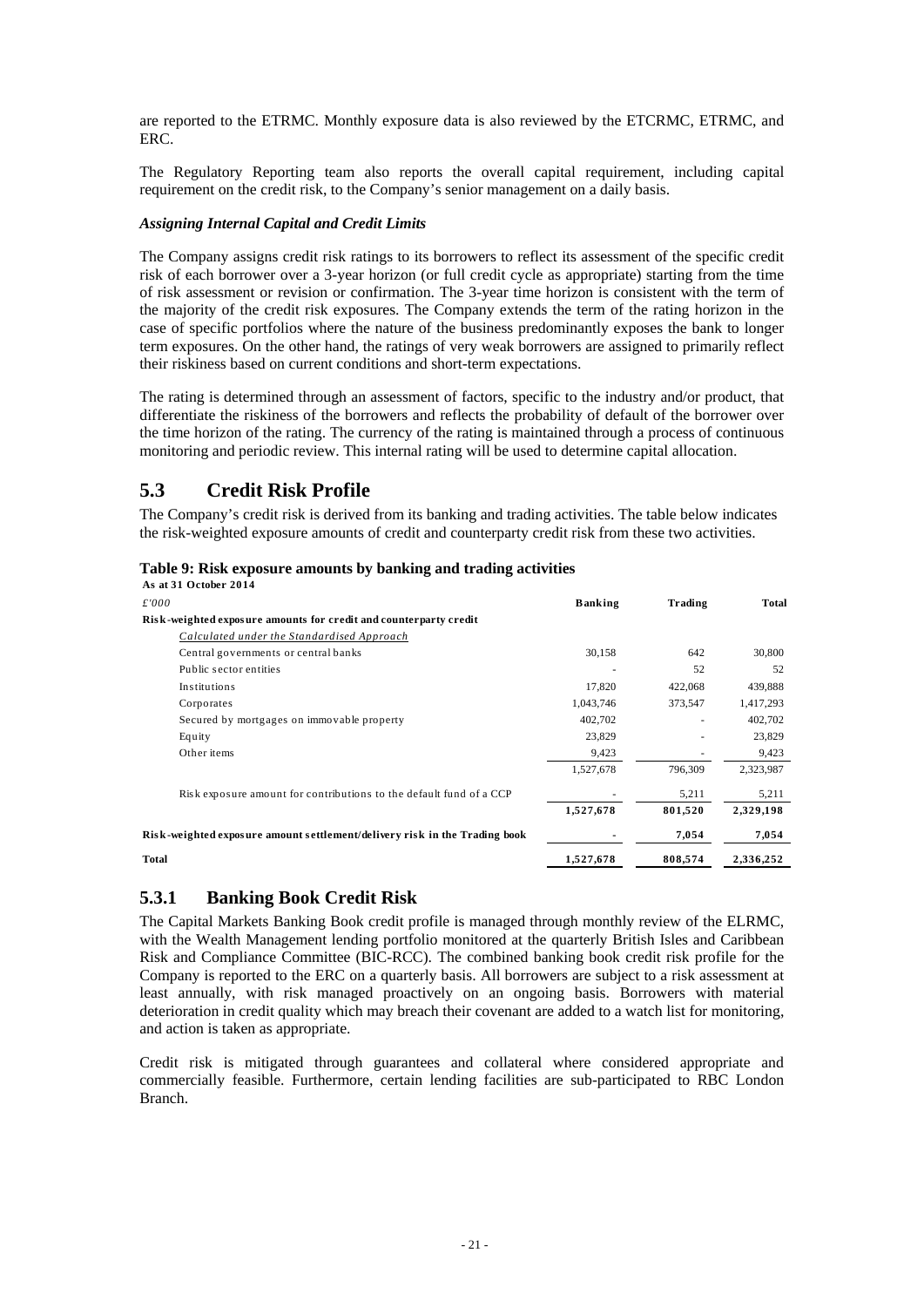are reported to the ETRMC. Monthly exposure data is also reviewed by the ETCRMC, ETRMC, and ERC.

The Regulatory Reporting team also reports the overall capital requirement, including capital requirement on the credit risk, to the Company's senior management on a daily basis.

***Assigning Internal Capital and Credit Limits***

The Company assigns credit risk ratings to its borrowers to reflect its assessment of the specific credit risk of each borrower over a 3-year horizon (or full credit cycle as appropriate) starting from the time of risk assessment or revision or confirmation. The 3-year time horizon is consistent with the term of the majority of the credit risk exposures. The Company extends the term of the rating horizon in the case of specific portfolios where the nature of the business predominantly exposes the bank to longer term exposures. On the other hand, the ratings of very weak borrowers are assigned to primarily reflect their riskiness based on current conditions and short-term expectations.

The rating is determined through an assessment of factors, specific to the industry and/or product, that differentiate the riskiness of the borrowers and reflects the probability of default of the borrower over the time horizon of the rating. The currency of the rating is maintained through a process of continuous monitoring and periodic review. This internal rating will be used to determine capital allocation.

## 5.3 Credit Risk Profile

The Company's credit risk is derived from its banking and trading activities. The table below indicates the risk-weighted exposure amounts of credit and counterparty credit risk from these two activities.

**Table 9: Risk exposure amounts by banking and trading activities**

**As at 31 October 2014**

| *£'000* | **Banking** | **Trading** | **Total** |
|---|---|---|---|
| **Risk-weighted exposure amounts for credit and counterparty credit** | | | |
| *Calculated under the Standardised Approach* | | | |
| Central governments or central banks | 30,158 | 642 | 30,800 |
| Public sector entities | - | 52 | 52 |
| Institutions | 17,820 | 422,068 | 439,888 |
| Corporates | 1,043,746 | 373,547 | 1,417,293 |
| Secured by mortgages on immovable property | 402,702 | - | 402,702 |
| Equity | 23,829 | - | 23,829 |
| Other items | 9,423 | - | 9,423 |
| | 1,527,678 | 796,309 | 2,323,987 |
| Risk exposure amount for contributions to the default fund of a CCP | - | 5,211 | 5,211 |
| | **1,527,678** | **801,520** | **2,329,198** |
| **Risk-weighted exposure amount settlement/delivery risk in the Trading book** | **-** | **7,054** | **7,054** |
| **Total** | **1,527,678** | **808,574** | **2,336,252** |

### 5.3.1 Banking Book Credit Risk

The Capital Markets Banking Book credit profile is managed through monthly review of the ELRMC, with the Wealth Management lending portfolio monitored at the quarterly British Isles and Caribbean Risk and Compliance Committee (BIC-RCC). The combined banking book credit risk profile for the Company is reported to the ERC on a quarterly basis. All borrowers are subject to a risk assessment at least annually, with risk managed proactively on an ongoing basis. Borrowers with material deterioration in credit quality which may breach their covenant are added to a watch list for monitoring, and action is taken as appropriate.

Credit risk is mitigated through guarantees and collateral where considered appropriate and commercially feasible. Furthermore, certain lending facilities are sub-participated to RBC London Branch.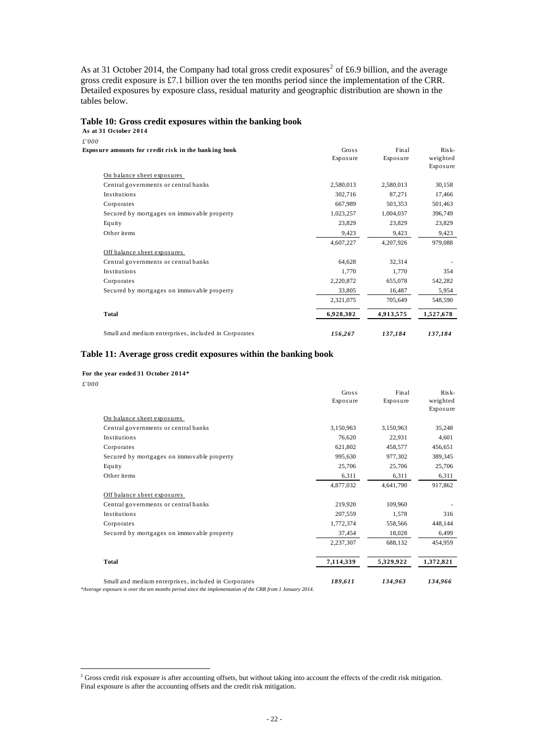As at 31 October 2014, the Company had total gross credit exposures[2] of £6.9 billion, and the average gross credit exposure is £7.1 billion over the ten months period since the implementation of the CRR. Detailed exposures by exposure class, residual maturity and geographic distribution are shown in the tables below.

### Table 10: Gross credit exposures within the banking book

**As at 31 October 2014**

*£'000*

| **Exposure amounts for credit risk in the banking book** | Gross Exposure | Final Exposure | Risk-weighted Exposure |
|---|---|---|---|
| On balance sheet exposures | | | |
| Central governments or central banks | 2,580,013 | 2,580,013 | 30,158 |
| Institutions | 302,716 | 87,271 | 17,466 |
| Corporates | 667,989 | 503,353 | 501,463 |
| Secured by mortgages on immovable property | 1,023,257 | 1,004,037 | 396,749 |
| Equity | 23,829 | 23,829 | 23,829 |
| Other items | 9,423 | 9,423 | 9,423 |
| | 4,607,227 | 4,207,926 | 979,088 |
| Off balance sheet exposures | | | |
| Central governments or central banks | 64,628 | 32,314 | - |
| Institutions | 1,770 | 1,770 | 354 |
| Corporates | 2,220,872 | 655,078 | 542,282 |
| Secured by mortgages on immovable property | 33,805 | 16,487 | 5,954 |
| | 2,321,075 | 705,649 | 548,590 |
| **Total** | **6,928,302** | **4,913,575** | **1,527,678** |
| Small and medium enterprises, included in Corporates | ***156,267*** | ***137,184*** | ***137,184*** |

### Table 11: Average gross credit exposures within the banking book

**For the year ended 31 October 2014***

*£'000*

| | Gross Exposure | Final Exposure | Risk-weighted Exposure |
|---|---|---|---|
| On balance sheet exposures | | | |
| Central governments or central banks | 3,150,963 | 3,150,963 | 35,248 |
| Institutions | 76,620 | 22,931 | 4,601 |
| Corporates | 621,802 | 458,577 | 456,651 |
| Secured by mortgages on immovable property | 995,630 | 977,302 | 389,345 |
| Equity | 25,706 | 25,706 | 25,706 |
| Other items | 6,311 | 6,311 | 6,311 |
| | 4,877,032 | 4,641,790 | 917,862 |
| Off balance sheet exposures | | | |
| Central governments or central banks | 219,920 | 109,960 | - |
| Institutions | 207,559 | 1,578 | 316 |
| Corporates | 1,772,374 | 558,566 | 448,144 |
| Secured by mortgages on immovable property | 37,454 | 18,028 | 6,499 |
| | 2,237,307 | 688,132 | 454,959 |
| **Total** | **7,114,339** | **5,329,922** | **1,372,821** |
| Small and medium enterprises, included in Corporates | ***189,611*** | ***134,963*** | ***134,966*** |

*\*Average exposure is over the ten months period since the implementation of the CRR from 1 January 2014.*

[2] Gross credit risk exposure is after accounting offsets, but without taking into account the effects of the credit risk mitigation. Final exposure is after the accounting offsets and the credit risk mitigation.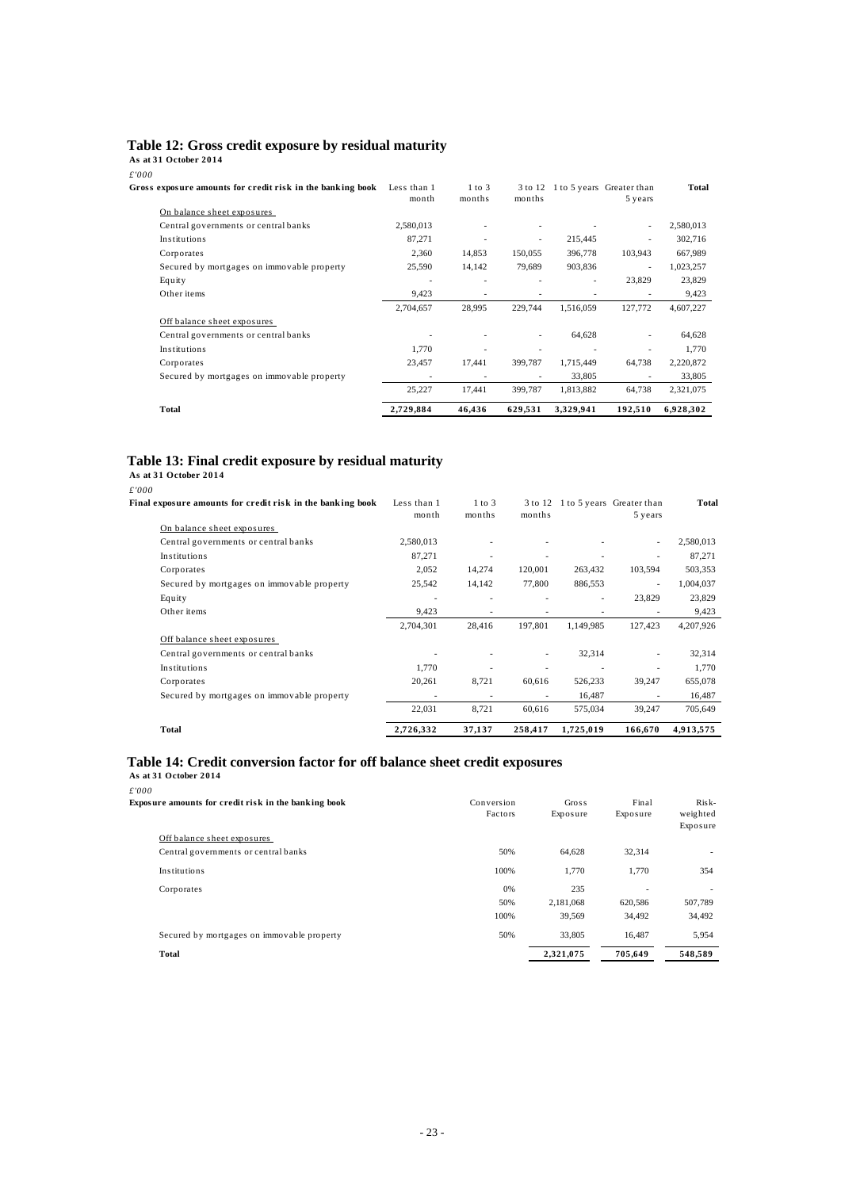## Table 12: Gross credit exposure by residual maturity

**As at 31 October 2014**

*£'000*

| Gross exposure amounts for credit risk in the banking book | Less than 1 month | 1 to 3 months | 3 to 12 months | 1 to 5 years | Greater than 5 years | Total |
|---|---|---|---|---|---|---|
| On balance sheet exposures | | | | | | |
| Central governments or central banks | 2,580,013 | - | - | - | - | 2,580,013 |
| Institutions | 87,271 | - | - | 215,445 | - | 302,716 |
| Corporates | 2,360 | 14,853 | 150,055 | 396,778 | 103,943 | 667,989 |
| Secured by mortgages on immovable property | 25,590 | 14,142 | 79,689 | 903,836 | - | 1,023,257 |
| Equity | - | - | - | - | 23,829 | 23,829 |
| Other items | 9,423 | - | - | - | - | 9,423 |
| | 2,704,657 | 28,995 | 229,744 | 1,516,059 | 127,772 | 4,607,227 |
| Off balance sheet exposures | | | | | | |
| Central governments or central banks | - | - | - | 64,628 | - | 64,628 |
| Institutions | 1,770 | - | - | - | - | 1,770 |
| Corporates | 23,457 | 17,441 | 399,787 | 1,715,449 | 64,738 | 2,220,872 |
| Secured by mortgages on immovable property | - | - | - | 33,805 | - | 33,805 |
| | 25,227 | 17,441 | 399,787 | 1,813,882 | 64,738 | 2,321,075 |
| **Total** | **2,729,884** | **46,436** | **629,531** | **3,329,941** | **192,510** | **6,928,302** |

## Table 13: Final credit exposure by residual maturity

**As at 31 October 2014**

*£'000*

| Final exposure amounts for credit risk in the banking book | Less than 1 month | 1 to 3 months | 3 to 12 months | 1 to 5 years | Greater than 5 years | Total |
|---|---|---|---|---|---|---|
| On balance sheet exposures | | | | | | |
| Central governments or central banks | 2,580,013 | - | - | - | - | 2,580,013 |
| Institutions | 87,271 | - | - | - | - | 87,271 |
| Corporates | 2,052 | 14,274 | 120,001 | 263,432 | 103,594 | 503,353 |
| Secured by mortgages on immovable property | 25,542 | 14,142 | 77,800 | 886,553 | - | 1,004,037 |
| Equity | - | - | - | - | 23,829 | 23,829 |
| Other items | 9,423 | - | - | - | - | 9,423 |
| | 2,704,301 | 28,416 | 197,801 | 1,149,985 | 127,423 | 4,207,926 |
| Off balance sheet exposures | | | | | | |
| Central governments or central banks | - | - | - | 32,314 | - | 32,314 |
| Institutions | 1,770 | - | - | - | - | 1,770 |
| Corporates | 20,261 | 8,721 | 60,616 | 526,233 | 39,247 | 655,078 |
| Secured by mortgages on immovable property | - | - | - | 16,487 | - | 16,487 |
| | 22,031 | 8,721 | 60,616 | 575,034 | 39,247 | 705,649 |
| **Total** | **2,726,332** | **37,137** | **258,417** | **1,725,019** | **166,670** | **4,913,575** |

## Table 14: Credit conversion factor for off balance sheet credit exposures

**As at 31 October 2014**

*£'000*

| Exposure amounts for credit risk in the banking book | Conversion Factors | Gross Exposure | Final Exposure | Risk-weighted Exposure |
|---|---|---|---|---|
| Off balance sheet exposures | | | | |
| Central governments or central banks | 50% | 64,628 | 32,314 | - |
| Institutions | 100% | 1,770 | 1,770 | 354 |
| Corporates | 0% | 235 | - | - |
| | 50% | 2,181,068 | 620,586 | 507,789 |
| | 100% | 39,569 | 34,492 | 34,492 |
| Secured by mortgages on immovable property | 50% | 33,805 | 16,487 | 5,954 |
| **Total** | | **2,321,075** | **705,649** | **548,589** |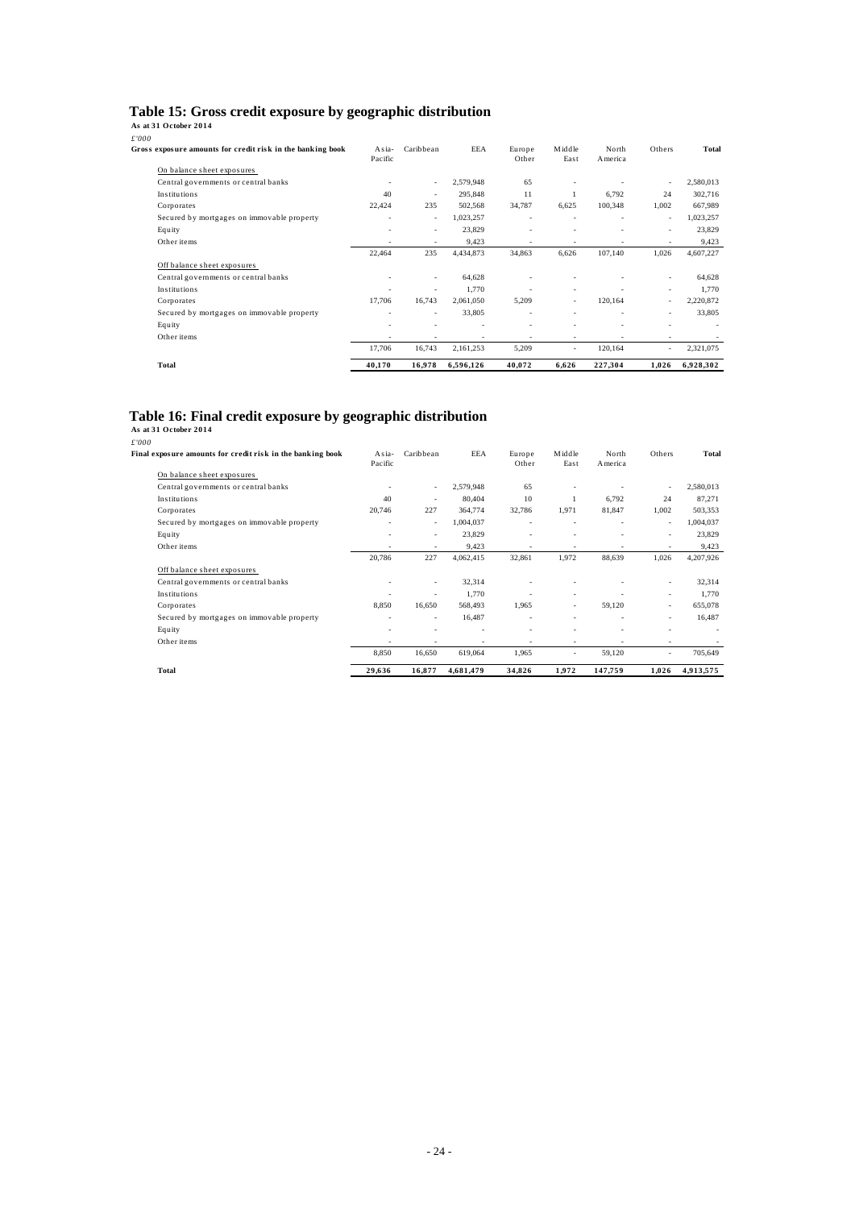## Table 15: Gross credit exposure by geographic distribution

**As at 31 October 2014**

*£'000*

| Gross exposure amounts for credit risk in the banking book | Asia-Pacific | Caribbean | EEA | Europe Other | Middle East | North America | Others | Total |
|---|---|---|---|---|---|---|---|---|
| On balance sheet exposures | | | | | | | | |
| Central governments or central banks | - | - | 2,579,948 | 65 | - | - | - | 2,580,013 |
| Institutions | 40 | - | 295,848 | 11 | 1 | 6,792 | 24 | 302,716 |
| Corporates | 22,424 | 235 | 502,568 | 34,787 | 6,625 | 100,348 | 1,002 | 667,989 |
| Secured by mortgages on immovable property | - | - | 1,023,257 | - | - | - | - | 1,023,257 |
| Equity | - | - | 23,829 | - | - | - | - | 23,829 |
| Other items | - | - | 9,423 | - | - | - | - | 9,423 |
| | 22,464 | 235 | 4,434,873 | 34,863 | 6,626 | 107,140 | 1,026 | 4,607,227 |
| Off balance sheet exposures | | | | | | | | |
| Central governments or central banks | - | - | 64,628 | - | - | - | - | 64,628 |
| Institutions | - | - | 1,770 | - | - | - | - | 1,770 |
| Corporates | 17,706 | 16,743 | 2,061,050 | 5,209 | - | 120,164 | - | 2,220,872 |
| Secured by mortgages on immovable property | - | - | 33,805 | - | - | - | - | 33,805 |
| Equity | - | - | - | - | - | - | - | - |
| Other items | - | - | - | - | - | - | - | - |
| | 17,706 | 16,743 | 2,161,253 | 5,209 | - | 120,164 | - | 2,321,075 |
| **Total** | **40,170** | **16,978** | **6,596,126** | **40,072** | **6,626** | **227,304** | **1,026** | **6,928,302** |

## Table 16: Final credit exposure by geographic distribution

**As at 31 October 2014**

*£'000*

| Final exposure amounts for credit risk in the banking book | Asia-Pacific | Caribbean | EEA | Europe Other | Middle East | North America | Others | Total |
|---|---|---|---|---|---|---|---|---|
| On balance sheet exposures | | | | | | | | |
| Central governments or central banks | - | - | 2,579,948 | 65 | - | - | - | 2,580,013 |
| Institutions | 40 | - | 80,404 | 10 | 1 | 6,792 | 24 | 87,271 |
| Corporates | 20,746 | 227 | 364,774 | 32,786 | 1,971 | 81,847 | 1,002 | 503,353 |
| Secured by mortgages on immovable property | - | - | 1,004,037 | - | - | - | - | 1,004,037 |
| Equity | - | - | 23,829 | - | - | - | - | 23,829 |
| Other items | - | - | 9,423 | - | - | - | - | 9,423 |
| | 20,786 | 227 | 4,062,415 | 32,861 | 1,972 | 88,639 | 1,026 | 4,207,926 |
| Off balance sheet exposures | | | | | | | | |
| Central governments or central banks | - | - | 32,314 | - | - | - | - | 32,314 |
| Institutions | - | - | 1,770 | - | - | - | - | 1,770 |
| Corporates | 8,850 | 16,650 | 568,493 | 1,965 | - | 59,120 | - | 655,078 |
| Secured by mortgages on immovable property | - | - | 16,487 | - | - | - | - | 16,487 |
| Equity | - | - | - | - | - | - | - | - |
| Other items | - | - | - | - | - | - | - | - |
| | 8,850 | 16,650 | 619,064 | 1,965 | - | 59,120 | - | 705,649 |
| **Total** | **29,636** | **16,877** | **4,681,479** | **34,826** | **1,972** | **147,759** | **1,026** | **4,913,575** |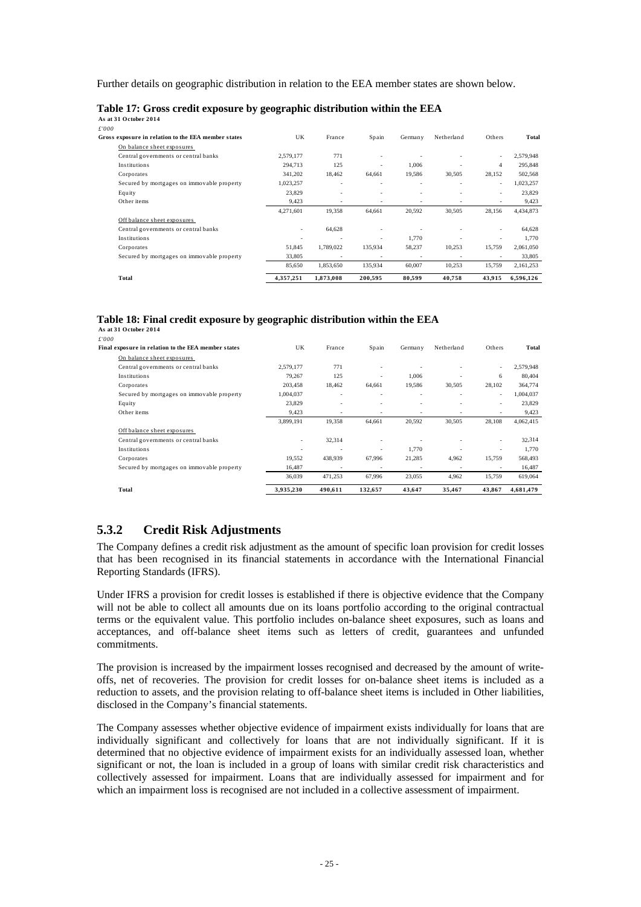Further details on geographic distribution in relation to the EEA member states are shown below.

**Table 17: Gross credit exposure by geographic distribution within the EEA**

**As at 31 October 2014**

*£'000*

| Gross exposure in relation to the EEA member states | UK | France | Spain | Germany | Netherland | Others | Total |
|---|---|---|---|---|---|---|---|
| On balance sheet exposures | | | | | | | |
| Central governments or central banks | 2,579,177 | 771 | - | - | - | - | 2,579,948 |
| Institutions | 294,713 | 125 | - | 1,006 | - | 4 | 295,848 |
| Corporates | 341,202 | 18,462 | 64,661 | 19,586 | 30,505 | 28,152 | 502,568 |
| Secured by mortgages on immovable property | 1,023,257 | - | - | - | - | - | 1,023,257 |
| Equity | 23,829 | - | - | - | - | - | 23,829 |
| Other items | 9,423 | - | - | - | - | - | 9,423 |
| | 4,271,601 | 19,358 | 64,661 | 20,592 | 30,505 | 28,156 | 4,434,873 |
| Off balance sheet exposures | | | | | | | |
| Central governments or central banks | - | 64,628 | - | - | - | - | 64,628 |
| Institutions | - | - | - | 1,770 | - | - | 1,770 |
| Corporates | 51,845 | 1,789,022 | 135,934 | 58,237 | 10,253 | 15,759 | 2,061,050 |
| Secured by mortgages on immovable property | 33,805 | - | - | - | - | - | 33,805 |
| | 85,650 | 1,853,650 | 135,934 | 60,007 | 10,253 | 15,759 | 2,161,253 |
| **Total** | **4,357,251** | **1,873,008** | **200,595** | **80,599** | **40,758** | **43,915** | **6,596,126** |

**Table 18: Final credit exposure by geographic distribution within the EEA**

**As at 31 October 2014**

*£'000*

| Final exposure in relation to the EEA member states | UK | France | Spain | Germany | Netherland | Others | Total |
|---|---|---|---|---|---|---|---|
| On balance sheet exposures | | | | | | | |
| Central governments or central banks | 2,579,177 | 771 | - | - | - | - | 2,579,948 |
| Institutions | 79,267 | 125 | - | 1,006 | - | 6 | 80,404 |
| Corporates | 203,458 | 18,462 | 64,661 | 19,586 | 30,505 | 28,102 | 364,774 |
| Secured by mortgages on immovable property | 1,004,037 | - | - | - | - | - | 1,004,037 |
| Equity | 23,829 | - | - | - | - | - | 23,829 |
| Other items | 9,423 | - | - | - | - | - | 9,423 |
| | 3,899,191 | 19,358 | 64,661 | 20,592 | 30,505 | 28,108 | 4,062,415 |
| Off balance sheet exposures | | | | | | | |
| Central governments or central banks | - | 32,314 | - | - | - | - | 32,314 |
| Institutions | - | - | - | 1,770 | - | - | 1,770 |
| Corporates | 19,552 | 438,939 | 67,996 | 21,285 | 4,962 | 15,759 | 568,493 |
| Secured by mortgages on immovable property | 16,487 | - | - | - | - | - | 16,487 |
| | 36,039 | 471,253 | 67,996 | 23,055 | 4,962 | 15,759 | 619,064 |
| **Total** | **3,935,230** | **490,611** | **132,657** | **43,647** | **35,467** | **43,867** | **4,681,479** |

## 5.3.2 Credit Risk Adjustments

The Company defines a credit risk adjustment as the amount of specific loan provision for credit losses that has been recognised in its financial statements in accordance with the International Financial Reporting Standards (IFRS).

Under IFRS a provision for credit losses is established if there is objective evidence that the Company will not be able to collect all amounts due on its loans portfolio according to the original contractual terms or the equivalent value. This portfolio includes on-balance sheet exposures, such as loans and acceptances, and off-balance sheet items such as letters of credit, guarantees and unfunded commitments.

The provision is increased by the impairment losses recognised and decreased by the amount of write-offs, net of recoveries. The provision for credit losses for on-balance sheet items is included as a reduction to assets, and the provision relating to off-balance sheet items is included in Other liabilities, disclosed in the Company's financial statements.

The Company assesses whether objective evidence of impairment exists individually for loans that are individually significant and collectively for loans that are not individually significant. If it is determined that no objective evidence of impairment exists for an individually assessed loan, whether significant or not, the loan is included in a group of loans with similar credit risk characteristics and collectively assessed for impairment. Loans that are individually assessed for impairment and for which an impairment loss is recognised are not included in a collective assessment of impairment.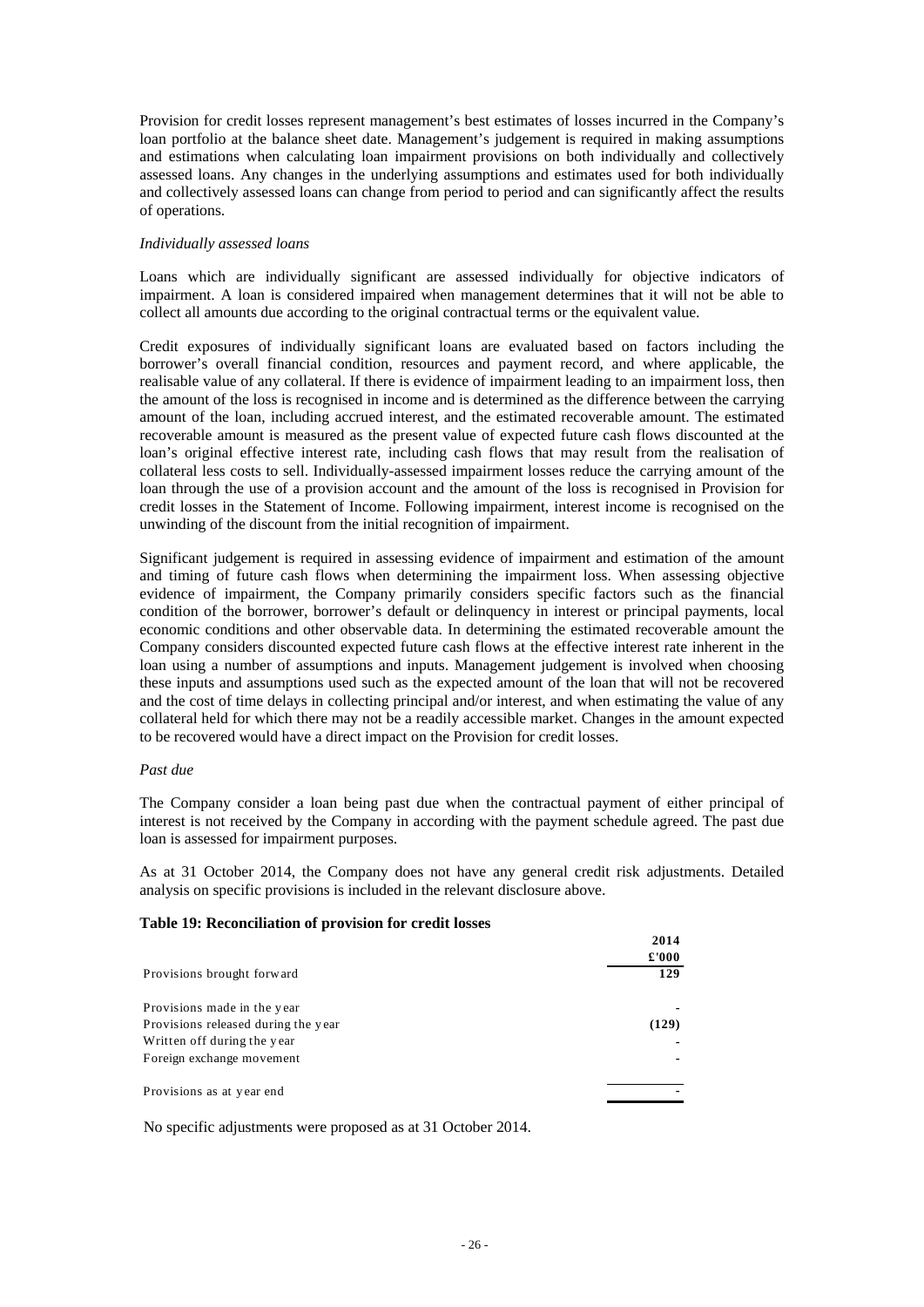Provision for credit losses represent management's best estimates of losses incurred in the Company's loan portfolio at the balance sheet date. Management's judgement is required in making assumptions and estimations when calculating loan impairment provisions on both individually and collectively assessed loans. Any changes in the underlying assumptions and estimates used for both individually and collectively assessed loans can change from period to period and can significantly affect the results of operations.

*Individually assessed loans*

Loans which are individually significant are assessed individually for objective indicators of impairment. A loan is considered impaired when management determines that it will not be able to collect all amounts due according to the original contractual terms or the equivalent value.

Credit exposures of individually significant loans are evaluated based on factors including the borrower's overall financial condition, resources and payment record, and where applicable, the realisable value of any collateral. If there is evidence of impairment leading to an impairment loss, then the amount of the loss is recognised in income and is determined as the difference between the carrying amount of the loan, including accrued interest, and the estimated recoverable amount. The estimated recoverable amount is measured as the present value of expected future cash flows discounted at the loan's original effective interest rate, including cash flows that may result from the realisation of collateral less costs to sell. Individually-assessed impairment losses reduce the carrying amount of the loan through the use of a provision account and the amount of the loss is recognised in Provision for credit losses in the Statement of Income. Following impairment, interest income is recognised on the unwinding of the discount from the initial recognition of impairment.

Significant judgement is required in assessing evidence of impairment and estimation of the amount and timing of future cash flows when determining the impairment loss. When assessing objective evidence of impairment, the Company primarily considers specific factors such as the financial condition of the borrower, borrower's default or delinquency in interest or principal payments, local economic conditions and other observable data. In determining the estimated recoverable amount the Company considers discounted expected future cash flows at the effective interest rate inherent in the loan using a number of assumptions and inputs. Management judgement is involved when choosing these inputs and assumptions used such as the expected amount of the loan that will not be recovered and the cost of time delays in collecting principal and/or interest, and when estimating the value of any collateral held for which there may not be a readily accessible market. Changes in the amount expected to be recovered would have a direct impact on the Provision for credit losses.

*Past due*

The Company consider a loan being past due when the contractual payment of either principal of interest is not received by the Company in according with the payment schedule agreed. The past due loan is assessed for impairment purposes.

As at 31 October 2014, the Company does not have any general credit risk adjustments. Detailed analysis on specific provisions is included in the relevant disclosure above.

**Table 19: Reconciliation of provision for credit losses**

| | **2014** |
|---|---|
| | **£'000** |
| Provisions brought forward | **129** |
| Provisions made in the year | - |
| Provisions released during the year | **(129)** |
| Written off during the year | - |
| Foreign exchange movement | - |
| Provisions as at year end | - |

No specific adjustments were proposed as at 31 October 2014.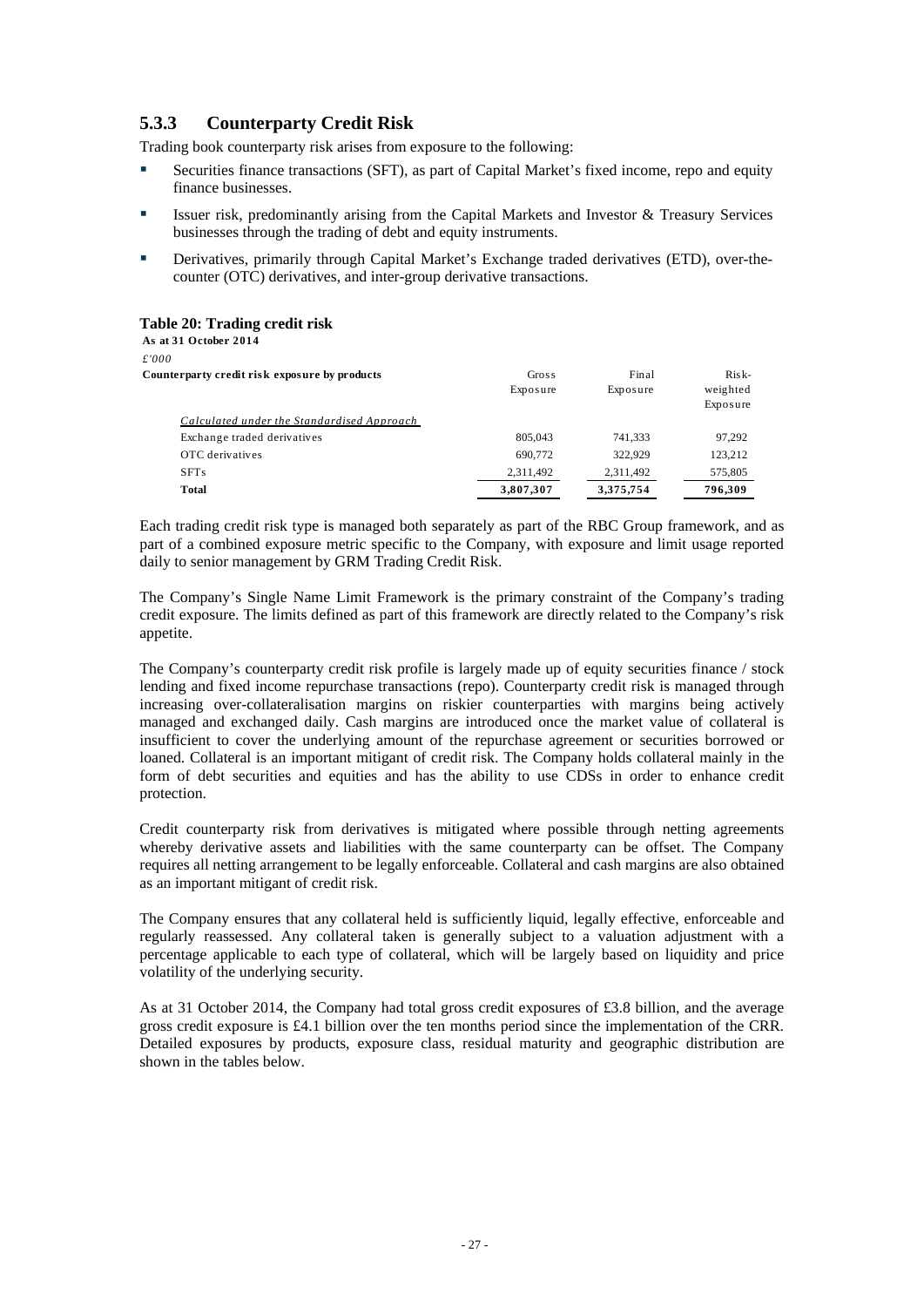### 5.3.3 Counterparty Credit Risk

Trading book counterparty risk arises from exposure to the following:

- Securities finance transactions (SFT), as part of Capital Market's fixed income, repo and equity finance businesses.
- Issuer risk, predominantly arising from the Capital Markets and Investor & Treasury Services businesses through the trading of debt and equity instruments.
- Derivatives, primarily through Capital Market's Exchange traded derivatives (ETD), over-the-counter (OTC) derivatives, and inter-group derivative transactions.

**Table 20: Trading credit risk**

**As at 31 October 2014**

*£'000*

| Counterparty credit risk exposure by products | Gross Exposure | Final Exposure | Risk-weighted Exposure |
|---|---|---|---|
| *Calculated under the Standardised Approach* | | | |
| Exchange traded derivatives | 805,043 | 741,333 | 97,292 |
| OTC derivatives | 690,772 | 322,929 | 123,212 |
| SFTs | 2,311,492 | 2,311,492 | 575,805 |
| **Total** | **3,807,307** | **3,375,754** | **796,309** |

Each trading credit risk type is managed both separately as part of the RBC Group framework, and as part of a combined exposure metric specific to the Company, with exposure and limit usage reported daily to senior management by GRM Trading Credit Risk.

The Company's Single Name Limit Framework is the primary constraint of the Company's trading credit exposure. The limits defined as part of this framework are directly related to the Company's risk appetite.

The Company's counterparty credit risk profile is largely made up of equity securities finance / stock lending and fixed income repurchase transactions (repo). Counterparty credit risk is managed through increasing over-collateralisation margins on riskier counterparties with margins being actively managed and exchanged daily. Cash margins are introduced once the market value of collateral is insufficient to cover the underlying amount of the repurchase agreement or securities borrowed or loaned. Collateral is an important mitigant of credit risk. The Company holds collateral mainly in the form of debt securities and equities and has the ability to use CDSs in order to enhance credit protection.

Credit counterparty risk from derivatives is mitigated where possible through netting agreements whereby derivative assets and liabilities with the same counterparty can be offset. The Company requires all netting arrangement to be legally enforceable. Collateral and cash margins are also obtained as an important mitigant of credit risk.

The Company ensures that any collateral held is sufficiently liquid, legally effective, enforceable and regularly reassessed. Any collateral taken is generally subject to a valuation adjustment with a percentage applicable to each type of collateral, which will be largely based on liquidity and price volatility of the underlying security.

As at 31 October 2014, the Company had total gross credit exposures of £3.8 billion, and the average gross credit exposure is £4.1 billion over the ten months period since the implementation of the CRR. Detailed exposures by products, exposure class, residual maturity and geographic distribution are shown in the tables below.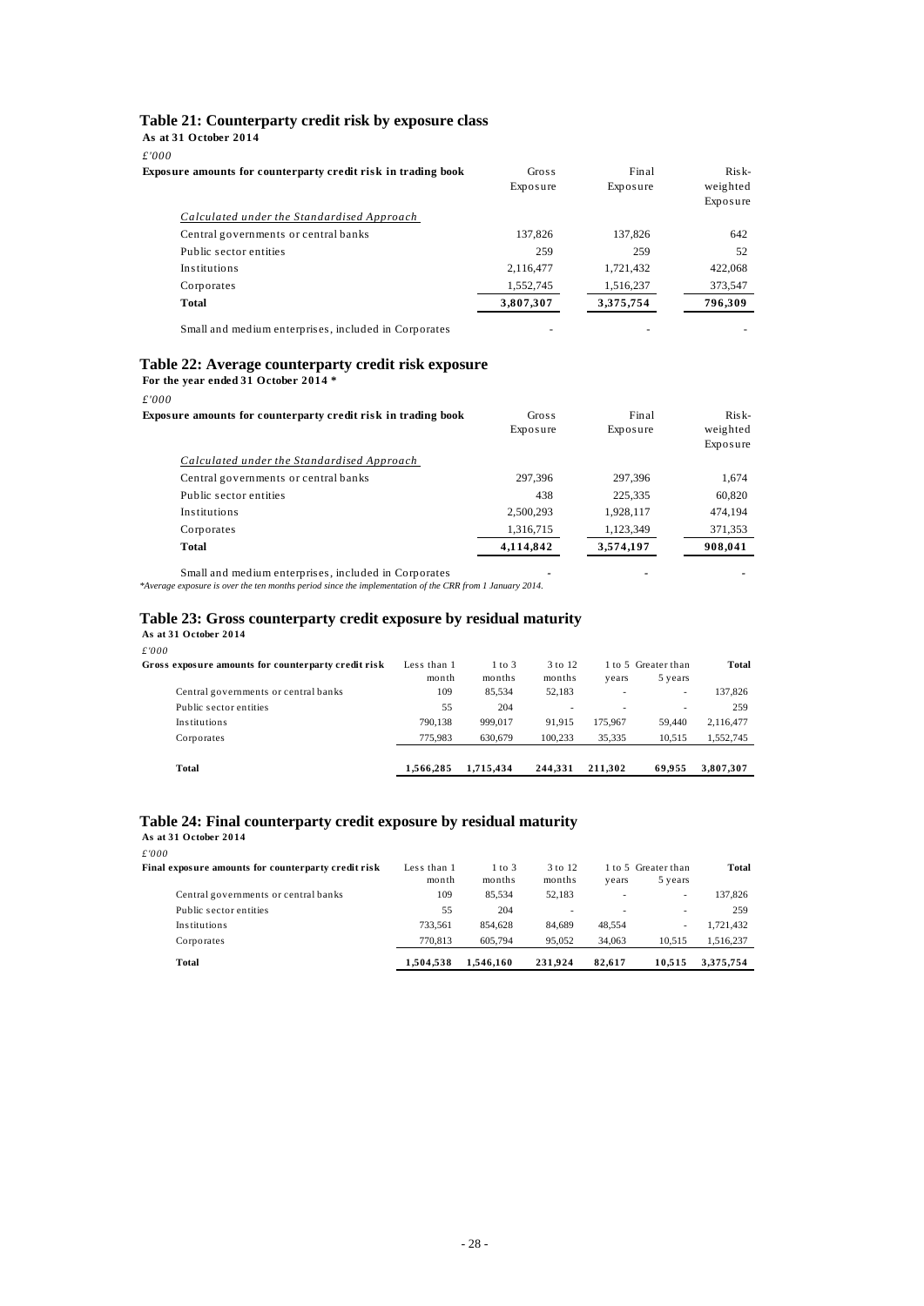## Table 21: Counterparty credit risk by exposure class

**As at 31 October 2014**

*£'000*

| Exposure amounts for counterparty credit risk in trading book | Gross Exposure | Final Exposure | Risk-weighted Exposure |
|---|---|---|---|
| *Calculated under the Standardised Approach* | | | |
| Central governments or central banks | 137,826 | 137,826 | 642 |
| Public sector entities | 259 | 259 | 52 |
| Institutions | 2,116,477 | 1,721,432 | 422,068 |
| Corporates | 1,552,745 | 1,516,237 | 373,547 |
| **Total** | **3,807,307** | **3,375,754** | **796,309** |
| Small and medium enterprises, included in Corporates | - | - | - |

## Table 22: Average counterparty credit risk exposure

**For the year ended 31 October 2014 \***

*£'000*

| Exposure amounts for counterparty credit risk in trading book | Gross Exposure | Final Exposure | Risk-weighted Exposure |
|---|---|---|---|
| *Calculated under the Standardised Approach* | | | |
| Central governments or central banks | 297,396 | 297,396 | 1,674 |
| Public sector entities | 438 | 225,335 | 60,820 |
| Institutions | 2,500,293 | 1,928,117 | 474,194 |
| Corporates | 1,316,715 | 1,123,349 | 371,353 |
| **Total** | **4,114,842** | **3,574,197** | **908,041** |
| Small and medium enterprises, included in Corporates | - | - | - |

*\*Average exposure is over the ten months period since the implementation of the CRR from 1 January 2014.*

## Table 23: Gross counterparty credit exposure by residual maturity

**As at 31 October 2014**

*£'000*

| Gross exposure amounts for counterparty credit risk | Less than 1 month | 1 to 3 months | 3 to 12 months | 1 to 5 years | Greater than 5 years | Total |
|---|---|---|---|---|---|---|
| Central governments or central banks | 109 | 85,534 | 52,183 | - | - | 137,826 |
| Public sector entities | 55 | 204 | - | - | - | 259 |
| Institutions | 790,138 | 999,017 | 91,915 | 175,967 | 59,440 | 2,116,477 |
| Corporates | 775,983 | 630,679 | 100,233 | 35,335 | 10,515 | 1,552,745 |
| **Total** | **1,566,285** | **1,715,434** | **244,331** | **211,302** | **69,955** | **3,807,307** |

## Table 24: Final counterparty credit exposure by residual maturity

**As at 31 October 2014**

*£'000*

| Final exposure amounts for counterparty credit risk | Less than 1 month | 1 to 3 months | 3 to 12 months | 1 to 5 years | Greater than 5 years | Total |
|---|---|---|---|---|---|---|
| Central governments or central banks | 109 | 85,534 | 52,183 | - | - | 137,826 |
| Public sector entities | 55 | 204 | - | - | - | 259 |
| Institutions | 733,561 | 854,628 | 84,689 | 48,554 | - | 1,721,432 |
| Corporates | 770,813 | 605,794 | 95,052 | 34,063 | 10,515 | 1,516,237 |
| **Total** | **1,504,538** | **1,546,160** | **231,924** | **82,617** | **10,515** | **3,375,754** |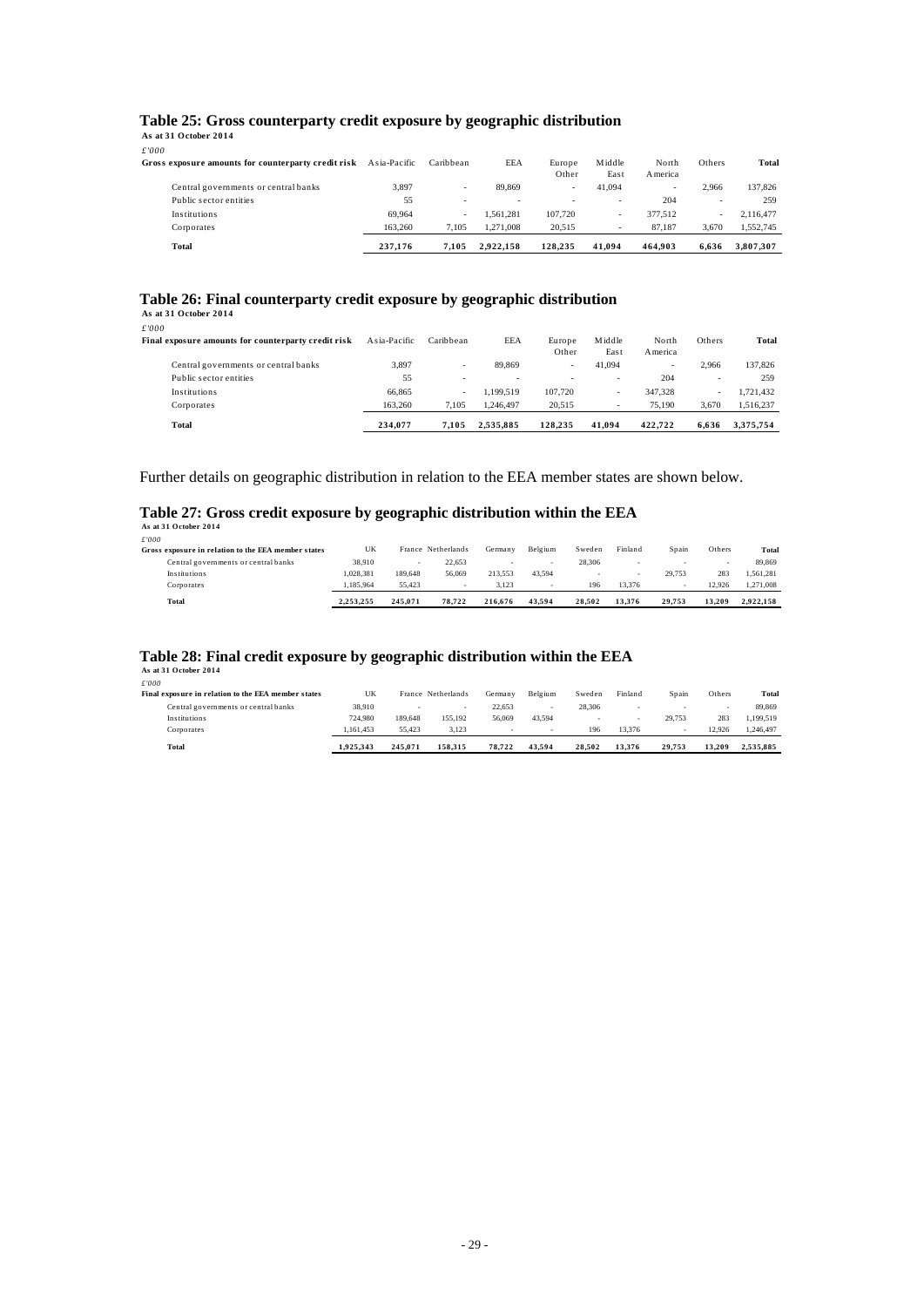## Table 25: Gross counterparty credit exposure by geographic distribution

**As at 31 October 2014**

*£'000*

| Gross exposure amounts for counterparty credit risk | Asia-Pacific | Caribbean | EEA | Europe Other | Middle East | North America | Others | Total |
|---|---|---|---|---|---|---|---|---|
| Central governments or central banks | 3,897 | - | 89,869 | - | 41,094 | - | 2,966 | 137,826 |
| Public sector entities | 55 | - | - | - | - | 204 | - | 259 |
| Institutions | 69,964 | - | 1,561,281 | 107,720 | - | 377,512 | - | 2,116,477 |
| Corporates | 163,260 | 7,105 | 1,271,008 | 20,515 | - | 87,187 | 3,670 | 1,552,745 |
| **Total** | **237,176** | **7,105** | **2,922,158** | **128,235** | **41,094** | **464,903** | **6,636** | **3,807,307** |

## Table 26: Final counterparty credit exposure by geographic distribution

**As at 31 October 2014**

*£'000*

| Final exposure amounts for counterparty credit risk | Asia-Pacific | Caribbean | EEA | Europe Other | Middle East | North America | Others | Total |
|---|---|---|---|---|---|---|---|---|
| Central governments or central banks | 3,897 | - | 89,869 | - | 41,094 | - | 2,966 | 137,826 |
| Public sector entities | 55 | - | - | - | - | 204 | - | 259 |
| Institutions | 66,865 | - | 1,199,519 | 107,720 | - | 347,328 | - | 1,721,432 |
| Corporates | 163,260 | 7,105 | 1,246,497 | 20,515 | - | 75,190 | 3,670 | 1,516,237 |
| **Total** | **234,077** | **7,105** | **2,535,885** | **128,235** | **41,094** | **422,722** | **6,636** | **3,375,754** |

Further details on geographic distribution in relation to the EEA member states are shown below.

## Table 27: Gross credit exposure by geographic distribution within the EEA

**As at 31 October 2014**

*£'000*

| Gross exposure in relation to the EEA member states | UK | France | Netherlands | Germany | Belgium | Sweden | Finland | Spain | Others | Total |
|---|---|---|---|---|---|---|---|---|---|---|
| Central governments or central banks | 38,910 | - | 22,653 | - | - | 28,306 | - | - | - | 89,869 |
| Institutions | 1,028,381 | 189,648 | 56,069 | 213,553 | 43,594 | - | - | 29,753 | 283 | 1,561,281 |
| Corporates | 1,185,964 | 55,423 | - | 3,123 | - | 196 | 13,376 | - | 12,926 | 1,271,008 |
| **Total** | **2,253,255** | **245,071** | **78,722** | **216,676** | **43,594** | **28,502** | **13,376** | **29,753** | **13,209** | **2,922,158** |

## Table 28: Final credit exposure by geographic distribution within the EEA

**As at 31 October 2014**

*£'000*

| Final exposure in relation to the EEA member states | UK | France | Netherlands | Germany | Belgium | Sweden | Finland | Spain | Others | Total |
|---|---|---|---|---|---|---|---|---|---|---|
| Central governments or central banks | 38,910 | - | - | 22,653 | - | 28,306 | - | - | - | 89,869 |
| Institutions | 724,980 | 189,648 | 155,192 | 56,069 | 43,594 | - | - | 29,753 | 283 | 1,199,519 |
| Corporates | 1,161,453 | 55,423 | 3,123 | - | - | 196 | 13,376 | - | 12,926 | 1,246,497 |
| **Total** | **1,925,343** | **245,071** | **158,315** | **78,722** | **43,594** | **28,502** | **13,376** | **29,753** | **13,209** | **2,535,885** |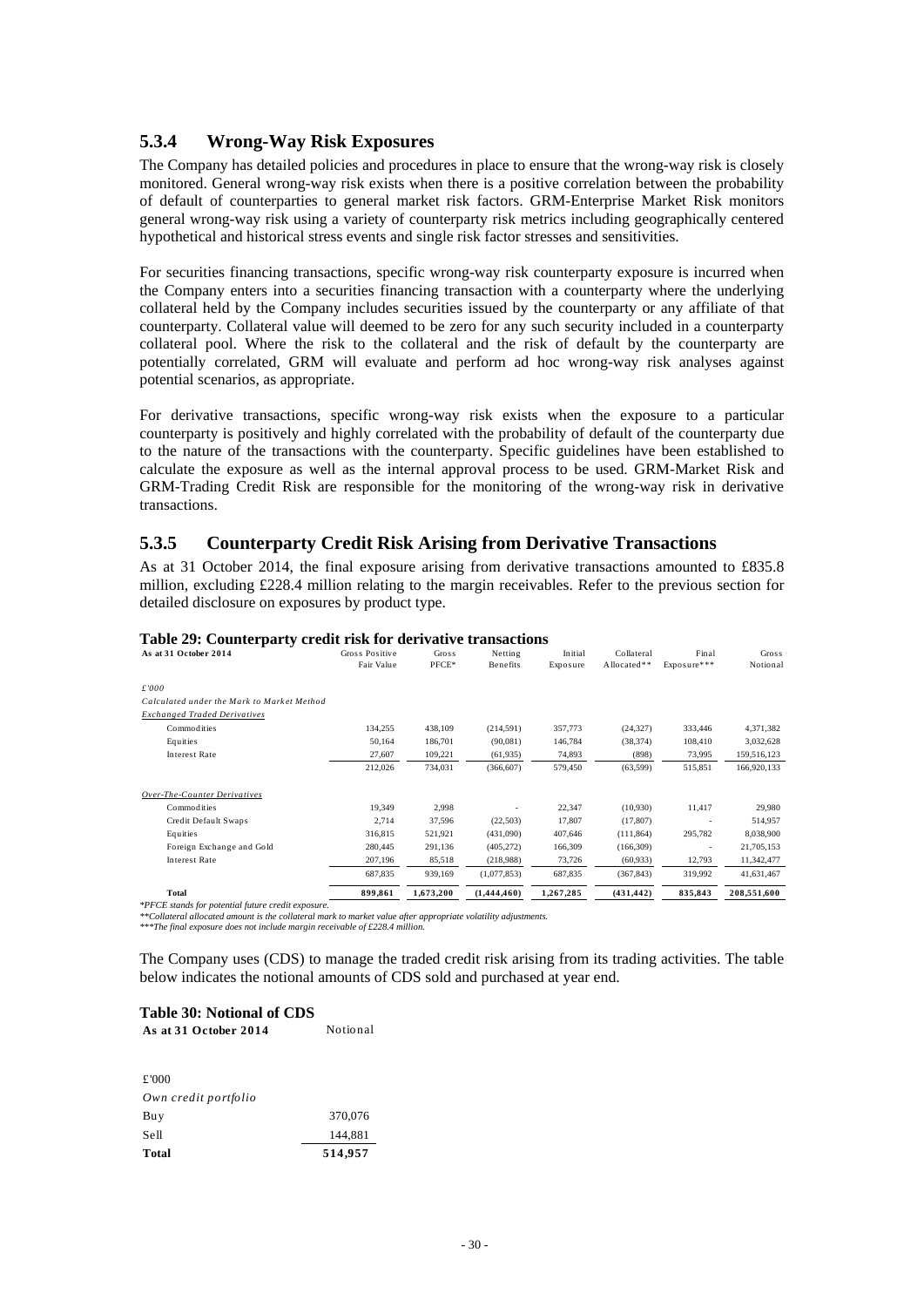## 5.3.4 Wrong-Way Risk Exposures

The Company has detailed policies and procedures in place to ensure that the wrong-way risk is closely monitored. General wrong-way risk exists when there is a positive correlation between the probability of default of counterparties to general market risk factors. GRM-Enterprise Market Risk monitors general wrong-way risk using a variety of counterparty risk metrics including geographically centered hypothetical and historical stress events and single risk factor stresses and sensitivities.

For securities financing transactions, specific wrong-way risk counterparty exposure is incurred when the Company enters into a securities financing transaction with a counterparty where the underlying collateral held by the Company includes securities issued by the counterparty or any affiliate of that counterparty. Collateral value will deemed to be zero for any such security included in a counterparty collateral pool. Where the risk to the collateral and the risk of default by the counterparty are potentially correlated, GRM will evaluate and perform ad hoc wrong-way risk analyses against potential scenarios, as appropriate.

For derivative transactions, specific wrong-way risk exists when the exposure to a particular counterparty is positively and highly correlated with the probability of default of the counterparty due to the nature of the transactions with the counterparty. Specific guidelines have been established to calculate the exposure as well as the internal approval process to be used. GRM-Market Risk and GRM-Trading Credit Risk are responsible for the monitoring of the wrong-way risk in derivative transactions.

## 5.3.5 Counterparty Credit Risk Arising from Derivative Transactions

As at 31 October 2014, the final exposure arising from derivative transactions amounted to £835.8 million, excluding £228.4 million relating to the margin receivables. Refer to the previous section for detailed disclosure on exposures by product type.

**Table 29: Counterparty credit risk for derivative transactions**

| As at 31 October 2014 | Gross Positive Fair Value | Gross PFCE* | Netting Benefits | Initial Exposure | Collateral Allocated** | Final Exposure*** | Gross Notional |
|---|---|---|---|---|---|---|---|
| *£'000* | | | | | | | |
| *Calculated under the Mark to Market Method* | | | | | | | |
| *Exchanged Traded Derivatives* | | | | | | | |
| Commodities | 134,255 | 438,109 | (214,591) | 357,773 | (24,327) | 333,446 | 4,371,382 |
| Equities | 50,164 | 186,701 | (90,081) | 146,784 | (38,374) | 108,410 | 3,032,628 |
| Interest Rate | 27,607 | 109,221 | (61,935) | 74,893 | (898) | 73,995 | 159,516,123 |
| | 212,026 | 734,031 | (366,607) | 579,450 | (63,599) | 515,851 | 166,920,133 |
| *Over-The-Counter Derivatives* | | | | | | | |
| Commodities | 19,349 | 2,998 | - | 22,347 | (10,930) | 11,417 | 29,980 |
| Credit Default Swaps | 2,714 | 37,596 | (22,503) | 17,807 | (17,807) | - | 514,957 |
| Equities | 316,815 | 521,921 | (431,090) | 407,646 | (111,864) | 295,782 | 8,038,900 |
| Foreign Exchange and Gold | 280,445 | 291,136 | (405,272) | 166,309 | (166,309) | - | 21,705,153 |
| Interest Rate | 207,196 | 85,518 | (218,988) | 73,726 | (60,933) | 12,793 | 11,342,477 |
| | 687,835 | 939,169 | (1,077,853) | 687,835 | (367,843) | 319,992 | 41,631,467 |
| **Total** | **899,861** | **1,673,200** | **(1,444,460)** | **1,267,285** | **(431,442)** | **835,843** | **208,551,600** |

*\*PFCE stands for potential future credit exposure.*
*\*\*Collateral allocated amount is the collateral mark to market value after appropriate volatility adjustments.*
*\*\*\*The final exposure does not include margin receivable of £228.4 million.*

The Company uses (CDS) to manage the traded credit risk arising from its trading activities. The table below indicates the notional amounts of CDS sold and purchased at year end.

**Table 30: Notional of CDS**

| As at 31 October 2014 | Notional |
|---|---|
| £'000 | |
| *Own credit portfolio* | |
| Buy | 370,076 |
| Sell | 144,881 |
| **Total** | **514,957** |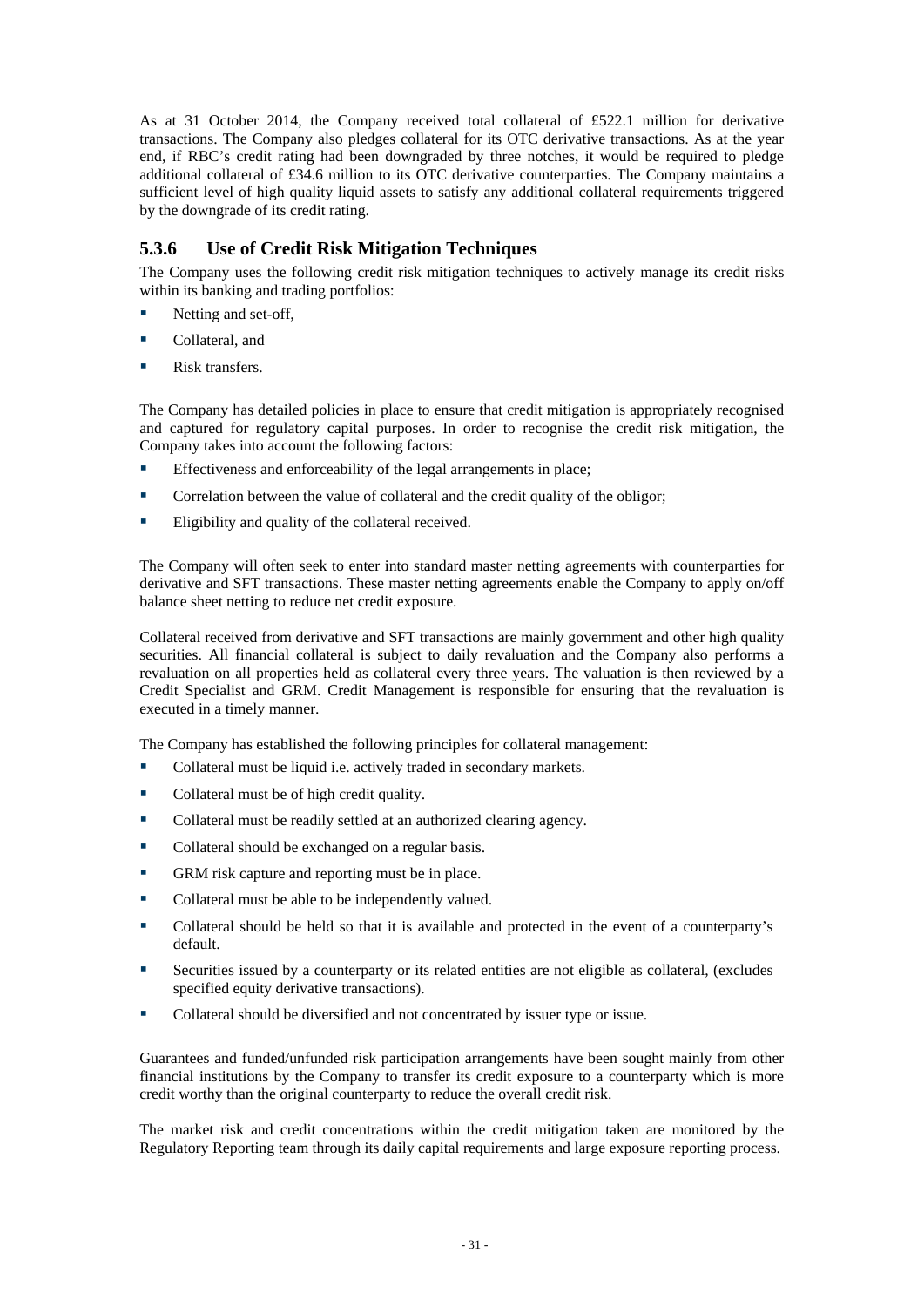As at 31 October 2014, the Company received total collateral of £522.1 million for derivative transactions. The Company also pledges collateral for its OTC derivative transactions. As at the year end, if RBC's credit rating had been downgraded by three notches, it would be required to pledge additional collateral of £34.6 million to its OTC derivative counterparties. The Company maintains a sufficient level of high quality liquid assets to satisfy any additional collateral requirements triggered by the downgrade of its credit rating.

### 5.3.6 Use of Credit Risk Mitigation Techniques

The Company uses the following credit risk mitigation techniques to actively manage its credit risks within its banking and trading portfolios:

- Netting and set-off,
- Collateral, and
- Risk transfers.

The Company has detailed policies in place to ensure that credit mitigation is appropriately recognised and captured for regulatory capital purposes. In order to recognise the credit risk mitigation, the Company takes into account the following factors:

- Effectiveness and enforceability of the legal arrangements in place;
- Correlation between the value of collateral and the credit quality of the obligor;
- Eligibility and quality of the collateral received.

The Company will often seek to enter into standard master netting agreements with counterparties for derivative and SFT transactions. These master netting agreements enable the Company to apply on/off balance sheet netting to reduce net credit exposure.

Collateral received from derivative and SFT transactions are mainly government and other high quality securities. All financial collateral is subject to daily revaluation and the Company also performs a revaluation on all properties held as collateral every three years. The valuation is then reviewed by a Credit Specialist and GRM. Credit Management is responsible for ensuring that the revaluation is executed in a timely manner.

The Company has established the following principles for collateral management:

- Collateral must be liquid i.e. actively traded in secondary markets.
- Collateral must be of high credit quality.
- Collateral must be readily settled at an authorized clearing agency.
- Collateral should be exchanged on a regular basis.
- GRM risk capture and reporting must be in place.
- Collateral must be able to be independently valued.
- Collateral should be held so that it is available and protected in the event of a counterparty's default.
- Securities issued by a counterparty or its related entities are not eligible as collateral, (excludes specified equity derivative transactions).
- Collateral should be diversified and not concentrated by issuer type or issue.

Guarantees and funded/unfunded risk participation arrangements have been sought mainly from other financial institutions by the Company to transfer its credit exposure to a counterparty which is more credit worthy than the original counterparty to reduce the overall credit risk.

The market risk and credit concentrations within the credit mitigation taken are monitored by the Regulatory Reporting team through its daily capital requirements and large exposure reporting process.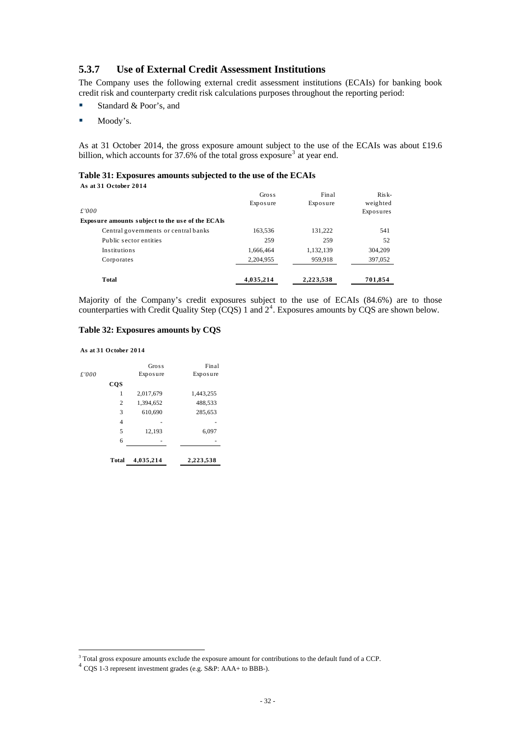### 5.3.7 Use of External Credit Assessment Institutions

The Company uses the following external credit assessment institutions (ECAIs) for banking book credit risk and counterparty credit risk calculations purposes throughout the reporting period:

- Standard & Poor's, and
- Moody's.

As at 31 October 2014, the gross exposure amount subject to the use of the ECAIs was about £19.6 billion, which accounts for 37.6% of the total gross exposure[3] at year end.

**Table 31: Exposures amounts subjected to the use of the ECAIs**

**As at 31 October 2014**

| *£'000* | Gross Exposure | Final Exposure | Risk-weighted Exposures |
|---|---|---|---|
| **Exposure amounts subject to the use of the ECAIs** | | | |
| Central governments or central banks | 163,536 | 131,222 | 541 |
| Public sector entities | 259 | 259 | 52 |
| Institutions | 1,666,464 | 1,132,139 | 304,209 |
| Corporates | 2,204,955 | 959,918 | 397,052 |
| **Total** | **4,035,214** | **2,223,538** | **701,854** |

Majority of the Company's credit exposures subject to the use of ECAIs (84.6%) are to those counterparties with Credit Quality Step (CQS) 1 and 2[4]. Exposures amounts by CQS are shown below.

**Table 32: Exposures amounts by CQS**

**As at 31 October 2014**

| *£'000* **CQS** | Gross Exposure | Final Exposure |
|---|---|---|
| 1 | 2,017,679 | 1,443,255 |
| 2 | 1,394,652 | 488,533 |
| 3 | 610,690 | 285,653 |
| 4 | - | - |
| 5 | 12,193 | 6,097 |
| 6 | - | - |
| **Total** | **4,035,214** | **2,223,538** |

[3] Total gross exposure amounts exclude the exposure amount for contributions to the default fund of a CCP.

[4] CQS 1-3 represent investment grades (e.g. S&P: AAA+ to BBB-).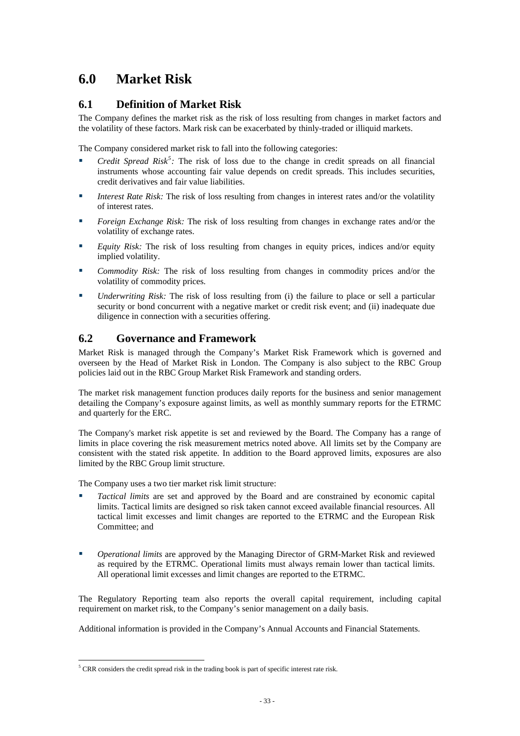# 6.0 Market Risk

## 6.1 Definition of Market Risk

The Company defines the market risk as the risk of loss resulting from changes in market factors and the volatility of these factors. Mark risk can be exacerbated by thinly-traded or illiquid markets.

The Company considered market risk to fall into the following categories:

- *Credit Spread Risk*[5]*:* The risk of loss due to the change in credit spreads on all financial instruments whose accounting fair value depends on credit spreads. This includes securities, credit derivatives and fair value liabilities.
- *Interest Rate Risk:* The risk of loss resulting from changes in interest rates and/or the volatility of interest rates.
- *Foreign Exchange Risk:* The risk of loss resulting from changes in exchange rates and/or the volatility of exchange rates.
- *Equity Risk:* The risk of loss resulting from changes in equity prices, indices and/or equity implied volatility.
- *Commodity Risk:* The risk of loss resulting from changes in commodity prices and/or the volatility of commodity prices.
- *Underwriting Risk:* The risk of loss resulting from (i) the failure to place or sell a particular security or bond concurrent with a negative market or credit risk event; and (ii) inadequate due diligence in connection with a securities offering.

## 6.2 Governance and Framework

Market Risk is managed through the Company's Market Risk Framework which is governed and overseen by the Head of Market Risk in London. The Company is also subject to the RBC Group policies laid out in the RBC Group Market Risk Framework and standing orders.

The market risk management function produces daily reports for the business and senior management detailing the Company's exposure against limits, as well as monthly summary reports for the ETRMC and quarterly for the ERC.

The Company's market risk appetite is set and reviewed by the Board. The Company has a range of limits in place covering the risk measurement metrics noted above. All limits set by the Company are consistent with the stated risk appetite. In addition to the Board approved limits, exposures are also limited by the RBC Group limit structure.

The Company uses a two tier market risk limit structure:

- *Tactical limits* are set and approved by the Board and are constrained by economic capital limits. Tactical limits are designed so risk taken cannot exceed available financial resources. All tactical limit excesses and limit changes are reported to the ETRMC and the European Risk Committee; and
- *Operational limits* are approved by the Managing Director of GRM-Market Risk and reviewed as required by the ETRMC. Operational limits must always remain lower than tactical limits. All operational limit excesses and limit changes are reported to the ETRMC.

The Regulatory Reporting team also reports the overall capital requirement, including capital requirement on market risk, to the Company's senior management on a daily basis.

Additional information is provided in the Company's Annual Accounts and Financial Statements.

---

[5] CRR considers the credit spread risk in the trading book is part of specific interest rate risk.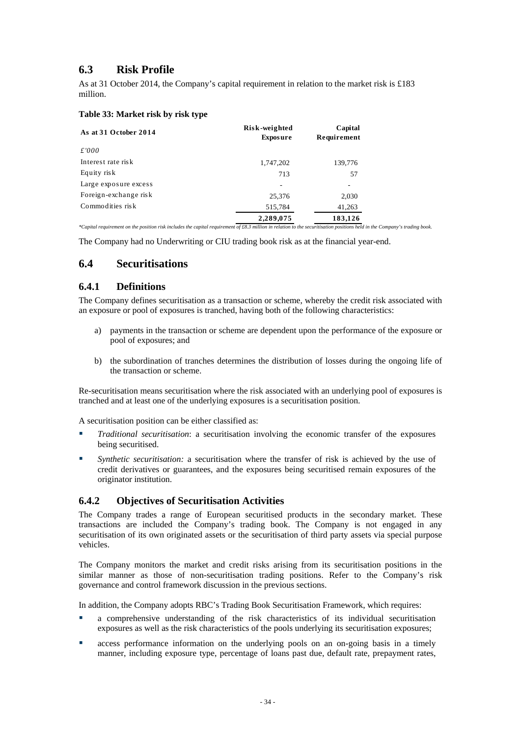## 6.3 Risk Profile

As at 31 October 2014, the Company's capital requirement in relation to the market risk is £183 million.

**Table 33: Market risk by risk type**

| As at 31 October 2014 | Risk-weighted Exposure | Capital Requirement |
|---|---|---|
| *£'000* | | |
| Interest rate risk | 1,747,202 | 139,776 |
| Equity risk | 713 | 57 |
| Large exposure excess | - | - |
| Foreign-exchange risk | 25,376 | 2,030 |
| Commodities risk | 515,784 | 41,263 |
| | **2,289,075** | **183,126** |

*\*Capital requirement on the position risk includes the capital requirement of £8.3 million in relation to the securitisation positions held in the Company's trading book.*

The Company had no Underwriting or CIU trading book risk as at the financial year-end.

## 6.4 Securitisations

### 6.4.1 Definitions

The Company defines securitisation as a transaction or scheme, whereby the credit risk associated with an exposure or pool of exposures is tranched, having both of the following characteristics:

a) payments in the transaction or scheme are dependent upon the performance of the exposure or pool of exposures; and

b) the subordination of tranches determines the distribution of losses during the ongoing life of the transaction or scheme.

Re-securitisation means securitisation where the risk associated with an underlying pool of exposures is tranched and at least one of the underlying exposures is a securitisation position.

A securitisation position can be either classified as:

- *Traditional securitisation*: a securitisation involving the economic transfer of the exposures being securitised.
- *Synthetic securitisation:* a securitisation where the transfer of risk is achieved by the use of credit derivatives or guarantees, and the exposures being securitised remain exposures of the originator institution.

### 6.4.2 Objectives of Securitisation Activities

The Company trades a range of European securitised products in the secondary market. These transactions are included the Company's trading book. The Company is not engaged in any securitisation of its own originated assets or the securitisation of third party assets via special purpose vehicles.

The Company monitors the market and credit risks arising from its securitisation positions in the similar manner as those of non-securitisation trading positions. Refer to the Company's risk governance and control framework discussion in the previous sections.

In addition, the Company adopts RBC's Trading Book Securitisation Framework, which requires:

- a comprehensive understanding of the risk characteristics of its individual securitisation exposures as well as the risk characteristics of the pools underlying its securitisation exposures;
- access performance information on the underlying pools on an on-going basis in a timely manner, including exposure type, percentage of loans past due, default rate, prepayment rates,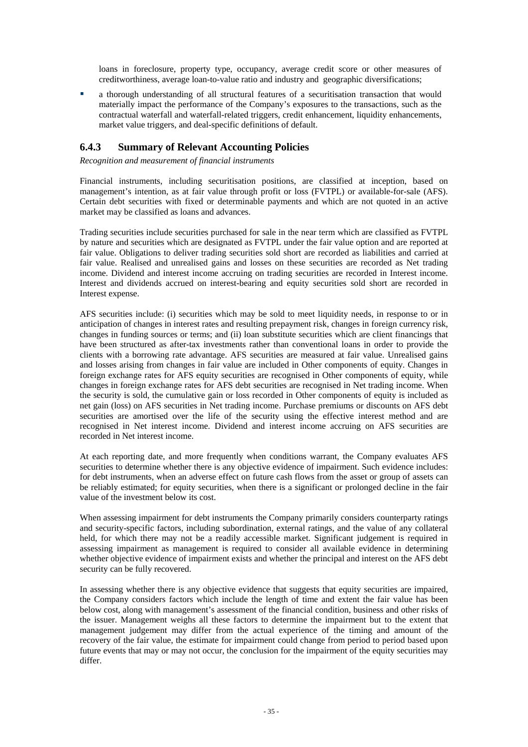loans in foreclosure, property type, occupancy, average credit score or other measures of creditworthiness, average loan-to-value ratio and industry and geographic diversifications;

- a thorough understanding of all structural features of a securitisation transaction that would materially impact the performance of the Company's exposures to the transactions, such as the contractual waterfall and waterfall-related triggers, credit enhancement, liquidity enhancements, market value triggers, and deal-specific definitions of default.

## 6.4.3 Summary of Relevant Accounting Policies

*Recognition and measurement of financial instruments*

Financial instruments, including securitisation positions, are classified at inception, based on management's intention, as at fair value through profit or loss (FVTPL) or available-for-sale (AFS). Certain debt securities with fixed or determinable payments and which are not quoted in an active market may be classified as loans and advances.

Trading securities include securities purchased for sale in the near term which are classified as FVTPL by nature and securities which are designated as FVTPL under the fair value option and are reported at fair value. Obligations to deliver trading securities sold short are recorded as liabilities and carried at fair value. Realised and unrealised gains and losses on these securities are recorded as Net trading income. Dividend and interest income accruing on trading securities are recorded in Interest income. Interest and dividends accrued on interest-bearing and equity securities sold short are recorded in Interest expense.

AFS securities include: (i) securities which may be sold to meet liquidity needs, in response to or in anticipation of changes in interest rates and resulting prepayment risk, changes in foreign currency risk, changes in funding sources or terms; and (ii) loan substitute securities which are client financings that have been structured as after-tax investments rather than conventional loans in order to provide the clients with a borrowing rate advantage. AFS securities are measured at fair value. Unrealised gains and losses arising from changes in fair value are included in Other components of equity. Changes in foreign exchange rates for AFS equity securities are recognised in Other components of equity, while changes in foreign exchange rates for AFS debt securities are recognised in Net trading income. When the security is sold, the cumulative gain or loss recorded in Other components of equity is included as net gain (loss) on AFS securities in Net trading income. Purchase premiums or discounts on AFS debt securities are amortised over the life of the security using the effective interest method and are recognised in Net interest income. Dividend and interest income accruing on AFS securities are recorded in Net interest income.

At each reporting date, and more frequently when conditions warrant, the Company evaluates AFS securities to determine whether there is any objective evidence of impairment. Such evidence includes: for debt instruments, when an adverse effect on future cash flows from the asset or group of assets can be reliably estimated; for equity securities, when there is a significant or prolonged decline in the fair value of the investment below its cost.

When assessing impairment for debt instruments the Company primarily considers counterparty ratings and security-specific factors, including subordination, external ratings, and the value of any collateral held, for which there may not be a readily accessible market. Significant judgement is required in assessing impairment as management is required to consider all available evidence in determining whether objective evidence of impairment exists and whether the principal and interest on the AFS debt security can be fully recovered.

In assessing whether there is any objective evidence that suggests that equity securities are impaired, the Company considers factors which include the length of time and extent the fair value has been below cost, along with management's assessment of the financial condition, business and other risks of the issuer. Management weighs all these factors to determine the impairment but to the extent that management judgement may differ from the actual experience of the timing and amount of the recovery of the fair value, the estimate for impairment could change from period to period based upon future events that may or may not occur, the conclusion for the impairment of the equity securities may differ.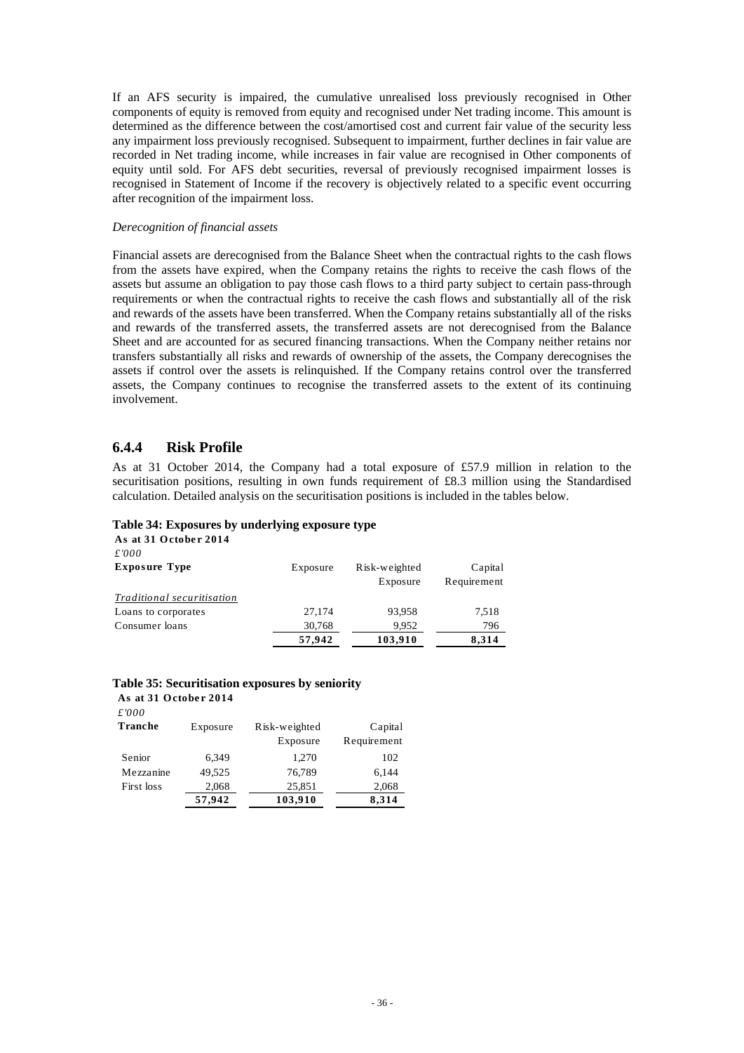If an AFS security is impaired, the cumulative unrealised loss previously recognised in Other components of equity is removed from equity and recognised under Net trading income. This amount is determined as the difference between the cost/amortised cost and current fair value of the security less any impairment loss previously recognised. Subsequent to impairment, further declines in fair value are recorded in Net trading income, while increases in fair value are recognised in Other components of equity until sold. For AFS debt securities, reversal of previously recognised impairment losses is recognised in Statement of Income if the recovery is objectively related to a specific event occurring after recognition of the impairment loss.

*Derecognition of financial assets*

Financial assets are derecognised from the Balance Sheet when the contractual rights to the cash flows from the assets have expired, when the Company retains the rights to receive the cash flows of the assets but assume an obligation to pay those cash flows to a third party subject to certain pass-through requirements or when the contractual rights to receive the cash flows and substantially all of the risk and rewards of the assets have been transferred. When the Company retains substantially all of the risks and rewards of the transferred assets, the transferred assets are not derecognised from the Balance Sheet and are accounted for as secured financing transactions. When the Company neither retains nor transfers substantially all risks and rewards of ownership of the assets, the Company derecognises the assets if control over the assets is relinquished. If the Company retains control over the transferred assets, the Company continues to recognise the transferred assets to the extent of its continuing involvement.

## 6.4.4 Risk Profile

As at 31 October 2014, the Company had a total exposure of £57.9 million in relation to the securitisation positions, resulting in own funds requirement of £8.3 million using the Standardised calculation. Detailed analysis on the securitisation positions is included in the tables below.

**Table 34: Exposures by underlying exposure type**

**As at 31 October 2014**
*£'000*

| Exposure Type | Exposure | Risk-weighted Exposure | Capital Requirement |
|---|---|---|---|
| *Traditional securitisation* | | | |
| Loans to corporates | 27,174 | 93,958 | 7,518 |
| Consumer loans | 30,768 | 9,952 | 796 |
| | **57,942** | **103,910** | **8,314** |

**Table 35: Securitisation exposures by seniority**

**As at 31 October 2014**
*£'000*

| Tranche | Exposure | Risk-weighted Exposure | Capital Requirement |
|---|---|---|---|
| Senior | 6,349 | 1,270 | 102 |
| Mezzanine | 49,525 | 76,789 | 6,144 |
| First loss | 2,068 | 25,851 | 2,068 |
| | **57,942** | **103,910** | **8,314** |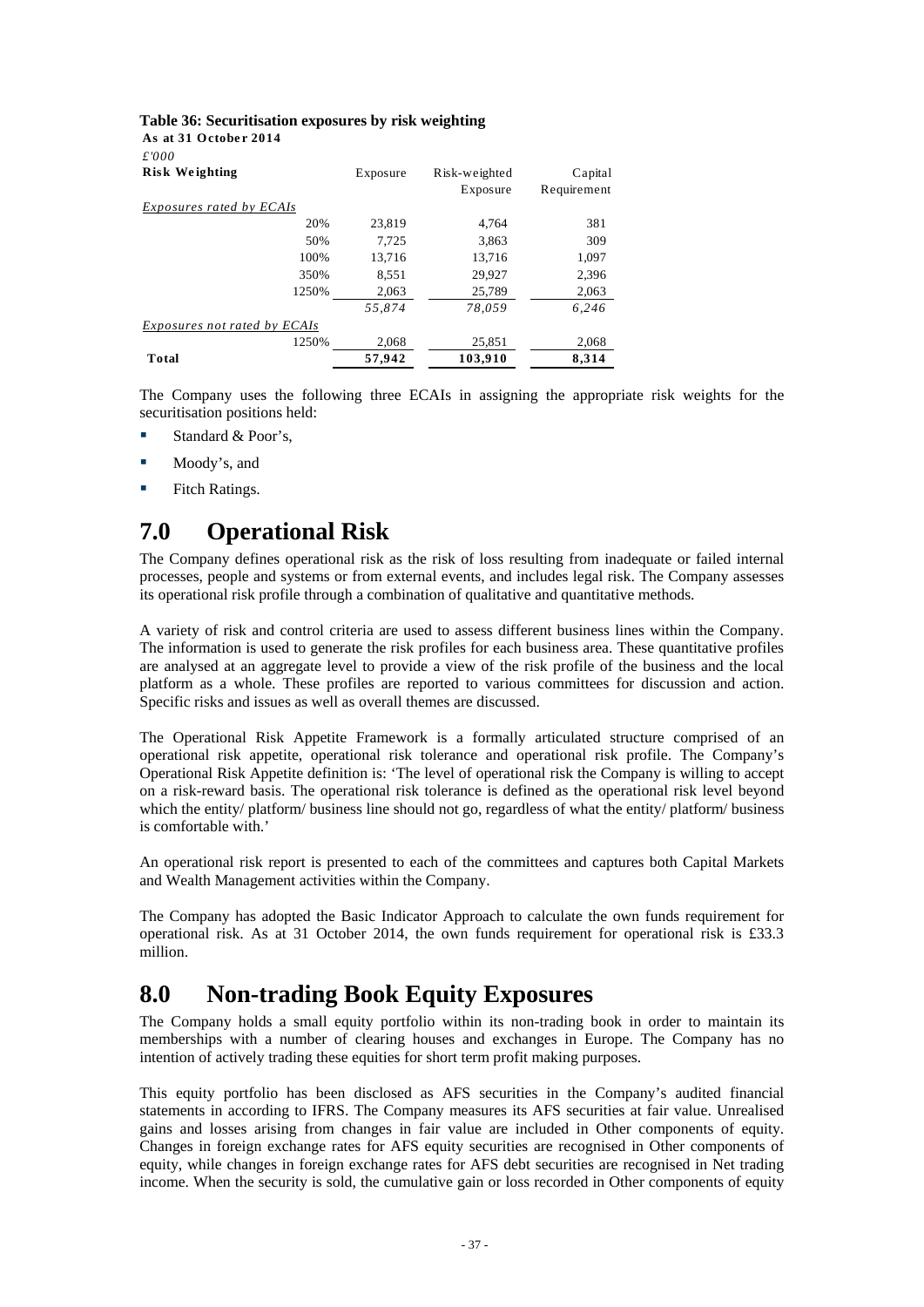**Table 36: Securitisation exposures by risk weighting**

**As at 31 October 2014**

*£'000*

| **Risk Weighting** | Exposure | Risk-weighted Exposure | Capital Requirement |
|---|---|---|---|
| *Exposures rated by ECAIs* | | | |
| 20% | 23,819 | 4,764 | 381 |
| 50% | 7,725 | 3,863 | 309 |
| 100% | 13,716 | 13,716 | 1,097 |
| 350% | 8,551 | 29,927 | 2,396 |
| 1250% | 2,063 | 25,789 | 2,063 |
| | *55,874* | *78,059* | *6,246* |
| *Exposures not rated by ECAIs* | | | |
| 1250% | 2,068 | 25,851 | 2,068 |
| **Total** | **57,942** | **103,910** | **8,314** |

The Company uses the following three ECAIs in assigning the appropriate risk weights for the securitisation positions held:

- Standard & Poor's,
- Moody's, and
- Fitch Ratings.

# 7.0 Operational Risk

The Company defines operational risk as the risk of loss resulting from inadequate or failed internal processes, people and systems or from external events, and includes legal risk. The Company assesses its operational risk profile through a combination of qualitative and quantitative methods.

A variety of risk and control criteria are used to assess different business lines within the Company. The information is used to generate the risk profiles for each business area. These quantitative profiles are analysed at an aggregate level to provide a view of the risk profile of the business and the local platform as a whole. These profiles are reported to various committees for discussion and action. Specific risks and issues as well as overall themes are discussed.

The Operational Risk Appetite Framework is a formally articulated structure comprised of an operational risk appetite, operational risk tolerance and operational risk profile. The Company's Operational Risk Appetite definition is: 'The level of operational risk the Company is willing to accept on a risk-reward basis. The operational risk tolerance is defined as the operational risk level beyond which the entity/ platform/ business line should not go, regardless of what the entity/ platform/ business is comfortable with.'

An operational risk report is presented to each of the committees and captures both Capital Markets and Wealth Management activities within the Company.

The Company has adopted the Basic Indicator Approach to calculate the own funds requirement for operational risk. As at 31 October 2014, the own funds requirement for operational risk is £33.3 million.

# 8.0 Non-trading Book Equity Exposures

The Company holds a small equity portfolio within its non-trading book in order to maintain its memberships with a number of clearing houses and exchanges in Europe. The Company has no intention of actively trading these equities for short term profit making purposes.

This equity portfolio has been disclosed as AFS securities in the Company's audited financial statements in according to IFRS. The Company measures its AFS securities at fair value. Unrealised gains and losses arising from changes in fair value are included in Other components of equity. Changes in foreign exchange rates for AFS equity securities are recognised in Other components of equity, while changes in foreign exchange rates for AFS debt securities are recognised in Net trading income. When the security is sold, the cumulative gain or loss recorded in Other components of equity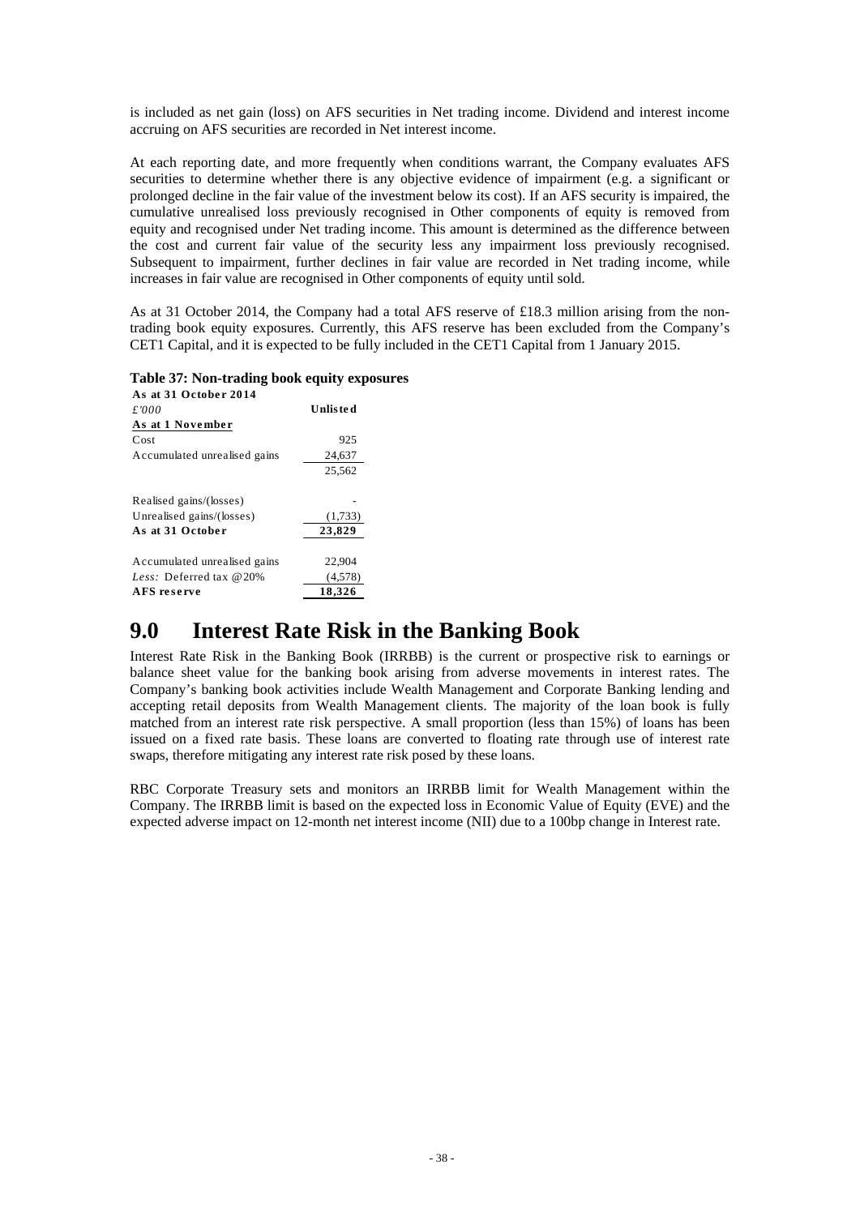is included as net gain (loss) on AFS securities in Net trading income. Dividend and interest income accruing on AFS securities are recorded in Net interest income.

At each reporting date, and more frequently when conditions warrant, the Company evaluates AFS securities to determine whether there is any objective evidence of impairment (e.g. a significant or prolonged decline in the fair value of the investment below its cost). If an AFS security is impaired, the cumulative unrealised loss previously recognised in Other components of equity is removed from equity and recognised under Net trading income. This amount is determined as the difference between the cost and current fair value of the security less any impairment loss previously recognised. Subsequent to impairment, further declines in fair value are recorded in Net trading income, while increases in fair value are recognised in Other components of equity until sold.

As at 31 October 2014, the Company had a total AFS reserve of £18.3 million arising from the non-trading book equity exposures. Currently, this AFS reserve has been excluded from the Company's CET1 Capital, and it is expected to be fully included in the CET1 Capital from 1 January 2015.

**Table 37: Non-trading book equity exposures**

| **As at 31 October 2014** | |
|---|---|
| *£'000* | **Unlisted** |
| **As at 1 November** | |
| Cost | 925 |
| Accumulated unrealised gains | 24,637 |
| | 25,562 |
| | |
| Realised gains/(losses) | - |
| Unrealised gains/(losses) | (1,733) |
| **As at 31 October** | **23,829** |
| | |
| Accumulated unrealised gains | 22,904 |
| *Less:* Deferred tax @20% | (4,578) |
| **AFS reserve** | **18,326** |

# 9.0 Interest Rate Risk in the Banking Book

Interest Rate Risk in the Banking Book (IRRBB) is the current or prospective risk to earnings or balance sheet value for the banking book arising from adverse movements in interest rates. The Company's banking book activities include Wealth Management and Corporate Banking lending and accepting retail deposits from Wealth Management clients. The majority of the loan book is fully matched from an interest rate risk perspective. A small proportion (less than 15%) of loans has been issued on a fixed rate basis. These loans are converted to floating rate through use of interest rate swaps, therefore mitigating any interest rate risk posed by these loans.

RBC Corporate Treasury sets and monitors an IRRBB limit for Wealth Management within the Company. The IRRBB limit is based on the expected loss in Economic Value of Equity (EVE) and the expected adverse impact on 12-month net interest income (NII) due to a 100bp change in Interest rate.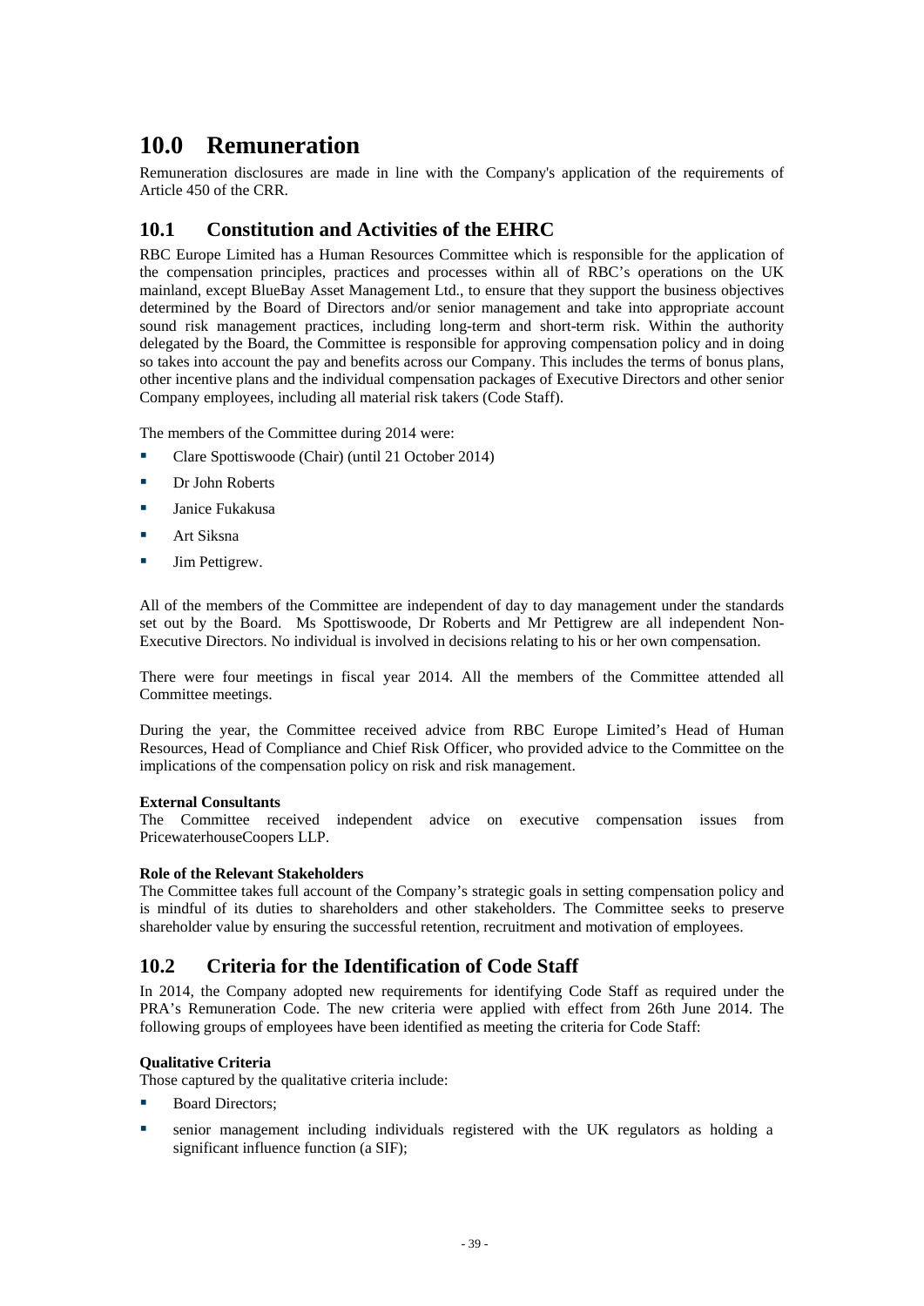# 10.0 Remuneration

Remuneration disclosures are made in line with the Company's application of the requirements of Article 450 of the CRR.

## 10.1 Constitution and Activities of the EHRC

RBC Europe Limited has a Human Resources Committee which is responsible for the application of the compensation principles, practices and processes within all of RBC's operations on the UK mainland, except BlueBay Asset Management Ltd., to ensure that they support the business objectives determined by the Board of Directors and/or senior management and take into appropriate account sound risk management practices, including long-term and short-term risk. Within the authority delegated by the Board, the Committee is responsible for approving compensation policy and in doing so takes into account the pay and benefits across our Company. This includes the terms of bonus plans, other incentive plans and the individual compensation packages of Executive Directors and other senior Company employees, including all material risk takers (Code Staff).

The members of the Committee during 2014 were:

- Clare Spottiswoode (Chair) (until 21 October 2014)
- Dr John Roberts
- Janice Fukakusa
- Art Siksna
- Jim Pettigrew.

All of the members of the Committee are independent of day to day management under the standards set out by the Board. Ms Spottiswoode, Dr Roberts and Mr Pettigrew are all independent Non-Executive Directors. No individual is involved in decisions relating to his or her own compensation.

There were four meetings in fiscal year 2014. All the members of the Committee attended all Committee meetings.

During the year, the Committee received advice from RBC Europe Limited's Head of Human Resources, Head of Compliance and Chief Risk Officer, who provided advice to the Committee on the implications of the compensation policy on risk and risk management.

**External Consultants**
The Committee received independent advice on executive compensation issues from PricewaterhouseCoopers LLP.

**Role of the Relevant Stakeholders**
The Committee takes full account of the Company's strategic goals in setting compensation policy and is mindful of its duties to shareholders and other stakeholders. The Committee seeks to preserve shareholder value by ensuring the successful retention, recruitment and motivation of employees.

## 10.2 Criteria for the Identification of Code Staff

In 2014, the Company adopted new requirements for identifying Code Staff as required under the PRA's Remuneration Code. The new criteria were applied with effect from 26th June 2014. The following groups of employees have been identified as meeting the criteria for Code Staff:

**Qualitative Criteria**
Those captured by the qualitative criteria include:

- Board Directors;
- senior management including individuals registered with the UK regulators as holding a significant influence function (a SIF);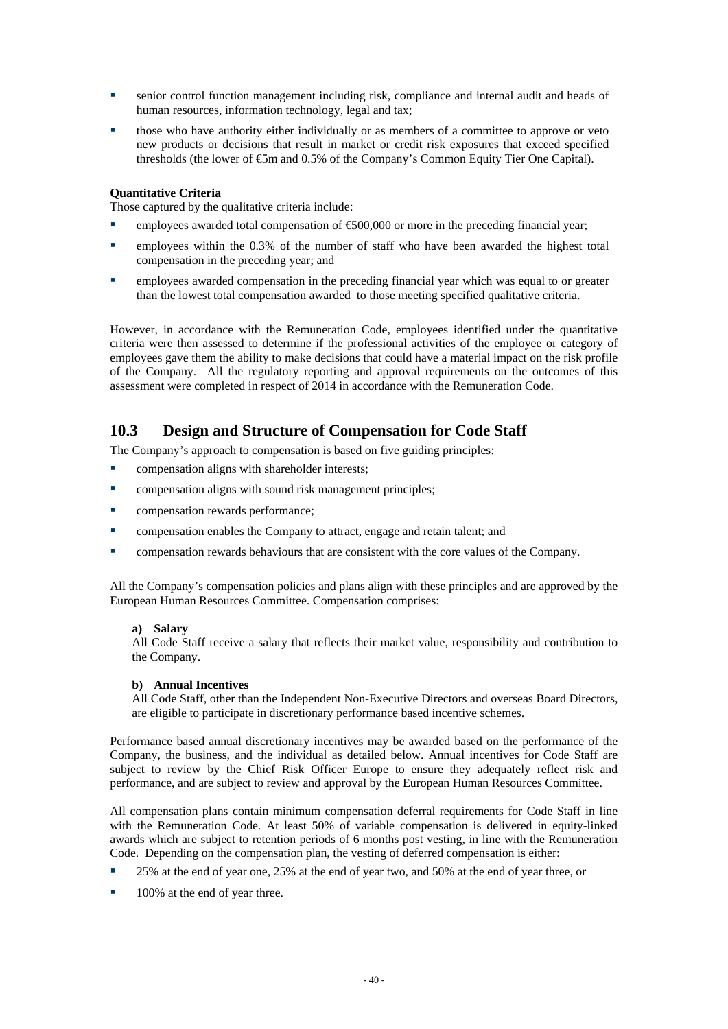- senior control function management including risk, compliance and internal audit and heads of human resources, information technology, legal and tax;
- those who have authority either individually or as members of a committee to approve or veto new products or decisions that result in market or credit risk exposures that exceed specified thresholds (the lower of €5m and 0.5% of the Company's Common Equity Tier One Capital).

**Quantitative Criteria**

Those captured by the qualitative criteria include:

- employees awarded total compensation of €500,000 or more in the preceding financial year;
- employees within the 0.3% of the number of staff who have been awarded the highest total compensation in the preceding year; and
- employees awarded compensation in the preceding financial year which was equal to or greater than the lowest total compensation awarded to those meeting specified qualitative criteria.

However, in accordance with the Remuneration Code, employees identified under the quantitative criteria were then assessed to determine if the professional activities of the employee or category of employees gave them the ability to make decisions that could have a material impact on the risk profile of the Company. All the regulatory reporting and approval requirements on the outcomes of this assessment were completed in respect of 2014 in accordance with the Remuneration Code.

## 10.3 Design and Structure of Compensation for Code Staff

The Company's approach to compensation is based on five guiding principles:

- compensation aligns with shareholder interests;
- compensation aligns with sound risk management principles;
- compensation rewards performance;
- compensation enables the Company to attract, engage and retain talent; and
- compensation rewards behaviours that are consistent with the core values of the Company.

All the Company's compensation policies and plans align with these principles and are approved by the European Human Resources Committee. Compensation comprises:

**a) Salary**

All Code Staff receive a salary that reflects their market value, responsibility and contribution to the Company.

**b) Annual Incentives**

All Code Staff, other than the Independent Non-Executive Directors and overseas Board Directors, are eligible to participate in discretionary performance based incentive schemes.

Performance based annual discretionary incentives may be awarded based on the performance of the Company, the business, and the individual as detailed below. Annual incentives for Code Staff are subject to review by the Chief Risk Officer Europe to ensure they adequately reflect risk and performance, and are subject to review and approval by the European Human Resources Committee.

All compensation plans contain minimum compensation deferral requirements for Code Staff in line with the Remuneration Code. At least 50% of variable compensation is delivered in equity-linked awards which are subject to retention periods of 6 months post vesting, in line with the Remuneration Code. Depending on the compensation plan, the vesting of deferred compensation is either:

- 25% at the end of year one, 25% at the end of year two, and 50% at the end of year three, or
- 100% at the end of year three.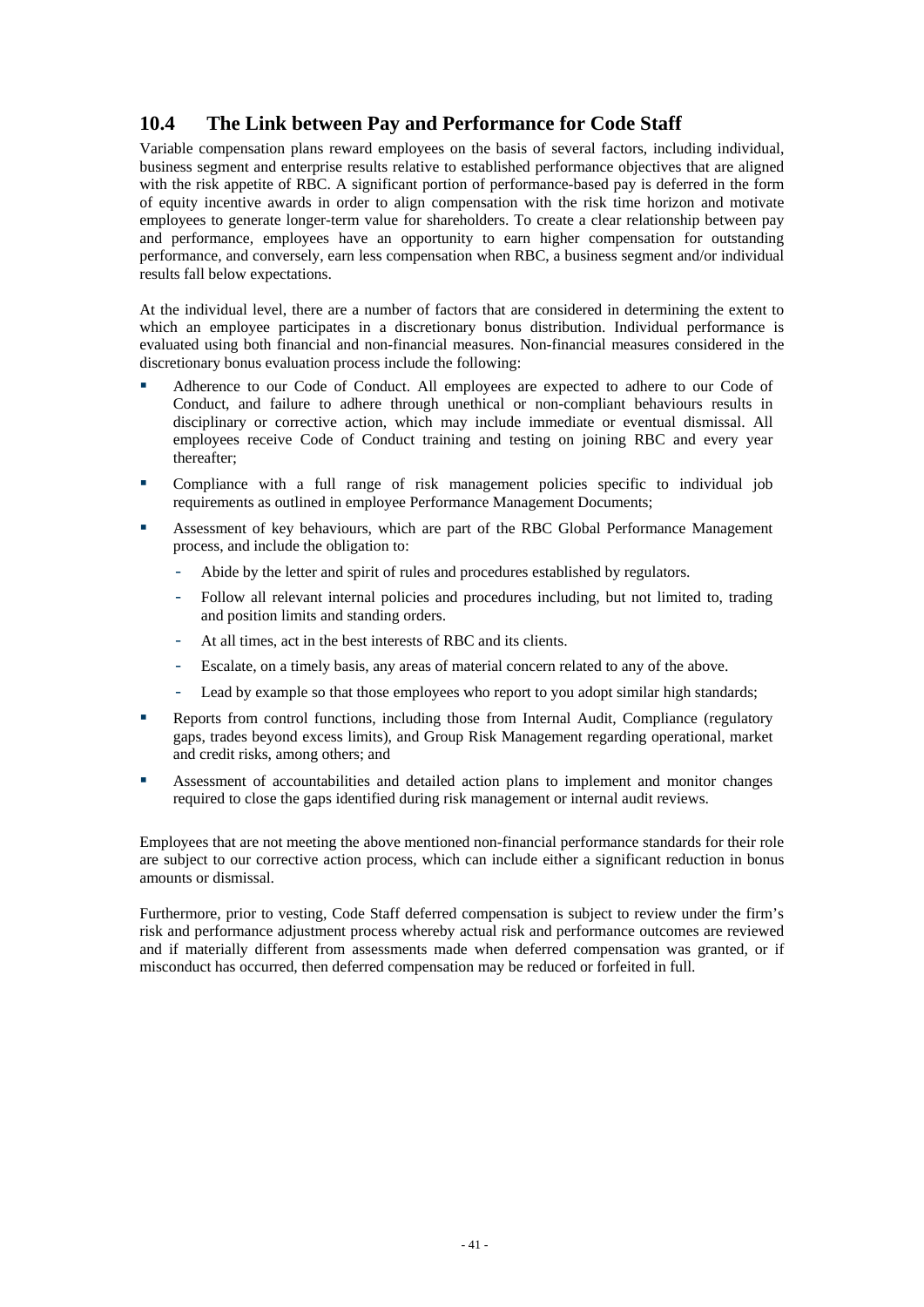## 10.4 The Link between Pay and Performance for Code Staff

Variable compensation plans reward employees on the basis of several factors, including individual, business segment and enterprise results relative to established performance objectives that are aligned with the risk appetite of RBC. A significant portion of performance-based pay is deferred in the form of equity incentive awards in order to align compensation with the risk time horizon and motivate employees to generate longer-term value for shareholders. To create a clear relationship between pay and performance, employees have an opportunity to earn higher compensation for outstanding performance, and conversely, earn less compensation when RBC, a business segment and/or individual results fall below expectations.

At the individual level, there are a number of factors that are considered in determining the extent to which an employee participates in a discretionary bonus distribution. Individual performance is evaluated using both financial and non-financial measures. Non-financial measures considered in the discretionary bonus evaluation process include the following:

- Adherence to our Code of Conduct. All employees are expected to adhere to our Code of Conduct, and failure to adhere through unethical or non-compliant behaviours results in disciplinary or corrective action, which may include immediate or eventual dismissal. All employees receive Code of Conduct training and testing on joining RBC and every year thereafter;
- Compliance with a full range of risk management policies specific to individual job requirements as outlined in employee Performance Management Documents;
- Assessment of key behaviours, which are part of the RBC Global Performance Management process, and include the obligation to:
  - Abide by the letter and spirit of rules and procedures established by regulators.
  - Follow all relevant internal policies and procedures including, but not limited to, trading and position limits and standing orders.
  - At all times, act in the best interests of RBC and its clients.
  - Escalate, on a timely basis, any areas of material concern related to any of the above.
  - Lead by example so that those employees who report to you adopt similar high standards;
- Reports from control functions, including those from Internal Audit, Compliance (regulatory gaps, trades beyond excess limits), and Group Risk Management regarding operational, market and credit risks, among others; and
- Assessment of accountabilities and detailed action plans to implement and monitor changes required to close the gaps identified during risk management or internal audit reviews.

Employees that are not meeting the above mentioned non-financial performance standards for their role are subject to our corrective action process, which can include either a significant reduction in bonus amounts or dismissal.

Furthermore, prior to vesting, Code Staff deferred compensation is subject to review under the firm's risk and performance adjustment process whereby actual risk and performance outcomes are reviewed and if materially different from assessments made when deferred compensation was granted, or if misconduct has occurred, then deferred compensation may be reduced or forfeited in full.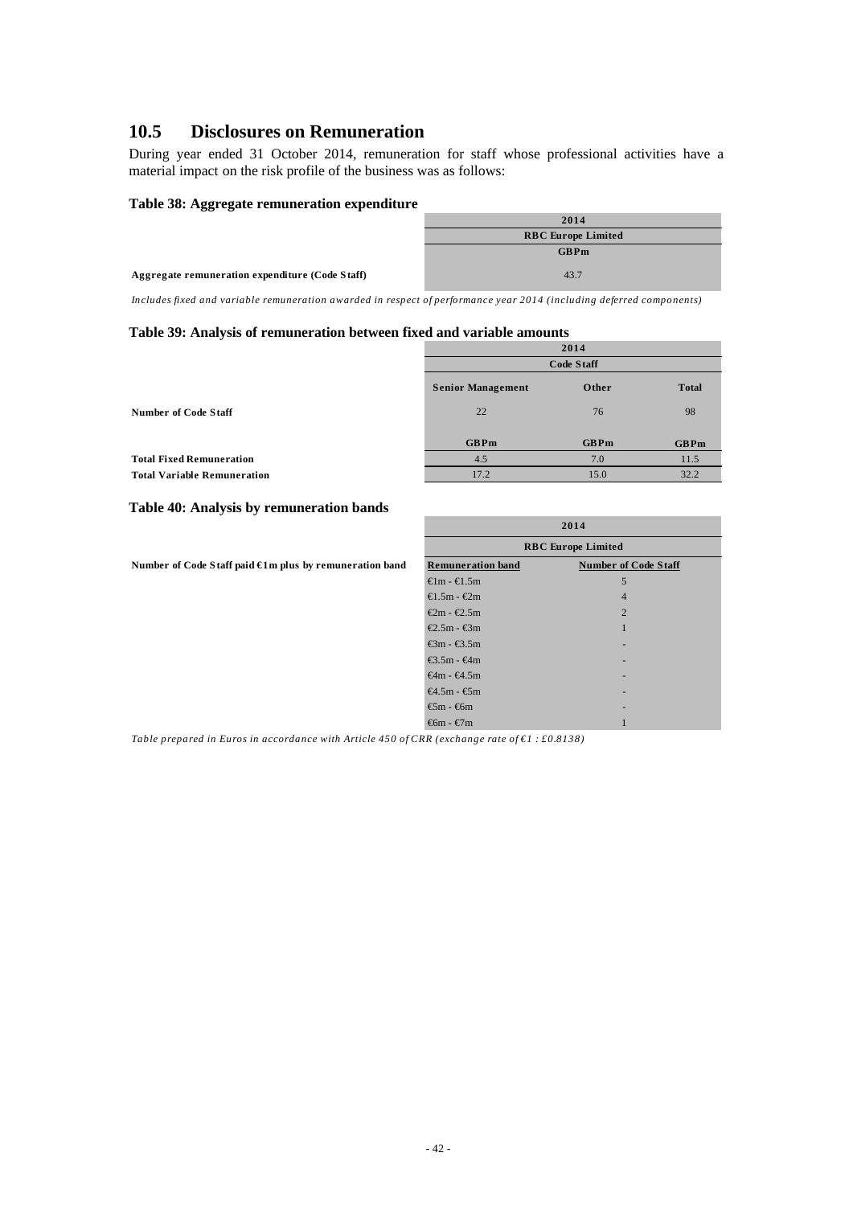## 10.5 Disclosures on Remuneration

During year ended 31 October 2014, remuneration for staff whose professional activities have a material impact on the risk profile of the business was as follows:

**Table 38: Aggregate remuneration expenditure**

| | 2014 |
|---|---|
| | RBC Europe Limited |
| | GBPm |
| **Aggregate remuneration expenditure (Code Staff)** | 43.7 |

*Includes fixed and variable remuneration awarded in respect of performance year 2014 (including deferred components)*

**Table 39: Analysis of remuneration between fixed and variable amounts**

| | 2014 | | |
|---|---|---|---|
| | Code Staff | | |
| | Senior Management | Other | Total |
| **Number of Code Staff** | 22 | 76 | 98 |
| | GBPm | GBPm | GBPm |
| **Total Fixed Remuneration** | 4.5 | 7.0 | 11.5 |
| **Total Variable Remuneration** | 17.2 | 15.0 | 32.2 |

**Table 40: Analysis by remuneration bands**

| | 2014 | |
|---|---|---|
| | RBC Europe Limited | |
| **Number of Code Staff paid €1m plus by remuneration band** | Remuneration band | Number of Code Staff |
| | €1m - €1.5m | 5 |
| | €1.5m - €2m | 4 |
| | €2m - €2.5m | 2 |
| | €2.5m - €3m | 1 |
| | €3m - €3.5m | - |
| | €3.5m - €4m | - |
| | €4m - €4.5m | - |
| | €4.5m - €5m | - |
| | €5m - €6m | - |
| | €6m - €7m | 1 |

*Table prepared in Euros in accordance with Article 450 of CRR (exchange rate of €1 : £0.8138)*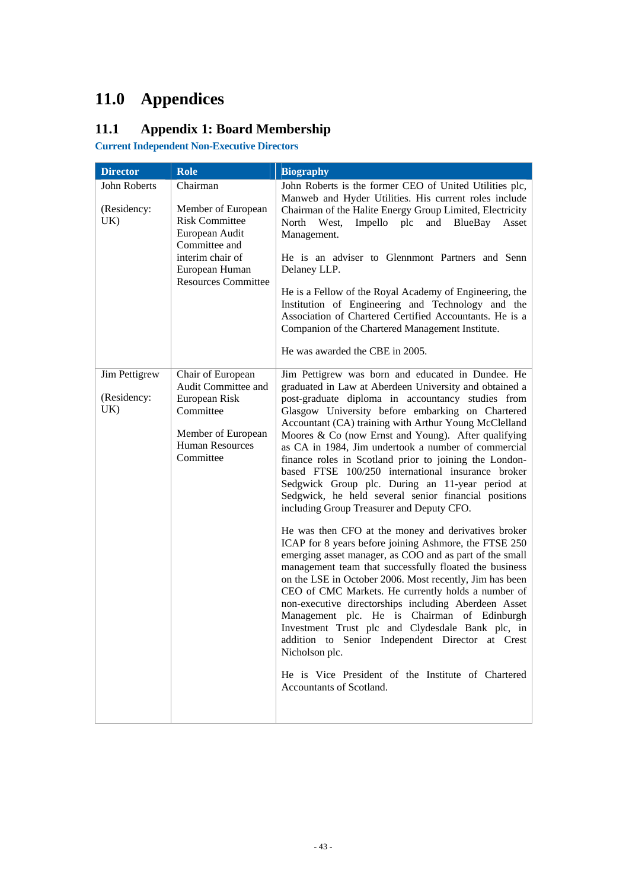# 11.0 Appendices

## 11.1 Appendix 1: Board Membership

**Current Independent Non-Executive Directors**

| Director | Role | Biography |
|---|---|---|
| John Roberts<br><br>(Residency: UK) | Chairman<br><br>Member of European Risk Committee European Audit Committee and interim chair of European Human Resources Committee | John Roberts is the former CEO of United Utilities plc, Manweb and Hyder Utilities. His current roles include Chairman of the Halite Energy Group Limited, Electricity North West, Impello plc and BlueBay Asset Management.<br><br>He is an adviser to Glennmont Partners and Senn Delaney LLP.<br><br>He is a Fellow of the Royal Academy of Engineering, the Institution of Engineering and Technology and the Association of Chartered Certified Accountants. He is a Companion of the Chartered Management Institute.<br><br>He was awarded the CBE in 2005. |
| Jim Pettigrew<br><br>(Residency: UK) | Chair of European Audit Committee and European Risk Committee<br><br>Member of European Human Resources Committee | Jim Pettigrew was born and educated in Dundee. He graduated in Law at Aberdeen University and obtained a post-graduate diploma in accountancy studies from Glasgow University before embarking on Chartered Accountant (CA) training with Arthur Young McClelland Moores & Co (now Ernst and Young). After qualifying as CA in 1984, Jim undertook a number of commercial finance roles in Scotland prior to joining the London-based FTSE 100/250 international insurance broker Sedgwick Group plc. During an 11-year period at Sedgwick, he held several senior financial positions including Group Treasurer and Deputy CFO.<br><br>He was then CFO at the money and derivatives broker ICAP for 8 years before joining Ashmore, the FTSE 250 emerging asset manager, as COO and as part of the small management team that successfully floated the business on the LSE in October 2006. Most recently, Jim has been CEO of CMC Markets. He currently holds a number of non-executive directorships including Aberdeen Asset Management plc. He is Chairman of Edinburgh Investment Trust plc and Clydesdale Bank plc, in addition to Senior Independent Director at Crest Nicholson plc.<br><br>He is Vice President of the Institute of Chartered Accountants of Scotland. |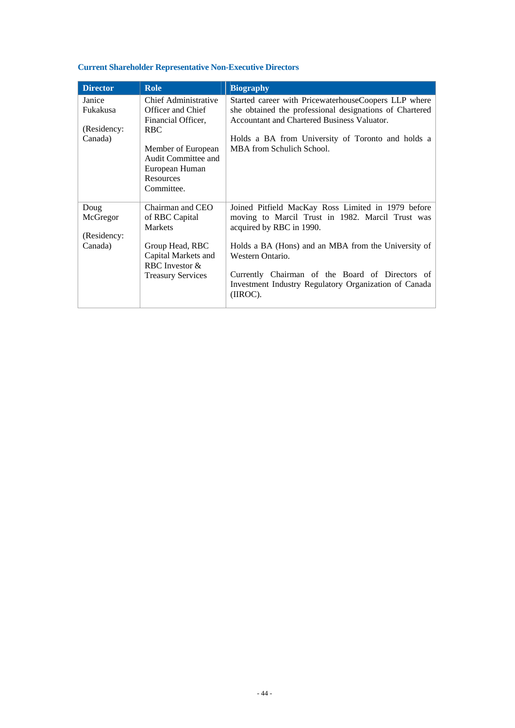### Current Shareholder Representative Non-Executive Directors

| Director | Role | Biography |
| --- | --- | --- |
| Janice Fukakusa<br><br>(Residency: Canada) | Chief Administrative Officer and Chief Financial Officer, RBC<br><br>Member of European Audit Committee and European Human Resources Committee. | Started career with PricewaterhouseCoopers LLP where she obtained the professional designations of Chartered Accountant and Chartered Business Valuator.<br><br>Holds a BA from University of Toronto and holds a MBA from Schulich School. |
| Doug McGregor<br><br>(Residency: Canada) | Chairman and CEO of RBC Capital Markets<br><br>Group Head, RBC Capital Markets and RBC Investor & Treasury Services | Joined Pitfield MacKay Ross Limited in 1979 before moving to Marcil Trust in 1982. Marcil Trust was acquired by RBC in 1990.<br><br>Holds a BA (Hons) and an MBA from the University of Western Ontario.<br><br>Currently Chairman of the Board of Directors of Investment Industry Regulatory Organization of Canada (IIROC). |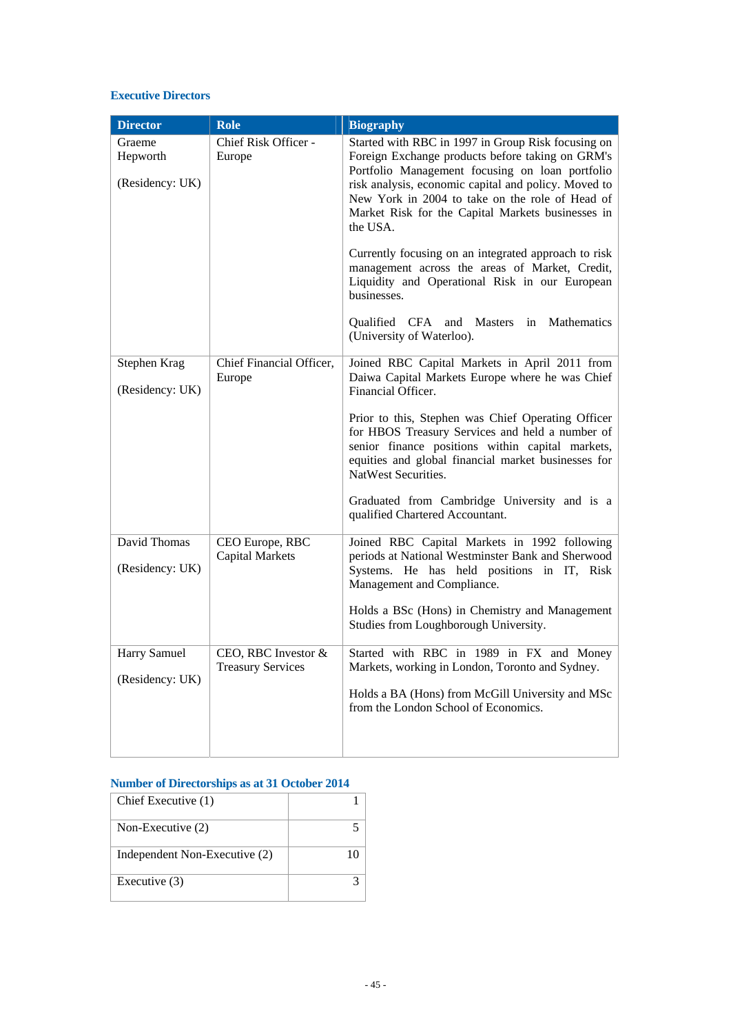### Executive Directors

| Director | Role | Biography |
|---|---|---|
| Graeme Hepworth<br><br>(Residency: UK) | Chief Risk Officer - Europe | Started with RBC in 1997 in Group Risk focusing on Foreign Exchange products before taking on GRM's Portfolio Management focusing on loan portfolio risk analysis, economic capital and policy. Moved to New York in 2004 to take on the role of Head of Market Risk for the Capital Markets businesses in the USA.<br><br>Currently focusing on an integrated approach to risk management across the areas of Market, Credit, Liquidity and Operational Risk in our European businesses.<br><br>Qualified CFA and Masters in Mathematics (University of Waterloo). |
| Stephen Krag<br><br>(Residency: UK) | Chief Financial Officer, Europe | Joined RBC Capital Markets in April 2011 from Daiwa Capital Markets Europe where he was Chief Financial Officer.<br><br>Prior to this, Stephen was Chief Operating Officer for HBOS Treasury Services and held a number of senior finance positions within capital markets, equities and global financial market businesses for NatWest Securities.<br><br>Graduated from Cambridge University and is a qualified Chartered Accountant. |
| David Thomas<br><br>(Residency: UK) | CEO Europe, RBC Capital Markets | Joined RBC Capital Markets in 1992 following periods at National Westminster Bank and Sherwood Systems. He has held positions in IT, Risk Management and Compliance.<br><br>Holds a BSc (Hons) in Chemistry and Management Studies from Loughborough University. |
| Harry Samuel<br><br>(Residency: UK) | CEO, RBC Investor & Treasury Services | Started with RBC in 1989 in FX and Money Markets, working in London, Toronto and Sydney.<br><br>Holds a BA (Hons) from McGill University and MSc from the London School of Economics. |

### Number of Directorships as at 31 October 2014

| | |
|---|---|
| Chief Executive (1) | 1 |
| Non-Executive (2) | 5 |
| Independent Non-Executive (2) | 10 |
| Executive (3) | 3 |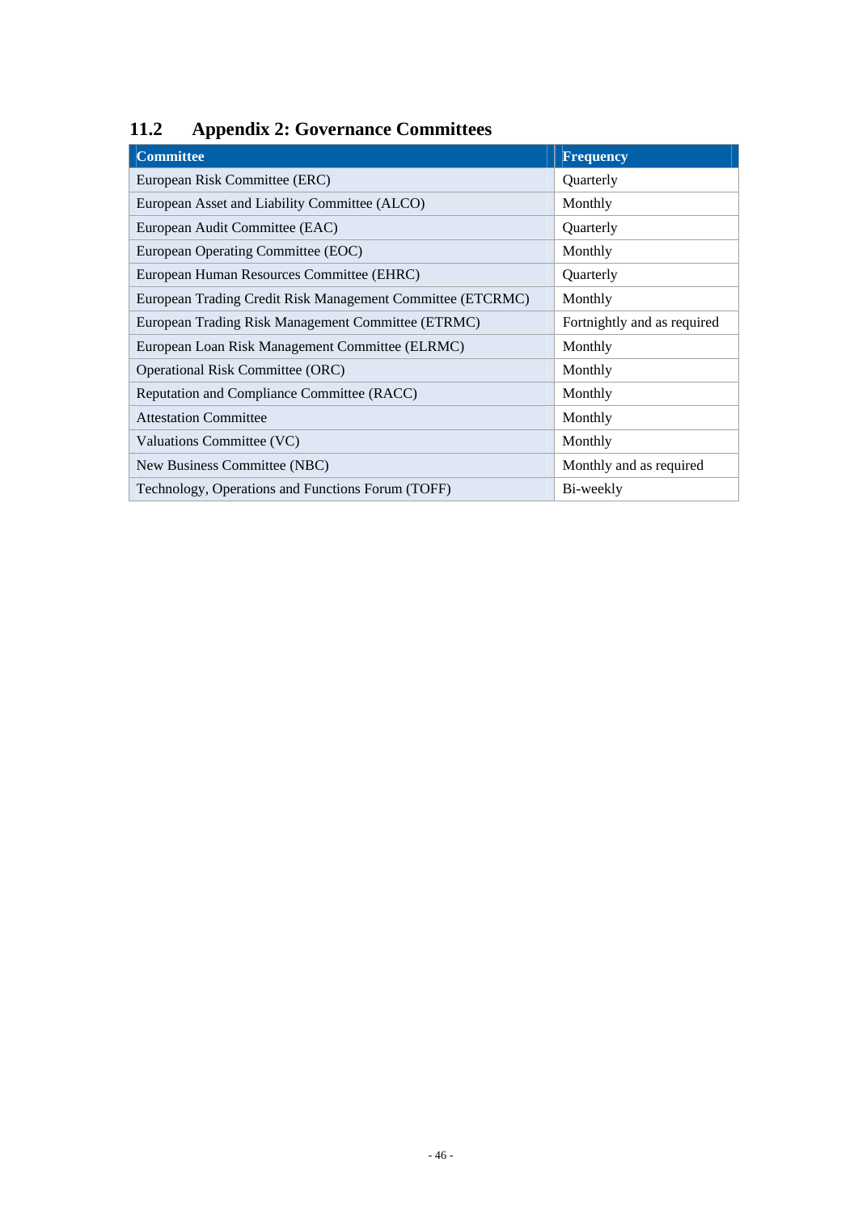## 11.2 Appendix 2: Governance Committees

| Committee | Frequency |
|---|---|
| European Risk Committee (ERC) | Quarterly |
| European Asset and Liability Committee (ALCO) | Monthly |
| European Audit Committee (EAC) | Quarterly |
| European Operating Committee (EOC) | Monthly |
| European Human Resources Committee (EHRC) | Quarterly |
| European Trading Credit Risk Management Committee (ETCRMC) | Monthly |
| European Trading Risk Management Committee (ETRMC) | Fortnightly and as required |
| European Loan Risk Management Committee (ELRMC) | Monthly |
| Operational Risk Committee (ORC) | Monthly |
| Reputation and Compliance Committee (RACC) | Monthly |
| Attestation Committee | Monthly |
| Valuations Committee (VC) | Monthly |
| New Business Committee (NBC) | Monthly and as required |
| Technology, Operations and Functions Forum (TOFF) | Bi-weekly |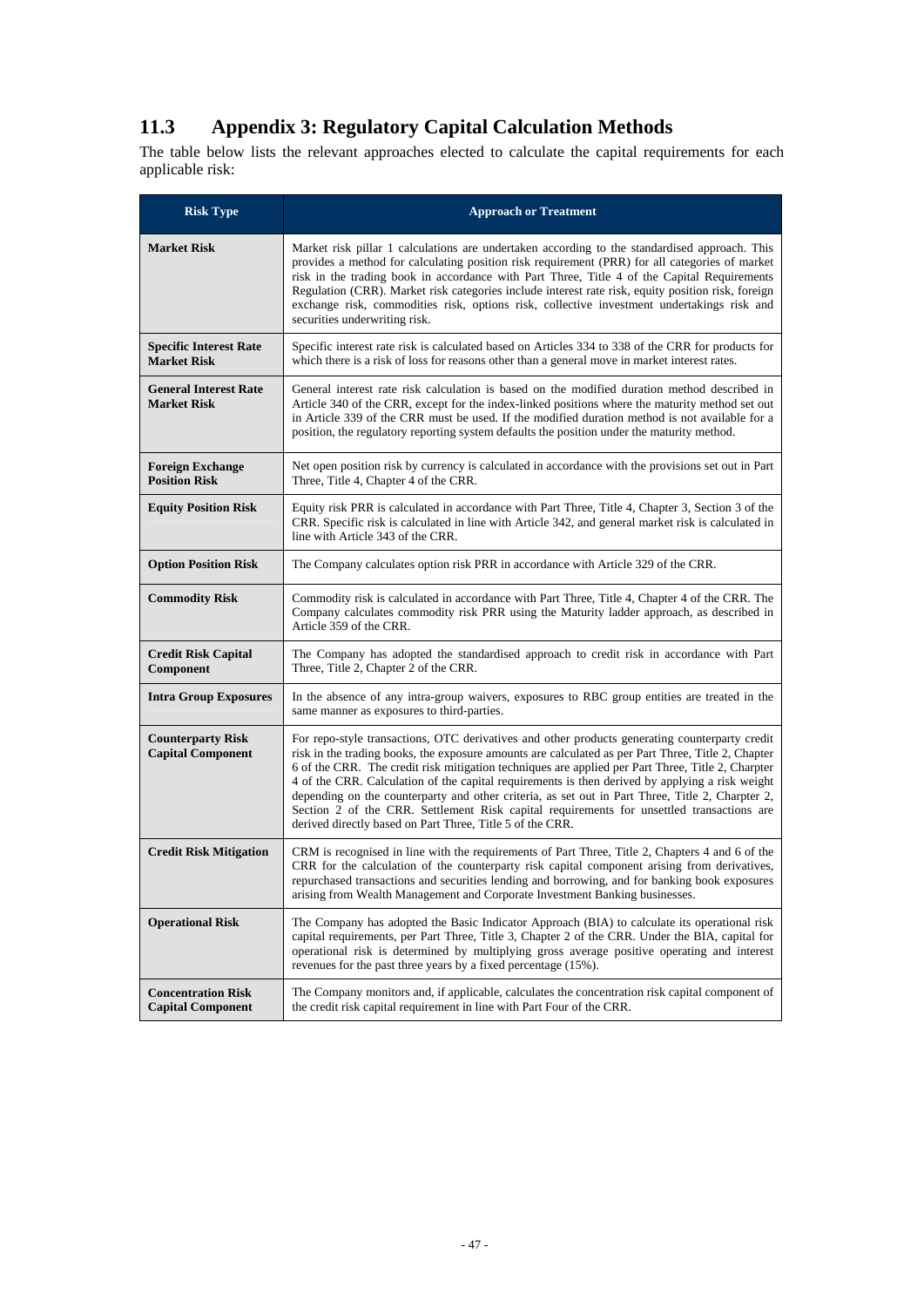## 11.3 Appendix 3: Regulatory Capital Calculation Methods

The table below lists the relevant approaches elected to calculate the capital requirements for each applicable risk:

| Risk Type | Approach or Treatment |
|---|---|
| **Market Risk** | Market risk pillar 1 calculations are undertaken according to the standardised approach. This provides a method for calculating position risk requirement (PRR) for all categories of market risk in the trading book in accordance with Part Three, Title 4 of the Capital Requirements Regulation (CRR). Market risk categories include interest rate risk, equity position risk, foreign exchange risk, commodities risk, options risk, collective investment undertakings risk and securities underwriting risk. |
| **Specific Interest Rate Market Risk** | Specific interest rate risk is calculated based on Articles 334 to 338 of the CRR for products for which there is a risk of loss for reasons other than a general move in market interest rates. |
| **General Interest Rate Market Risk** | General interest rate risk calculation is based on the modified duration method described in Article 340 of the CRR, except for the index-linked positions where the maturity method set out in Article 339 of the CRR must be used. If the modified duration method is not available for a position, the regulatory reporting system defaults the position under the maturity method. |
| **Foreign Exchange Position Risk** | Net open position risk by currency is calculated in accordance with the provisions set out in Part Three, Title 4, Chapter 4 of the CRR. |
| **Equity Position Risk** | Equity risk PRR is calculated in accordance with Part Three, Title 4, Chapter 3, Section 3 of the CRR. Specific risk is calculated in line with Article 342, and general market risk is calculated in line with Article 343 of the CRR. |
| **Option Position Risk** | The Company calculates option risk PRR in accordance with Article 329 of the CRR. |
| **Commodity Risk** | Commodity risk is calculated in accordance with Part Three, Title 4, Chapter 4 of the CRR. The Company calculates commodity risk PRR using the Maturity ladder approach, as described in Article 359 of the CRR. |
| **Credit Risk Capital Component** | The Company has adopted the standardised approach to credit risk in accordance with Part Three, Title 2, Chapter 2 of the CRR. |
| **Intra Group Exposures** | In the absence of any intra-group waivers, exposures to RBC group entities are treated in the same manner as exposures to third-parties. |
| **Counterparty Risk Capital Component** | For repo-style transactions, OTC derivatives and other products generating counterparty credit risk in the trading books, the exposure amounts are calculated as per Part Three, Title 2, Chapter 6 of the CRR. The credit risk mitigation techniques are applied per Part Three, Title 2, Charpter 4 of the CRR. Calculation of the capital requirements is then derived by applying a risk weight depending on the counterparty and other criteria, as set out in Part Three, Title 2, Charpter 2, Section 2 of the CRR. Settlement Risk capital requirements for unsettled transactions are derived directly based on Part Three, Title 5 of the CRR. |
| **Credit Risk Mitigation** | CRM is recognised in line with the requirements of Part Three, Title 2, Chapters 4 and 6 of the CRR for the calculation of the counterparty risk capital component arising from derivatives, repurchased transactions and securities lending and borrowing, and for banking book exposures arising from Wealth Management and Corporate Investment Banking businesses. |
| **Operational Risk** | The Company has adopted the Basic Indicator Approach (BIA) to calculate its operational risk capital requirements, per Part Three, Title 3, Chapter 2 of the CRR. Under the BIA, capital for operational risk is determined by multiplying gross average positive operating and interest revenues for the past three years by a fixed percentage (15%). |
| **Concentration Risk Capital Component** | The Company monitors and, if applicable, calculates the concentration risk capital component of the credit risk capital requirement in line with Part Four of the CRR. |